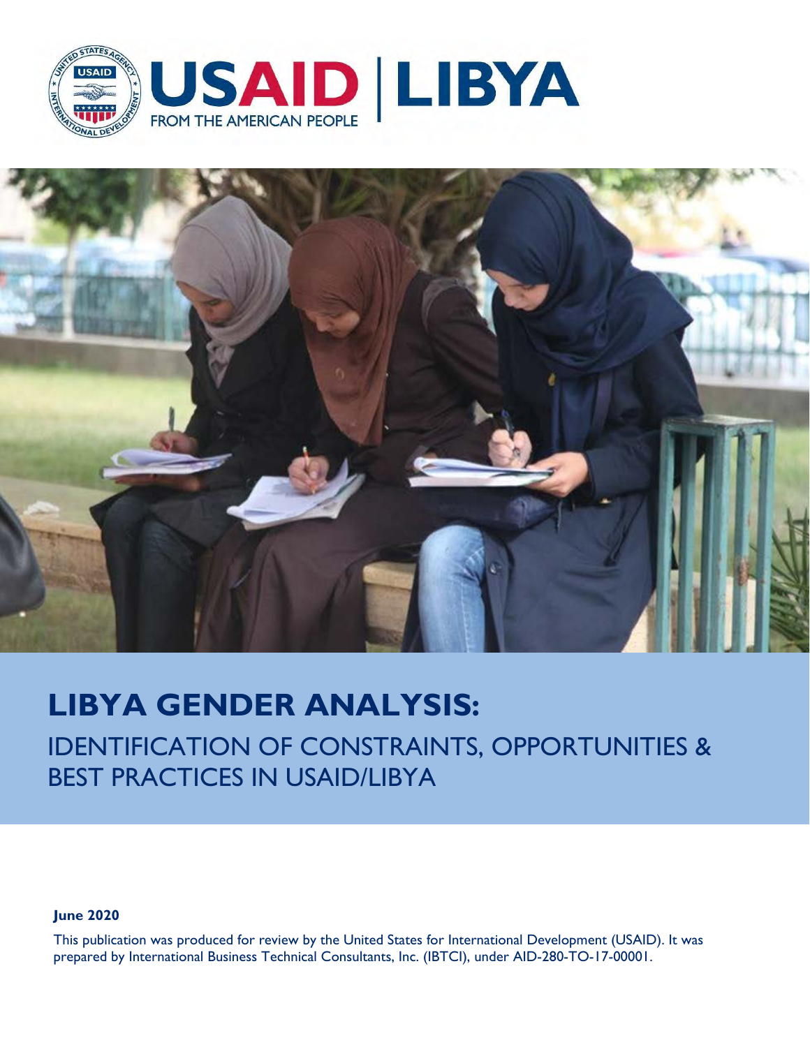USAID | LIBYA

FROM THE AMERICAN PEOPLE

# LIBYA GENDER ANALYSIS:

## IDENTIFICATION OF CONSTRAINTS, OPPORTUNITIES & BEST PRACTICES IN USAID/LIBYA

**June 2020**

This publication was produced for review by the United States for International Development (USAID). It was prepared by International Business Technical Consultants, Inc. (IBTCI), under AID-280-TO-17-00001.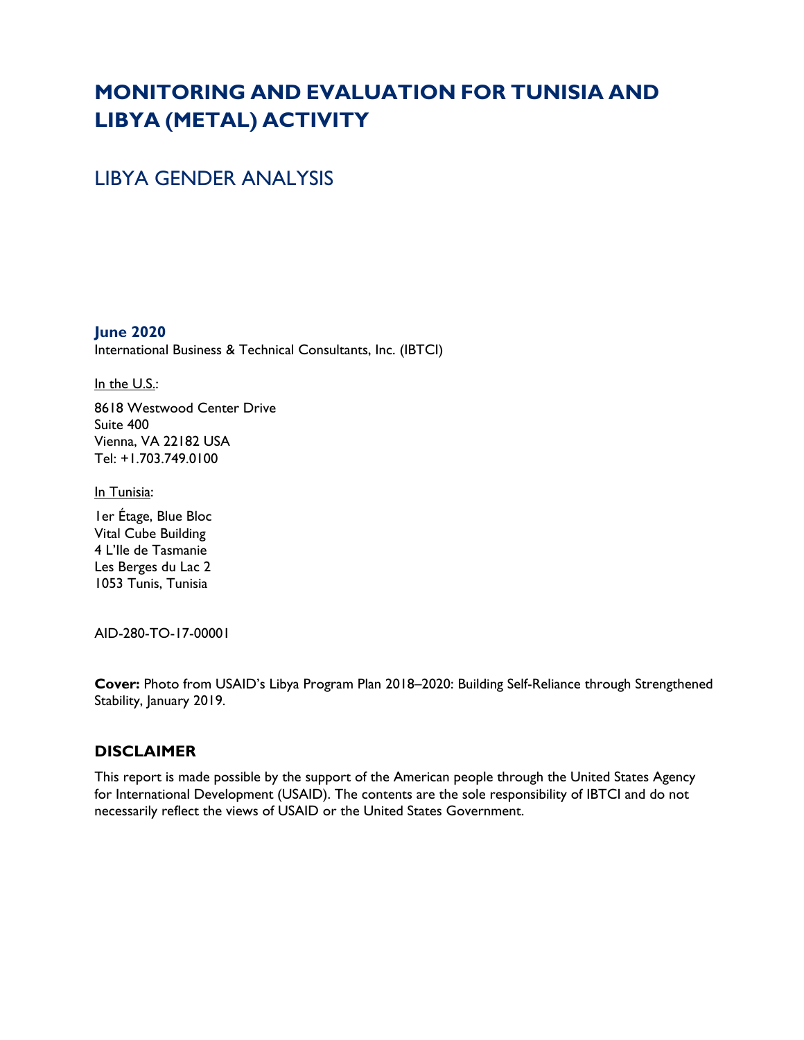# MONITORING AND EVALUATION FOR TUNISIA AND LIBYA (METAL) ACTIVITY

## LIBYA GENDER ANALYSIS

**June 2020**

International Business & Technical Consultants, Inc. (IBTCI)

In the U.S.:

8618 Westwood Center Drive
Suite 400
Vienna, VA 22182 USA
Tel: +1.703.749.0100

In Tunisia:

1er Étage, Blue Bloc
Vital Cube Building
4 L'Ile de Tasmanie
Les Berges du Lac 2
1053 Tunis, Tunisia

AID-280-TO-17-00001

**Cover:** Photo from USAID's Libya Program Plan 2018–2020: Building Self-Reliance through Strengthened Stability, January 2019.

### DISCLAIMER

This report is made possible by the support of the American people through the United States Agency for International Development (USAID). The contents are the sole responsibility of IBTCI and do not necessarily reflect the views of USAID or the United States Government.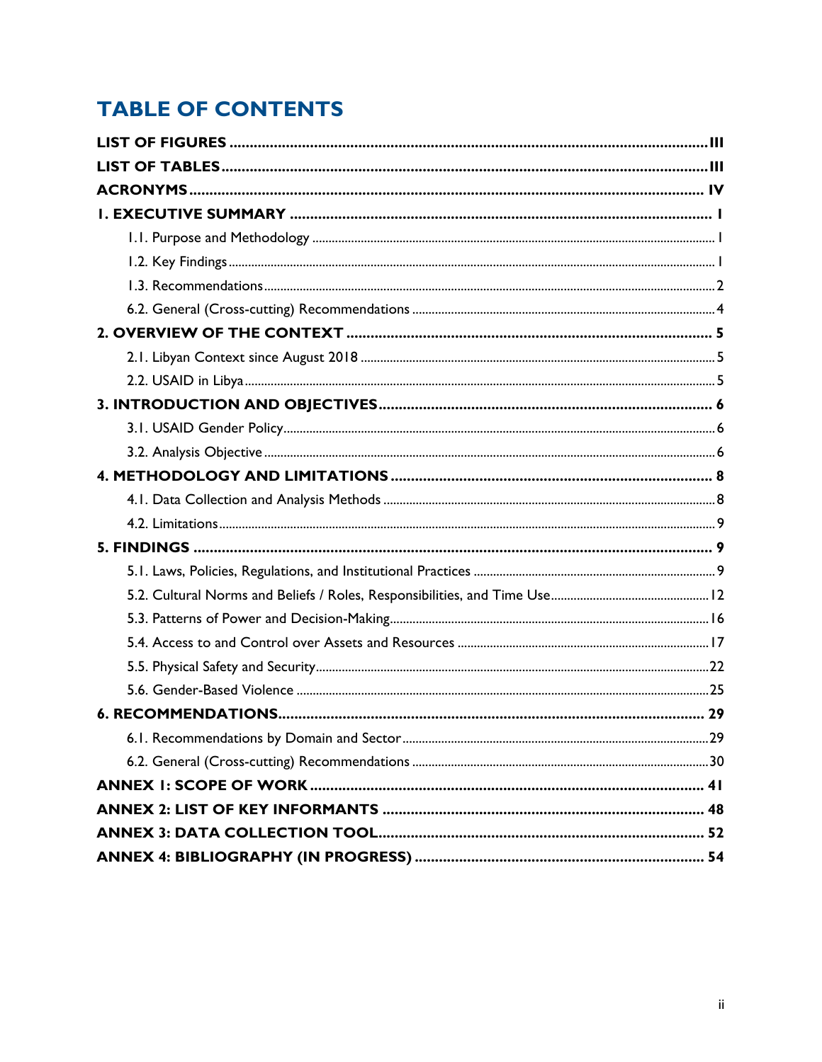# TABLE OF CONTENTS

**LIST OF FIGURES** .................................................................................................................. III

**LIST OF TABLES** .................................................................................................................. III

**ACRONYMS** .......................................................................................................................... IV

**1. EXECUTIVE SUMMARY** ..................................................................................................... 1

- 1.1. Purpose and Methodology ........................................................................................................ 1
- 1.2. Key Findings ............................................................................................................................... 1
- 1.3. Recommendations ...................................................................................................................... 2
- 6.2. General (Cross-cutting) Recommendations ........................................................................... 4

**2. OVERVIEW OF THE CONTEXT** .......................................................................................... 5

- 2.1. Libyan Context since August 2018 ........................................................................................... 5
- 2.2. USAID in Libya ............................................................................................................................ 5

**3. INTRODUCTION AND OBJECTIVES** .................................................................................. 6

- 3.1. USAID Gender Policy .................................................................................................................. 6
- 3.2. Analysis Objective ...................................................................................................................... 6

**4. METHODOLOGY AND LIMITATIONS** ............................................................................... 8

- 4.1. Data Collection and Analysis Methods ..................................................................................... 8
- 4.2. Limitations ................................................................................................................................... 9

**5. FINDINGS** ............................................................................................................................. 9

- 5.1. Laws, Policies, Regulations, and Institutional Practices .......................................................... 9
- 5.2. Cultural Norms and Beliefs / Roles, Responsibilities, and Time Use ................................... 12
- 5.3. Patterns of Power and Decision-Making .................................................................................. 16
- 5.4. Access to and Control over Assets and Resources ................................................................ 17
- 5.5. Physical Safety and Security ...................................................................................................... 22
- 5.6. Gender-Based Violence .............................................................................................................. 25

**6. RECOMMENDATIONS** ......................................................................................................... 29

- 6.1. Recommendations by Domain and Sector ................................................................................ 29
- 6.2. General (Cross-cutting) Recommendations ............................................................................. 30

**ANNEX 1: SCOPE OF WORK** ................................................................................................. 41

**ANNEX 2: LIST OF KEY INFORMANTS** ................................................................................ 48

**ANNEX 3: DATA COLLECTION TOOL** .................................................................................. 52

**ANNEX 4: BIBLIOGRAPHY (IN PROGRESS)** ......................................................................... 54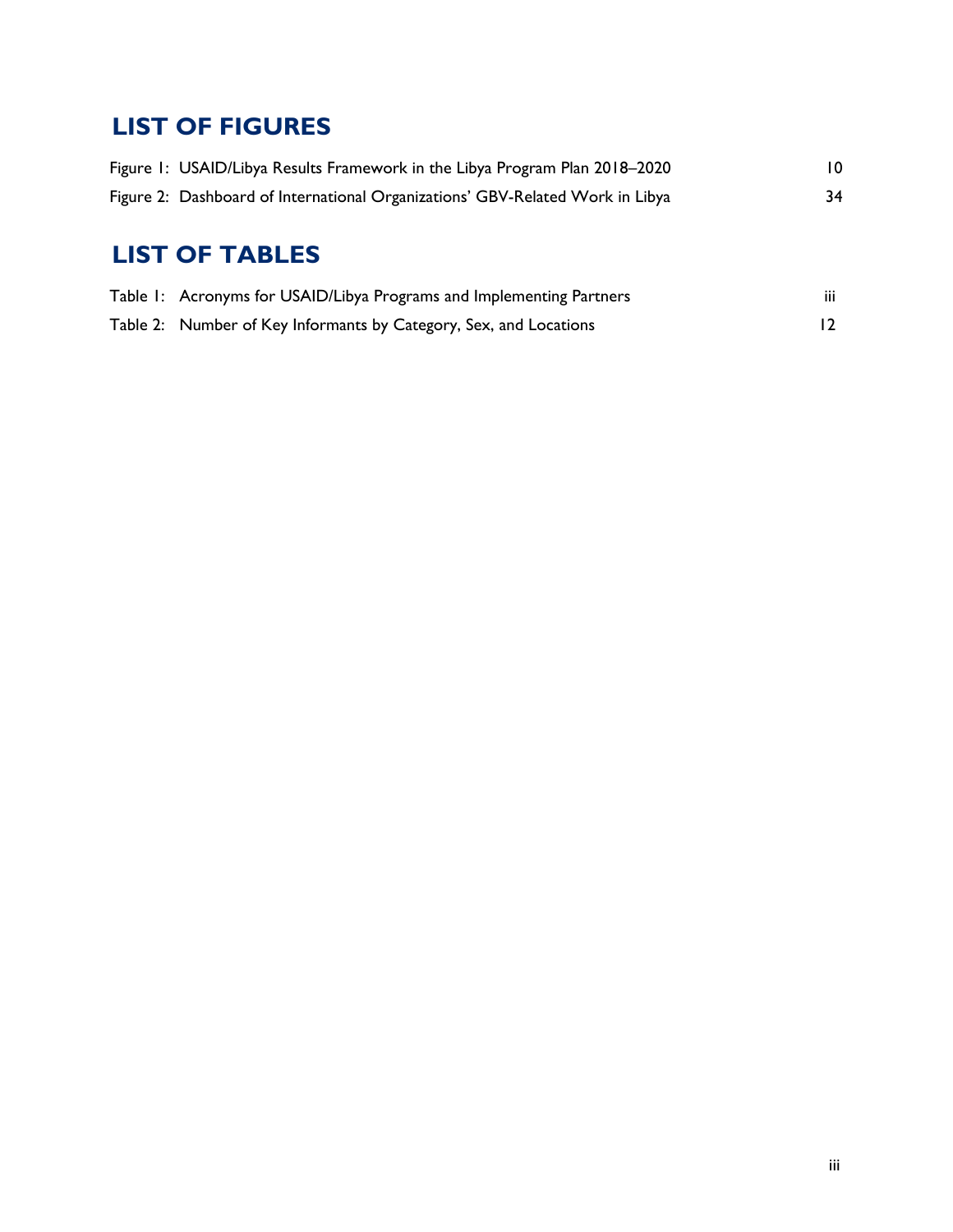## LIST OF FIGURES

Figure 1: USAID/Libya Results Framework in the Libya Program Plan 2018–2020 10

Figure 2: Dashboard of International Organizations' GBV-Related Work in Libya 34

## LIST OF TABLES

Table 1: Acronyms for USAID/Libya Programs and Implementing Partners iii

Table 2: Number of Key Informants by Category, Sex, and Locations 12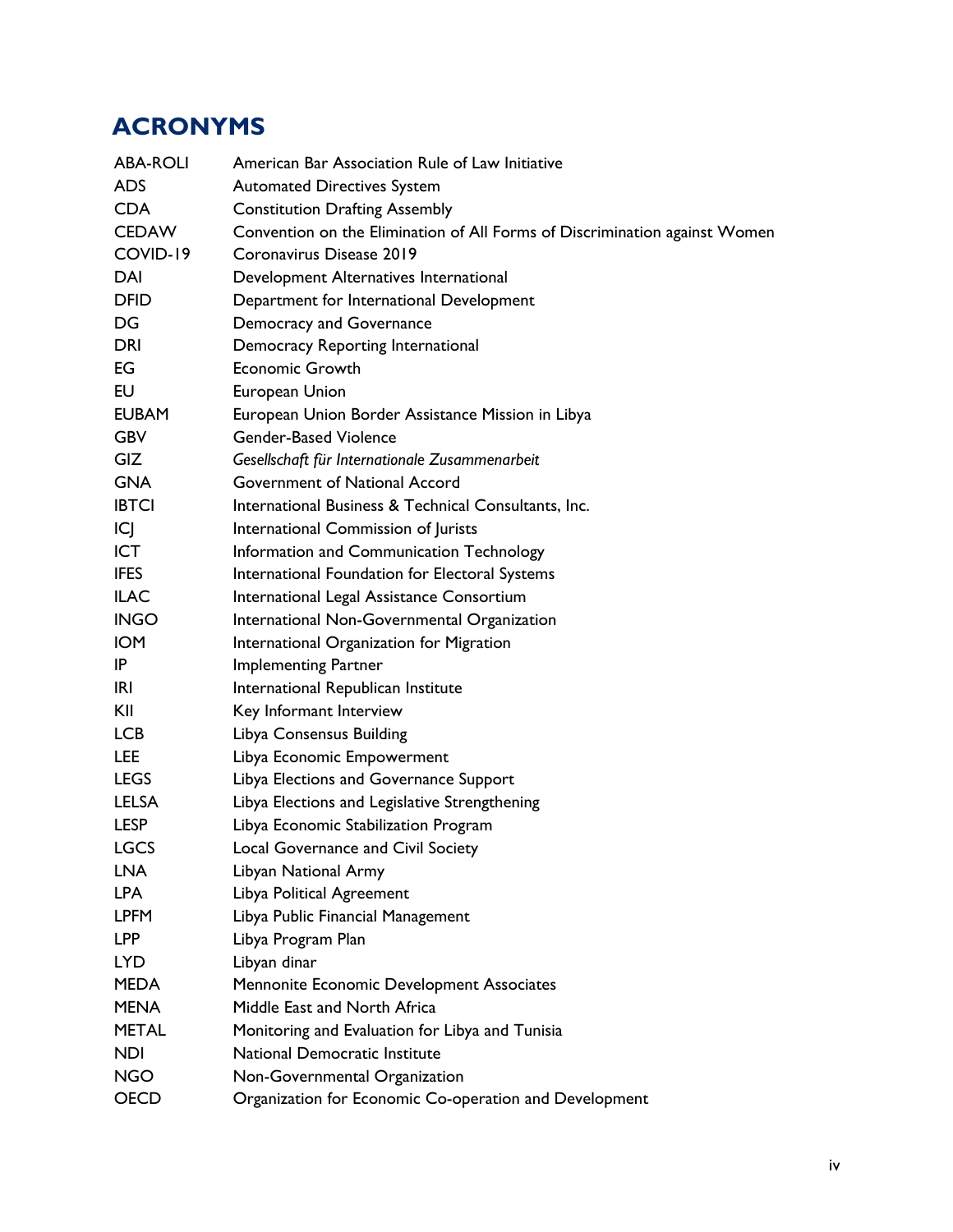## ACRONYMS

| | |
|---|---|
| ABA-ROLI | American Bar Association Rule of Law Initiative |
| ADS | Automated Directives System |
| CDA | Constitution Drafting Assembly |
| CEDAW | Convention on the Elimination of All Forms of Discrimination against Women |
| COVID-19 | Coronavirus Disease 2019 |
| DAI | Development Alternatives International |
| DFID | Department for International Development |
| DG | Democracy and Governance |
| DRI | Democracy Reporting International |
| EG | Economic Growth |
| EU | European Union |
| EUBAM | European Union Border Assistance Mission in Libya |
| GBV | Gender-Based Violence |
| GIZ | *Gesellschaft für Internationale Zusammenarbeit* |
| GNA | Government of National Accord |
| IBTCI | International Business & Technical Consultants, Inc. |
| ICJ | International Commission of Jurists |
| ICT | Information and Communication Technology |
| IFES | International Foundation for Electoral Systems |
| ILAC | International Legal Assistance Consortium |
| INGO | International Non-Governmental Organization |
| IOM | International Organization for Migration |
| IP | Implementing Partner |
| IRI | International Republican Institute |
| KII | Key Informant Interview |
| LCB | Libya Consensus Building |
| LEE | Libya Economic Empowerment |
| LEGS | Libya Elections and Governance Support |
| LELSA | Libya Elections and Legislative Strengthening |
| LESP | Libya Economic Stabilization Program |
| LGCS | Local Governance and Civil Society |
| LNA | Libyan National Army |
| LPA | Libya Political Agreement |
| LPFM | Libya Public Financial Management |
| LPP | Libya Program Plan |
| LYD | Libyan dinar |
| MEDA | Mennonite Economic Development Associates |
| MENA | Middle East and North Africa |
| METAL | Monitoring and Evaluation for Libya and Tunisia |
| NDI | National Democratic Institute |
| NGO | Non-Governmental Organization |
| OECD | Organization for Economic Co-operation and Development |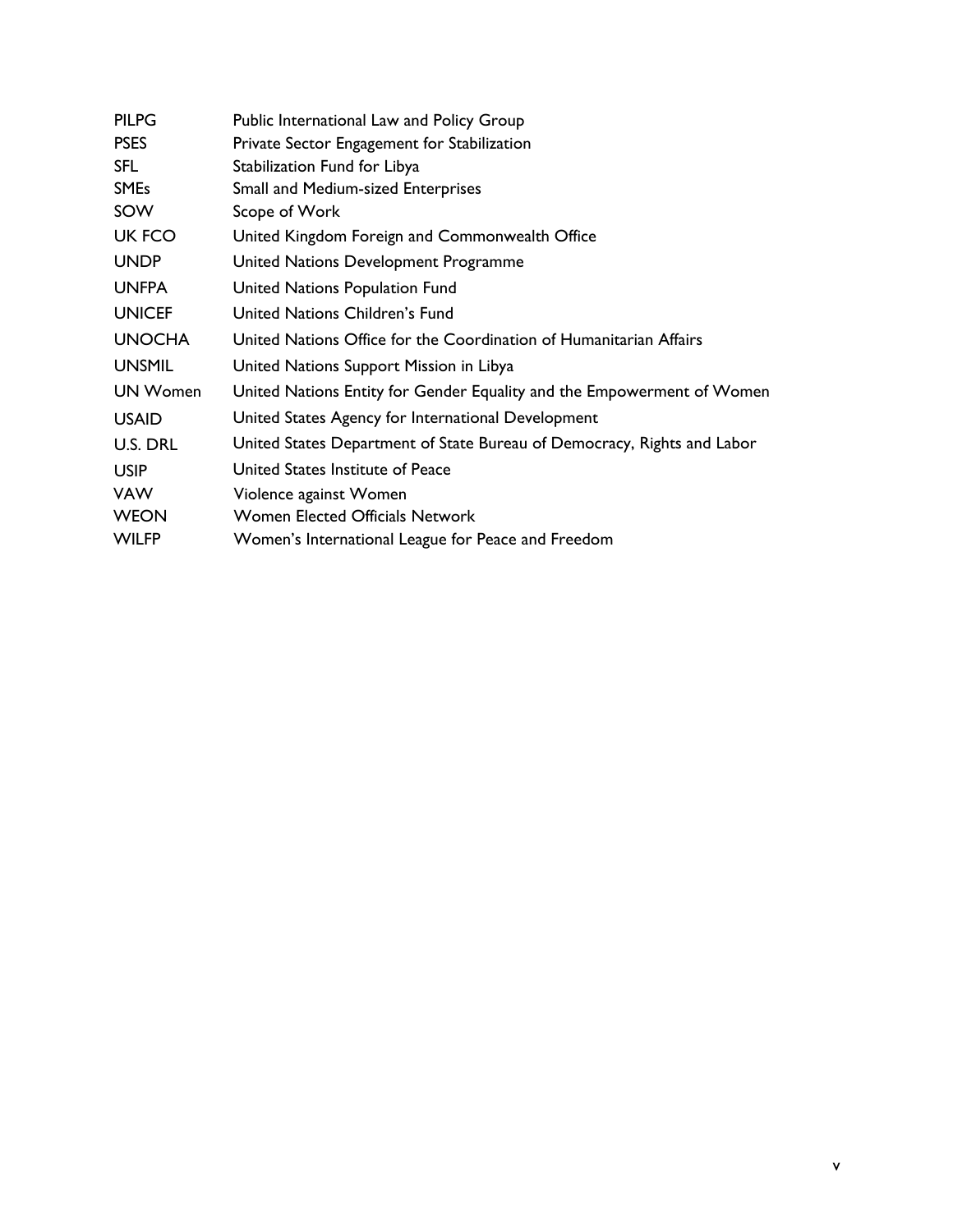| | |
|---|---|
| PILPG | Public International Law and Policy Group |
| PSES | Private Sector Engagement for Stabilization |
| SFL | Stabilization Fund for Libya |
| SMEs | Small and Medium-sized Enterprises |
| SOW | Scope of Work |
| UK FCO | United Kingdom Foreign and Commonwealth Office |
| UNDP | United Nations Development Programme |
| UNFPA | United Nations Population Fund |
| UNICEF | United Nations Children's Fund |
| UNOCHA | United Nations Office for the Coordination of Humanitarian Affairs |
| UNSMIL | United Nations Support Mission in Libya |
| UN Women | United Nations Entity for Gender Equality and the Empowerment of Women |
| USAID | United States Agency for International Development |
| U.S. DRL | United States Department of State Bureau of Democracy, Rights and Labor |
| USIP | United States Institute of Peace |
| VAW | Violence against Women |
| WEON | Women Elected Officials Network |
| WILFP | Women's International League for Peace and Freedom |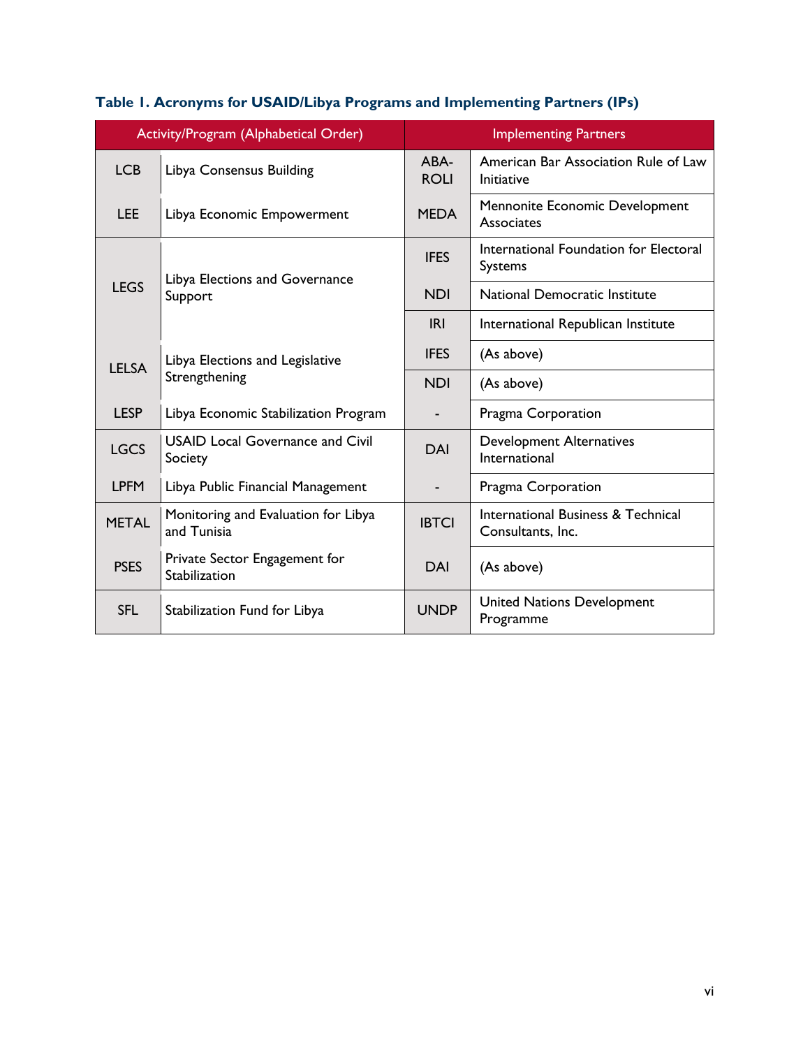**Table 1. Acronyms for USAID/Libya Programs and Implementing Partners (IPs)**

| Activity/Program (Alphabetical Order) | | Implementing Partners | |
|---|---|---|---|
| LCB | Libya Consensus Building | ABA-ROLI | American Bar Association Rule of Law Initiative |
| LEE | Libya Economic Empowerment | MEDA | Mennonite Economic Development Associates |
| LEGS | Libya Elections and Governance Support | IFES | International Foundation for Electoral Systems |
| | | NDI | National Democratic Institute |
| | | IRI | International Republican Institute |
| LELSA | Libya Elections and Legislative Strengthening | IFES | (As above) |
| | | NDI | (As above) |
| LESP | Libya Economic Stabilization Program | - | Pragma Corporation |
| LGCS | USAID Local Governance and Civil Society | DAI | Development Alternatives International |
| LPFM | Libya Public Financial Management | - | Pragma Corporation |
| METAL | Monitoring and Evaluation for Libya and Tunisia | IBTCI | International Business & Technical Consultants, Inc. |
| PSES | Private Sector Engagement for Stabilization | DAI | (As above) |
| SFL | Stabilization Fund for Libya | UNDP | United Nations Development Programme |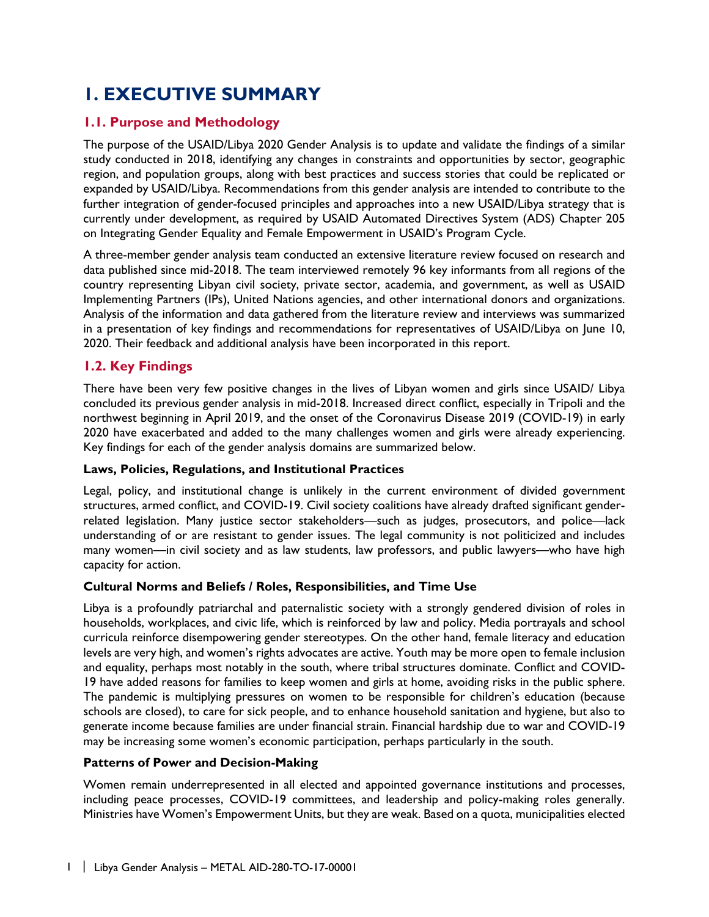# 1. EXECUTIVE SUMMARY

## 1.1. Purpose and Methodology

The purpose of the USAID/Libya 2020 Gender Analysis is to update and validate the findings of a similar study conducted in 2018, identifying any changes in constraints and opportunities by sector, geographic region, and population groups, along with best practices and success stories that could be replicated or expanded by USAID/Libya. Recommendations from this gender analysis are intended to contribute to the further integration of gender-focused principles and approaches into a new USAID/Libya strategy that is currently under development, as required by USAID Automated Directives System (ADS) Chapter 205 on Integrating Gender Equality and Female Empowerment in USAID's Program Cycle.

A three-member gender analysis team conducted an extensive literature review focused on research and data published since mid-2018. The team interviewed remotely 96 key informants from all regions of the country representing Libyan civil society, private sector, academia, and government, as well as USAID Implementing Partners (IPs), United Nations agencies, and other international donors and organizations. Analysis of the information and data gathered from the literature review and interviews was summarized in a presentation of key findings and recommendations for representatives of USAID/Libya on June 10, 2020. Their feedback and additional analysis have been incorporated in this report.

## 1.2. Key Findings

There have been very few positive changes in the lives of Libyan women and girls since USAID/ Libya concluded its previous gender analysis in mid-2018. Increased direct conflict, especially in Tripoli and the northwest beginning in April 2019, and the onset of the Coronavirus Disease 2019 (COVID-19) in early 2020 have exacerbated and added to the many challenges women and girls were already experiencing. Key findings for each of the gender analysis domains are summarized below.

**Laws, Policies, Regulations, and Institutional Practices**

Legal, policy, and institutional change is unlikely in the current environment of divided government structures, armed conflict, and COVID-19. Civil society coalitions have already drafted significant gender-related legislation. Many justice sector stakeholders—such as judges, prosecutors, and police—lack understanding of or are resistant to gender issues. The legal community is not politicized and includes many women—in civil society and as law students, law professors, and public lawyers—who have high capacity for action.

**Cultural Norms and Beliefs / Roles, Responsibilities, and Time Use**

Libya is a profoundly patriarchal and paternalistic society with a strongly gendered division of roles in households, workplaces, and civic life, which is reinforced by law and policy. Media portrayals and school curricula reinforce disempowering gender stereotypes. On the other hand, female literacy and education levels are very high, and women's rights advocates are active. Youth may be more open to female inclusion and equality, perhaps most notably in the south, where tribal structures dominate. Conflict and COVID-19 have added reasons for families to keep women and girls at home, avoiding risks in the public sphere. The pandemic is multiplying pressures on women to be responsible for children's education (because schools are closed), to care for sick people, and to enhance household sanitation and hygiene, but also to generate income because families are under financial strain. Financial hardship due to war and COVID-19 may be increasing some women's economic participation, perhaps particularly in the south.

**Patterns of Power and Decision-Making**

Women remain underrepresented in all elected and appointed governance institutions and processes, including peace processes, COVID-19 committees, and leadership and policy-making roles generally. Ministries have Women's Empowerment Units, but they are weak. Based on a quota, municipalities elected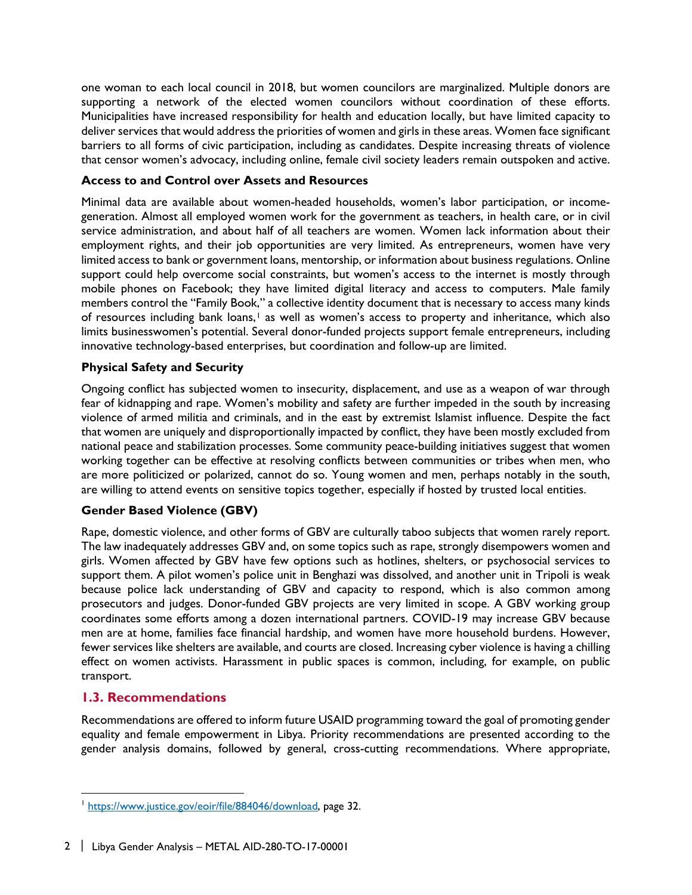one woman to each local council in 2018, but women councilors are marginalized. Multiple donors are supporting a network of the elected women councilors without coordination of these efforts. Municipalities have increased responsibility for health and education locally, but have limited capacity to deliver services that would address the priorities of women and girls in these areas. Women face significant barriers to all forms of civic participation, including as candidates. Despite increasing threats of violence that censor women's advocacy, including online, female civil society leaders remain outspoken and active.

**Access to and Control over Assets and Resources**

Minimal data are available about women-headed households, women's labor participation, or income-generation. Almost all employed women work for the government as teachers, in health care, or in civil service administration, and about half of all teachers are women. Women lack information about their employment rights, and their job opportunities are very limited. As entrepreneurs, women have very limited access to bank or government loans, mentorship, or information about business regulations. Online support could help overcome social constraints, but women's access to the internet is mostly through mobile phones on Facebook; they have limited digital literacy and access to computers. Male family members control the "Family Book," a collective identity document that is necessary to access many kinds of resources including bank loans,[1] as well as women's access to property and inheritance, which also limits businesswomen's potential. Several donor-funded projects support female entrepreneurs, including innovative technology-based enterprises, but coordination and follow-up are limited.

**Physical Safety and Security**

Ongoing conflict has subjected women to insecurity, displacement, and use as a weapon of war through fear of kidnapping and rape. Women's mobility and safety are further impeded in the south by increasing violence of armed militia and criminals, and in the east by extremist Islamist influence. Despite the fact that women are uniquely and disproportionally impacted by conflict, they have been mostly excluded from national peace and stabilization processes. Some community peace-building initiatives suggest that women working together can be effective at resolving conflicts between communities or tribes when men, who are more politicized or polarized, cannot do so. Young women and men, perhaps notably in the south, are willing to attend events on sensitive topics together, especially if hosted by trusted local entities.

**Gender Based Violence (GBV)**

Rape, domestic violence, and other forms of GBV are culturally taboo subjects that women rarely report. The law inadequately addresses GBV and, on some topics such as rape, strongly disempowers women and girls. Women affected by GBV have few options such as hotlines, shelters, or psychosocial services to support them. A pilot women's police unit in Benghazi was dissolved, and another unit in Tripoli is weak because police lack understanding of GBV and capacity to respond, which is also common among prosecutors and judges. Donor-funded GBV projects are very limited in scope. A GBV working group coordinates some efforts among a dozen international partners. COVID-19 may increase GBV because men are at home, families face financial hardship, and women have more household burdens. However, fewer services like shelters are available, and courts are closed. Increasing cyber violence is having a chilling effect on women activists. Harassment in public spaces is common, including, for example, on public transport.

## 1.3. Recommendations

Recommendations are offered to inform future USAID programming toward the goal of promoting gender equality and female empowerment in Libya. Priority recommendations are presented according to the gender analysis domains, followed by general, cross-cutting recommendations. Where appropriate,

---

[1] https://www.justice.gov/eoir/file/884046/download, page 32.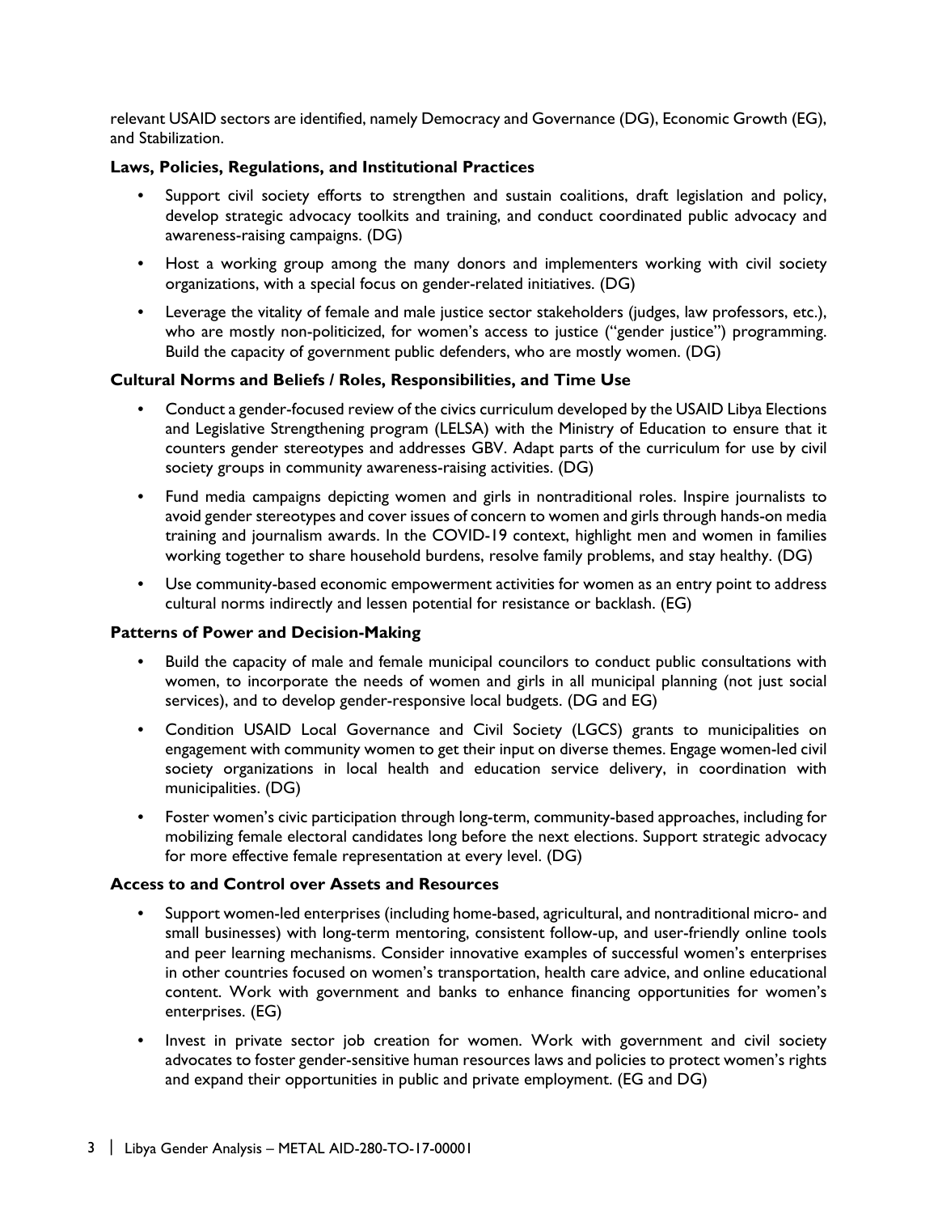relevant USAID sectors are identified, namely Democracy and Governance (DG), Economic Growth (EG), and Stabilization.

**Laws, Policies, Regulations, and Institutional Practices**

- Support civil society efforts to strengthen and sustain coalitions, draft legislation and policy, develop strategic advocacy toolkits and training, and conduct coordinated public advocacy and awareness-raising campaigns. (DG)
- Host a working group among the many donors and implementers working with civil society organizations, with a special focus on gender-related initiatives. (DG)
- Leverage the vitality of female and male justice sector stakeholders (judges, law professors, etc.), who are mostly non-politicized, for women's access to justice ("gender justice") programming. Build the capacity of government public defenders, who are mostly women. (DG)

**Cultural Norms and Beliefs / Roles, Responsibilities, and Time Use**

- Conduct a gender-focused review of the civics curriculum developed by the USAID Libya Elections and Legislative Strengthening program (LELSA) with the Ministry of Education to ensure that it counters gender stereotypes and addresses GBV. Adapt parts of the curriculum for use by civil society groups in community awareness-raising activities. (DG)
- Fund media campaigns depicting women and girls in nontraditional roles. Inspire journalists to avoid gender stereotypes and cover issues of concern to women and girls through hands-on media training and journalism awards. In the COVID-19 context, highlight men and women in families working together to share household burdens, resolve family problems, and stay healthy. (DG)
- Use community-based economic empowerment activities for women as an entry point to address cultural norms indirectly and lessen potential for resistance or backlash. (EG)

**Patterns of Power and Decision-Making**

- Build the capacity of male and female municipal councilors to conduct public consultations with women, to incorporate the needs of women and girls in all municipal planning (not just social services), and to develop gender-responsive local budgets. (DG and EG)
- Condition USAID Local Governance and Civil Society (LGCS) grants to municipalities on engagement with community women to get their input on diverse themes. Engage women-led civil society organizations in local health and education service delivery, in coordination with municipalities. (DG)
- Foster women's civic participation through long-term, community-based approaches, including for mobilizing female electoral candidates long before the next elections. Support strategic advocacy for more effective female representation at every level. (DG)

**Access to and Control over Assets and Resources**

- Support women-led enterprises (including home-based, agricultural, and nontraditional micro- and small businesses) with long-term mentoring, consistent follow-up, and user-friendly online tools and peer learning mechanisms. Consider innovative examples of successful women's enterprises in other countries focused on women's transportation, health care advice, and online educational content. Work with government and banks to enhance financing opportunities for women's enterprises. (EG)
- Invest in private sector job creation for women. Work with government and civil society advocates to foster gender-sensitive human resources laws and policies to protect women's rights and expand their opportunities in public and private employment. (EG and DG)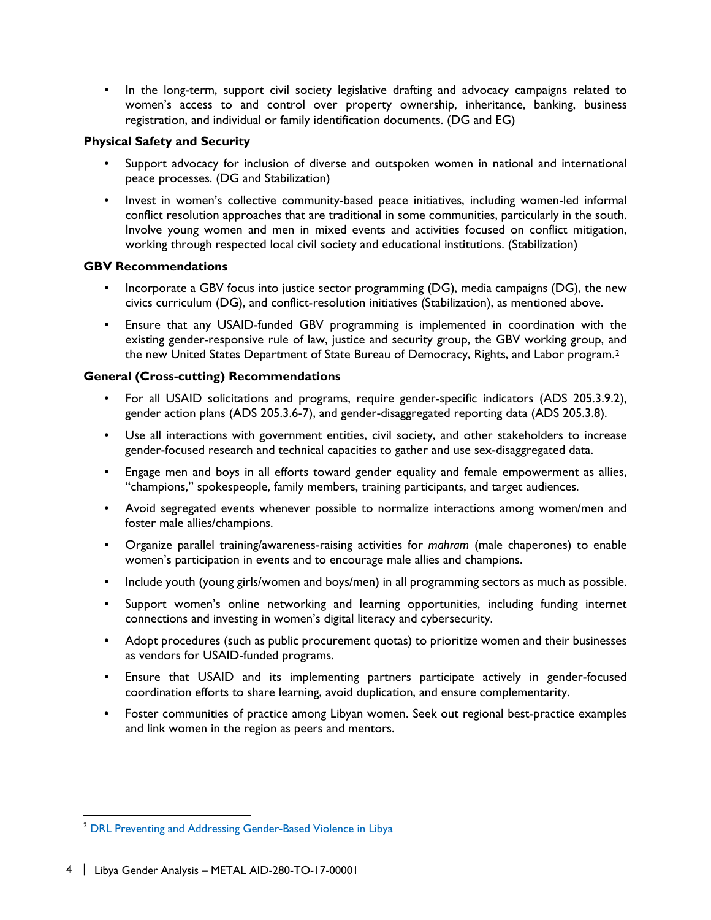- In the long-term, support civil society legislative drafting and advocacy campaigns related to women's access to and control over property ownership, inheritance, banking, business registration, and individual or family identification documents. (DG and EG)

**Physical Safety and Security**

- Support advocacy for inclusion of diverse and outspoken women in national and international peace processes. (DG and Stabilization)
- Invest in women's collective community-based peace initiatives, including women-led informal conflict resolution approaches that are traditional in some communities, particularly in the south. Involve young women and men in mixed events and activities focused on conflict mitigation, working through respected local civil society and educational institutions. (Stabilization)

**GBV Recommendations**

- Incorporate a GBV focus into justice sector programming (DG), media campaigns (DG), the new civics curriculum (DG), and conflict-resolution initiatives (Stabilization), as mentioned above.
- Ensure that any USAID-funded GBV programming is implemented in coordination with the existing gender-responsive rule of law, justice and security group, the GBV working group, and the new United States Department of State Bureau of Democracy, Rights, and Labor program.[2]

**General (Cross-cutting) Recommendations**

- For all USAID solicitations and programs, require gender-specific indicators (ADS 205.3.9.2), gender action plans (ADS 205.3.6-7), and gender-disaggregated reporting data (ADS 205.3.8).
- Use all interactions with government entities, civil society, and other stakeholders to increase gender-focused research and technical capacities to gather and use sex-disaggregated data.
- Engage men and boys in all efforts toward gender equality and female empowerment as allies, "champions," spokespeople, family members, training participants, and target audiences.
- Avoid segregated events whenever possible to normalize interactions among women/men and foster male allies/champions.
- Organize parallel training/awareness-raising activities for *mahram* (male chaperones) to enable women's participation in events and to encourage male allies and champions.
- Include youth (young girls/women and boys/men) in all programming sectors as much as possible.
- Support women's online networking and learning opportunities, including funding internet connections and investing in women's digital literacy and cybersecurity.
- Adopt procedures (such as public procurement quotas) to prioritize women and their businesses as vendors for USAID-funded programs.
- Ensure that USAID and its implementing partners participate actively in gender-focused coordination efforts to share learning, avoid duplication, and ensure complementarity.
- Foster communities of practice among Libyan women. Seek out regional best-practice examples and link women in the region as peers and mentors.

[2] DRL Preventing and Addressing Gender-Based Violence in Libya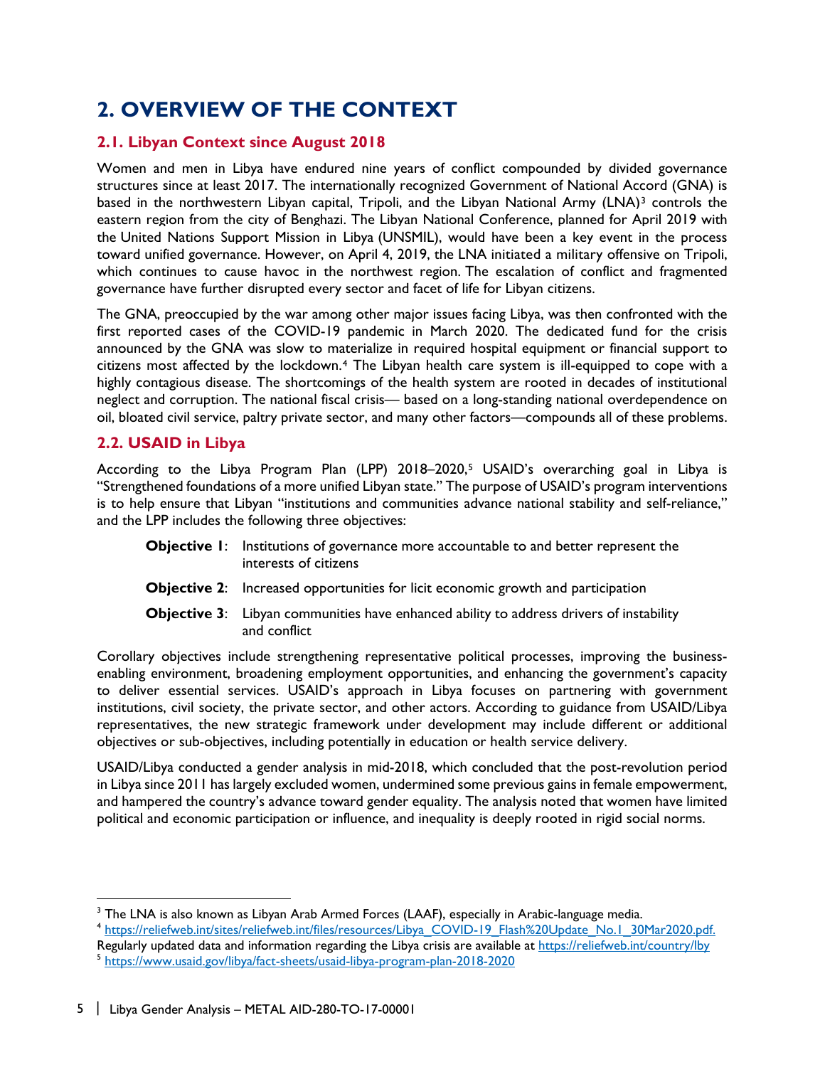# 2. OVERVIEW OF THE CONTEXT

## 2.1. Libyan Context since August 2018

Women and men in Libya have endured nine years of conflict compounded by divided governance structures since at least 2017. The internationally recognized Government of National Accord (GNA) is based in the northwestern Libyan capital, Tripoli, and the Libyan National Army (LNA)[3] controls the eastern region from the city of Benghazi. The Libyan National Conference, planned for April 2019 with the United Nations Support Mission in Libya (UNSMIL), would have been a key event in the process toward unified governance. However, on April 4, 2019, the LNA initiated a military offensive on Tripoli, which continues to cause havoc in the northwest region. The escalation of conflict and fragmented governance have further disrupted every sector and facet of life for Libyan citizens.

The GNA, preoccupied by the war among other major issues facing Libya, was then confronted with the first reported cases of the COVID-19 pandemic in March 2020. The dedicated fund for the crisis announced by the GNA was slow to materialize in required hospital equipment or financial support to citizens most affected by the lockdown.[4] The Libyan health care system is ill-equipped to cope with a highly contagious disease. The shortcomings of the health system are rooted in decades of institutional neglect and corruption. The national fiscal crisis— based on a long-standing national overdependence on oil, bloated civil service, paltry private sector, and many other factors—compounds all of these problems.

## 2.2. USAID in Libya

According to the Libya Program Plan (LPP) 2018–2020,[5] USAID's overarching goal in Libya is "Strengthened foundations of a more unified Libyan state." The purpose of USAID's program interventions is to help ensure that Libyan "institutions and communities advance national stability and self-reliance," and the LPP includes the following three objectives:

- **Objective 1**: Institutions of governance more accountable to and better represent the interests of citizens
- **Objective 2**: Increased opportunities for licit economic growth and participation
- **Objective 3**: Libyan communities have enhanced ability to address drivers of instability and conflict

Corollary objectives include strengthening representative political processes, improving the business-enabling environment, broadening employment opportunities, and enhancing the government's capacity to deliver essential services. USAID's approach in Libya focuses on partnering with government institutions, civil society, the private sector, and other actors. According to guidance from USAID/Libya representatives, the new strategic framework under development may include different or additional objectives or sub-objectives, including potentially in education or health service delivery.

USAID/Libya conducted a gender analysis in mid-2018, which concluded that the post-revolution period in Libya since 2011 has largely excluded women, undermined some previous gains in female empowerment, and hampered the country's advance toward gender equality. The analysis noted that women have limited political and economic participation or influence, and inequality is deeply rooted in rigid social norms.

---

[3] The LNA is also known as Libyan Arab Armed Forces (LAAF), especially in Arabic-language media.

[4] https://reliefweb.int/sites/reliefweb.int/files/resources/Libya_COVID-19_Flash%20Update_No.1_30Mar2020.pdf. Regularly updated data and information regarding the Libya crisis are available at https://reliefweb.int/country/lby

[5] https://www.usaid.gov/libya/fact-sheets/usaid-libya-program-plan-2018-2020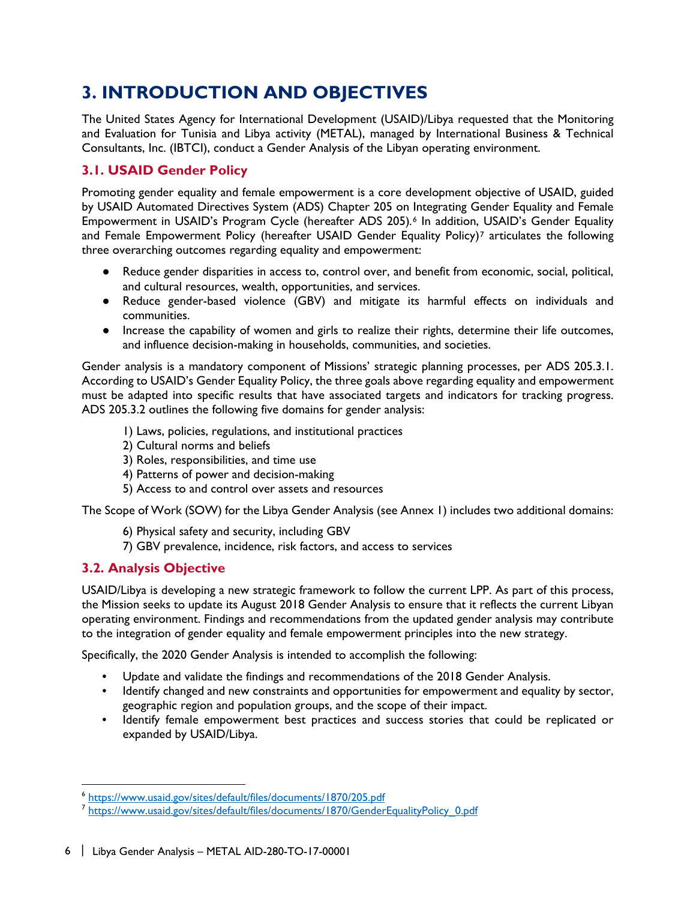# 3. INTRODUCTION AND OBJECTIVES

The United States Agency for International Development (USAID)/Libya requested that the Monitoring and Evaluation for Tunisia and Libya activity (METAL), managed by International Business & Technical Consultants, Inc. (IBTCI), conduct a Gender Analysis of the Libyan operating environment.

## 3.1. USAID Gender Policy

Promoting gender equality and female empowerment is a core development objective of USAID, guided by USAID Automated Directives System (ADS) Chapter 205 on Integrating Gender Equality and Female Empowerment in USAID's Program Cycle (hereafter ADS 205).[6] In addition, USAID's Gender Equality and Female Empowerment Policy (hereafter USAID Gender Equality Policy)[7] articulates the following three overarching outcomes regarding equality and empowerment:

- Reduce gender disparities in access to, control over, and benefit from economic, social, political, and cultural resources, wealth, opportunities, and services.
- Reduce gender-based violence (GBV) and mitigate its harmful effects on individuals and communities.
- Increase the capability of women and girls to realize their rights, determine their life outcomes, and influence decision-making in households, communities, and societies.

Gender analysis is a mandatory component of Missions' strategic planning processes, per ADS 205.3.1. According to USAID's Gender Equality Policy, the three goals above regarding equality and empowerment must be adapted into specific results that have associated targets and indicators for tracking progress. ADS 205.3.2 outlines the following five domains for gender analysis:

1) Laws, policies, regulations, and institutional practices
2) Cultural norms and beliefs
3) Roles, responsibilities, and time use
4) Patterns of power and decision-making
5) Access to and control over assets and resources

The Scope of Work (SOW) for the Libya Gender Analysis (see Annex 1) includes two additional domains:

6) Physical safety and security, including GBV
7) GBV prevalence, incidence, risk factors, and access to services

## 3.2. Analysis Objective

USAID/Libya is developing a new strategic framework to follow the current LPP. As part of this process, the Mission seeks to update its August 2018 Gender Analysis to ensure that it reflects the current Libyan operating environment. Findings and recommendations from the updated gender analysis may contribute to the integration of gender equality and female empowerment principles into the new strategy.

Specifically, the 2020 Gender Analysis is intended to accomplish the following:

- Update and validate the findings and recommendations of the 2018 Gender Analysis.
- Identify changed and new constraints and opportunities for empowerment and equality by sector, geographic region and population groups, and the scope of their impact.
- Identify female empowerment best practices and success stories that could be replicated or expanded by USAID/Libya.

---

[6] https://www.usaid.gov/sites/default/files/documents/1870/205.pdf

[7] https://www.usaid.gov/sites/default/files/documents/1870/GenderEqualityPolicy_0.pdf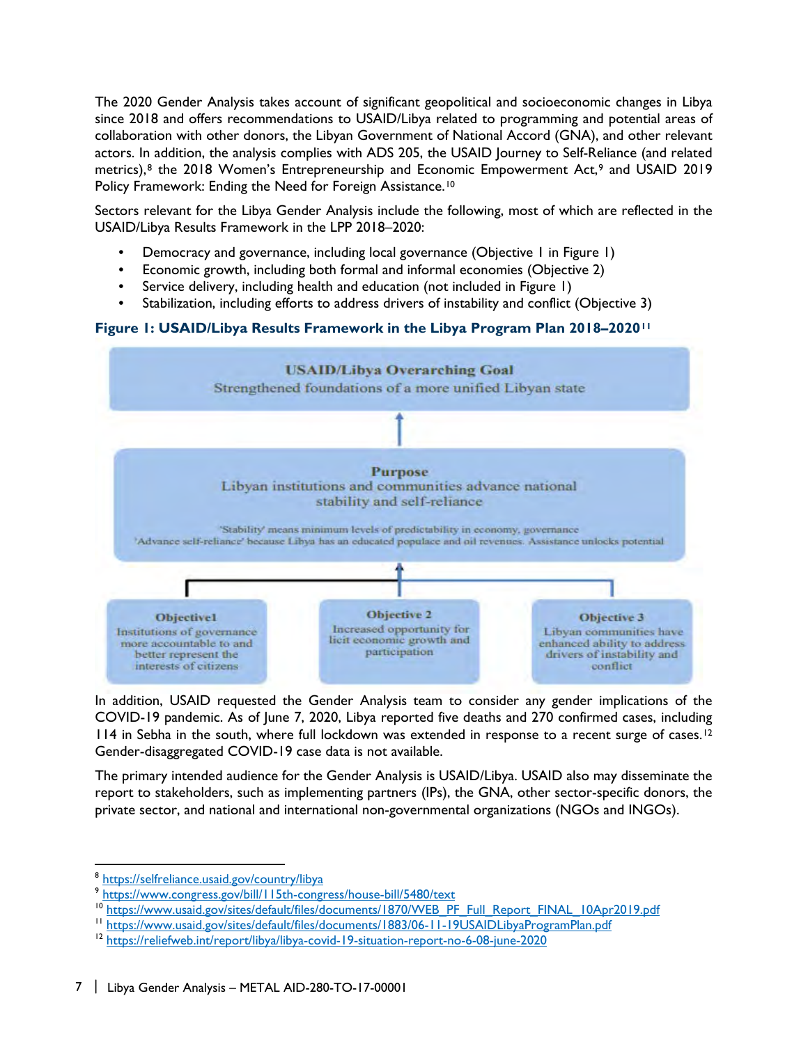The 2020 Gender Analysis takes account of significant geopolitical and socioeconomic changes in Libya since 2018 and offers recommendations to USAID/Libya related to programming and potential areas of collaboration with other donors, the Libyan Government of National Accord (GNA), and other relevant actors. In addition, the analysis complies with ADS 205, the USAID Journey to Self-Reliance (and related metrics),[8] the 2018 Women's Entrepreneurship and Economic Empowerment Act,[9] and USAID 2019 Policy Framework: Ending the Need for Foreign Assistance.[10]

Sectors relevant for the Libya Gender Analysis include the following, most of which are reflected in the USAID/Libya Results Framework in the LPP 2018–2020:

- Democracy and governance, including local governance (Objective 1 in Figure 1)
- Economic growth, including both formal and informal economies (Objective 2)
- Service delivery, including health and education (not included in Figure 1)
- Stabilization, including efforts to address drivers of instability and conflict (Objective 3)

**Figure 1: USAID/Libya Results Framework in the Libya Program Plan 2018–2020**[11]

**USAID/Libya Overarching Goal**
Strengthened foundations of a more unified Libyan state

**Purpose**
Libyan institutions and communities advance national stability and self-reliance

'Stability' means minimum levels of predictability in economy, governance
'Advance self-reliance' because Libya has an educated populace and oil revenues. Assistance unlocks potential

**Objective1**
Institutions of governance more accountable to and better represent the interests of citizens

**Objective 2**
Increased opportunity for licit economic growth and participation

**Objective 3**
Libyan communities have enhanced ability to address drivers of instability and conflict

In addition, USAID requested the Gender Analysis team to consider any gender implications of the COVID-19 pandemic. As of June 7, 2020, Libya reported five deaths and 270 confirmed cases, including 114 in Sebha in the south, where full lockdown was extended in response to a recent surge of cases.[12] Gender-disaggregated COVID-19 case data is not available.

The primary intended audience for the Gender Analysis is USAID/Libya. USAID also may disseminate the report to stakeholders, such as implementing partners (IPs), the GNA, other sector-specific donors, the private sector, and national and international non-governmental organizations (NGOs and INGOs).

---

[8] https://selfreliance.usaid.gov/country/libya

[9] https://www.congress.gov/bill/115th-congress/house-bill/5480/text

[10] https://www.usaid.gov/sites/default/files/documents/1870/WEB_PF_Full_Report_FINAL_10Apr2019.pdf

[11] https://www.usaid.gov/sites/default/files/documents/1883/06-11-19USAIDLibyaProgramPlan.pdf

[12] https://reliefweb.int/report/libya/libya-covid-19-situation-report-no-6-08-june-2020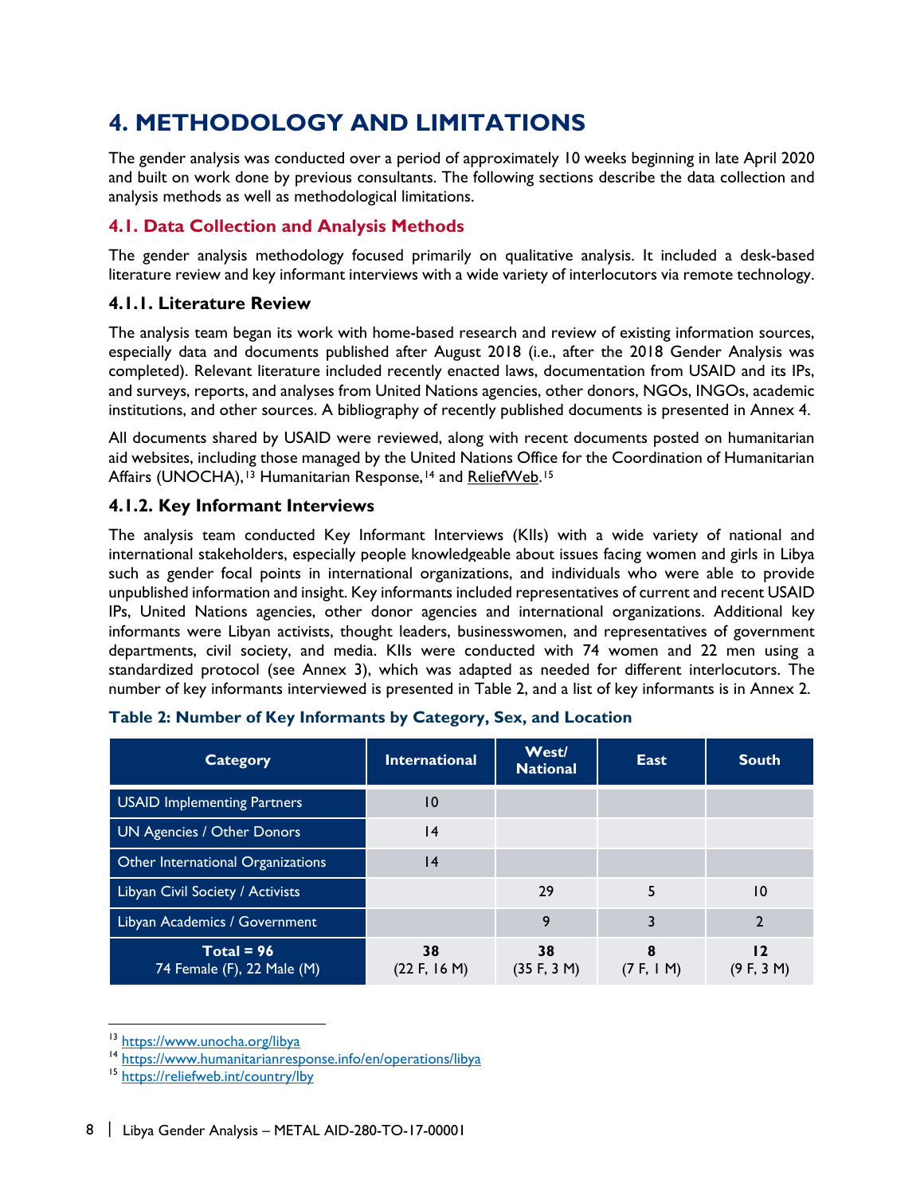# 4. METHODOLOGY AND LIMITATIONS

The gender analysis was conducted over a period of approximately 10 weeks beginning in late April 2020 and built on work done by previous consultants. The following sections describe the data collection and analysis methods as well as methodological limitations.

## 4.1. Data Collection and Analysis Methods

The gender analysis methodology focused primarily on qualitative analysis. It included a desk-based literature review and key informant interviews with a wide variety of interlocutors via remote technology.

### 4.1.1. Literature Review

The analysis team began its work with home-based research and review of existing information sources, especially data and documents published after August 2018 (i.e., after the 2018 Gender Analysis was completed). Relevant literature included recently enacted laws, documentation from USAID and its IPs, and surveys, reports, and analyses from United Nations agencies, other donors, NGOs, INGOs, academic institutions, and other sources. A bibliography of recently published documents is presented in Annex 4.

All documents shared by USAID were reviewed, along with recent documents posted on humanitarian aid websites, including those managed by the United Nations Office for the Coordination of Humanitarian Affairs (UNOCHA),[13] Humanitarian Response,[14] and ReliefWeb.[15]

### 4.1.2. Key Informant Interviews

The analysis team conducted Key Informant Interviews (KIIs) with a wide variety of national and international stakeholders, especially people knowledgeable about issues facing women and girls in Libya such as gender focal points in international organizations, and individuals who were able to provide unpublished information and insight. Key informants included representatives of current and recent USAID IPs, United Nations agencies, other donor agencies and international organizations. Additional key informants were Libyan activists, thought leaders, businesswomen, and representatives of government departments, civil society, and media. KIIs were conducted with 74 women and 22 men using a standardized protocol (see Annex 3), which was adapted as needed for different interlocutors. The number of key informants interviewed is presented in Table 2, and a list of key informants is in Annex 2.

**Table 2: Number of Key Informants by Category, Sex, and Location**

| Category | International | West/ National | East | South |
|---|---|---|---|---|
| USAID Implementing Partners | 10 | | | |
| UN Agencies / Other Donors | 14 | | | |
| Other International Organizations | 14 | | | |
| Libyan Civil Society / Activists | | 29 | 5 | 10 |
| Libyan Academics / Government | | 9 | 3 | 2 |
| **Total = 96** 74 Female (F), 22 Male (M) | **38** (22 F, 16 M) | **38** (35 F, 3 M) | **8** (7 F, 1 M) | **12** (9 F, 3 M) |

---

[13] https://www.unocha.org/libya

[14] https://www.humanitarianresponse.info/en/operations/libya

[15] https://reliefweb.int/country/lby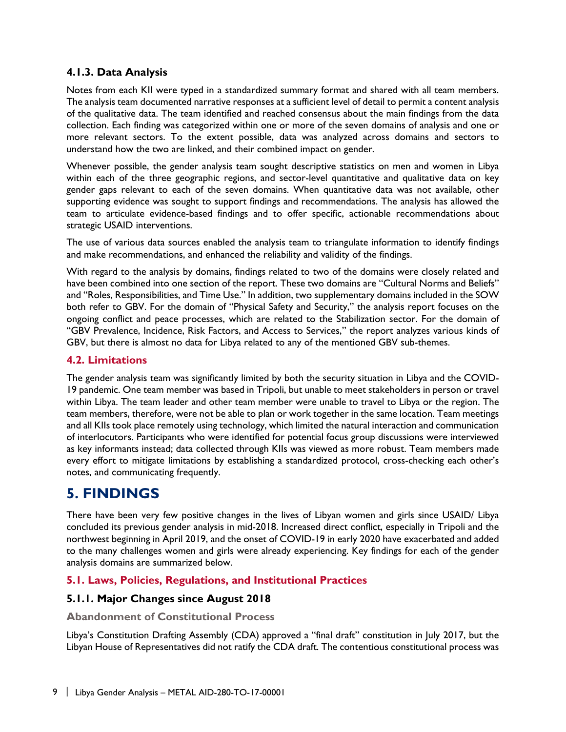### 4.1.3. Data Analysis

Notes from each KII were typed in a standardized summary format and shared with all team members. The analysis team documented narrative responses at a sufficient level of detail to permit a content analysis of the qualitative data. The team identified and reached consensus about the main findings from the data collection. Each finding was categorized within one or more of the seven domains of analysis and one or more relevant sectors. To the extent possible, data was analyzed across domains and sectors to understand how the two are linked, and their combined impact on gender.

Whenever possible, the gender analysis team sought descriptive statistics on men and women in Libya within each of the three geographic regions, and sector-level quantitative and qualitative data on key gender gaps relevant to each of the seven domains. When quantitative data was not available, other supporting evidence was sought to support findings and recommendations. The analysis has allowed the team to articulate evidence-based findings and to offer specific, actionable recommendations about strategic USAID interventions.

The use of various data sources enabled the analysis team to triangulate information to identify findings and make recommendations, and enhanced the reliability and validity of the findings.

With regard to the analysis by domains, findings related to two of the domains were closely related and have been combined into one section of the report. These two domains are "Cultural Norms and Beliefs" and "Roles, Responsibilities, and Time Use." In addition, two supplementary domains included in the SOW both refer to GBV. For the domain of "Physical Safety and Security," the analysis report focuses on the ongoing conflict and peace processes, which are related to the Stabilization sector. For the domain of "GBV Prevalence, Incidence, Risk Factors, and Access to Services," the report analyzes various kinds of GBV, but there is almost no data for Libya related to any of the mentioned GBV sub-themes.

## 4.2. Limitations

The gender analysis team was significantly limited by both the security situation in Libya and the COVID-19 pandemic. One team member was based in Tripoli, but unable to meet stakeholders in person or travel within Libya. The team leader and other team member were unable to travel to Libya or the region. The team members, therefore, were not be able to plan or work together in the same location. Team meetings and all KIIs took place remotely using technology, which limited the natural interaction and communication of interlocutors. Participants who were identified for potential focus group discussions were interviewed as key informants instead; data collected through KIIs was viewed as more robust. Team members made every effort to mitigate limitations by establishing a standardized protocol, cross-checking each other's notes, and communicating frequently.

# 5. FINDINGS

There have been very few positive changes in the lives of Libyan women and girls since USAID/ Libya concluded its previous gender analysis in mid-2018. Increased direct conflict, especially in Tripoli and the northwest beginning in April 2019, and the onset of COVID-19 in early 2020 have exacerbated and added to the many challenges women and girls were already experiencing. Key findings for each of the gender analysis domains are summarized below.

## 5.1. Laws, Policies, Regulations, and Institutional Practices

### 5.1.1. Major Changes since August 2018

#### Abandonment of Constitutional Process

Libya's Constitution Drafting Assembly (CDA) approved a "final draft" constitution in July 2017, but the Libyan House of Representatives did not ratify the CDA draft. The contentious constitutional process was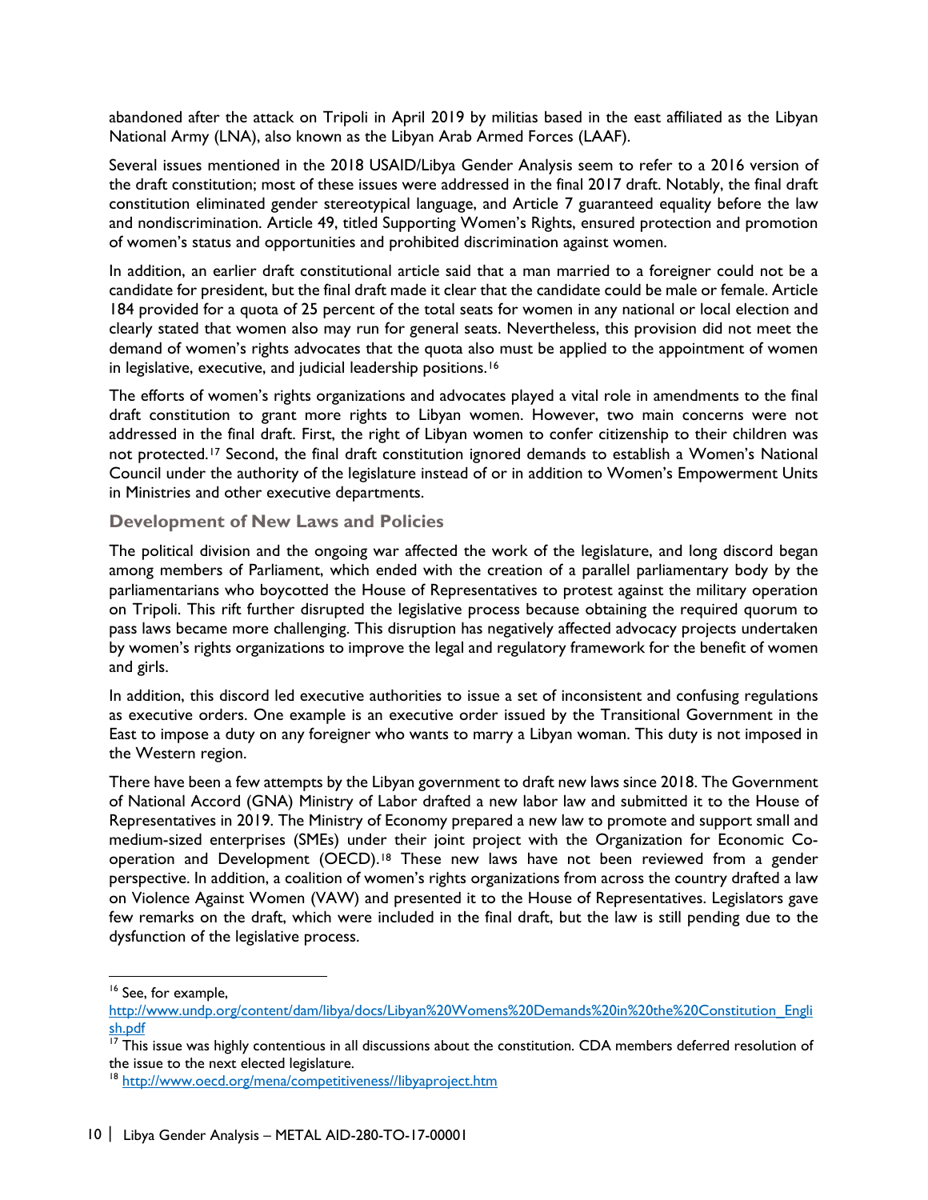abandoned after the attack on Tripoli in April 2019 by militias based in the east affiliated as the Libyan National Army (LNA), also known as the Libyan Arab Armed Forces (LAAF).

Several issues mentioned in the 2018 USAID/Libya Gender Analysis seem to refer to a 2016 version of the draft constitution; most of these issues were addressed in the final 2017 draft. Notably, the final draft constitution eliminated gender stereotypical language, and Article 7 guaranteed equality before the law and nondiscrimination. Article 49, titled Supporting Women's Rights, ensured protection and promotion of women's status and opportunities and prohibited discrimination against women.

In addition, an earlier draft constitutional article said that a man married to a foreigner could not be a candidate for president, but the final draft made it clear that the candidate could be male or female. Article 184 provided for a quota of 25 percent of the total seats for women in any national or local election and clearly stated that women also may run for general seats. Nevertheless, this provision did not meet the demand of women's rights advocates that the quota also must be applied to the appointment of women in legislative, executive, and judicial leadership positions.[16]

The efforts of women's rights organizations and advocates played a vital role in amendments to the final draft constitution to grant more rights to Libyan women. However, two main concerns were not addressed in the final draft. First, the right of Libyan women to confer citizenship to their children was not protected.[17] Second, the final draft constitution ignored demands to establish a Women's National Council under the authority of the legislature instead of or in addition to Women's Empowerment Units in Ministries and other executive departments.

### Development of New Laws and Policies

The political division and the ongoing war affected the work of the legislature, and long discord began among members of Parliament, which ended with the creation of a parallel parliamentary body by the parliamentarians who boycotted the House of Representatives to protest against the military operation on Tripoli. This rift further disrupted the legislative process because obtaining the required quorum to pass laws became more challenging. This disruption has negatively affected advocacy projects undertaken by women's rights organizations to improve the legal and regulatory framework for the benefit of women and girls.

In addition, this discord led executive authorities to issue a set of inconsistent and confusing regulations as executive orders. One example is an executive order issued by the Transitional Government in the East to impose a duty on any foreigner who wants to marry a Libyan woman. This duty is not imposed in the Western region.

There have been a few attempts by the Libyan government to draft new laws since 2018. The Government of National Accord (GNA) Ministry of Labor drafted a new labor law and submitted it to the House of Representatives in 2019. The Ministry of Economy prepared a new law to promote and support small and medium-sized enterprises (SMEs) under their joint project with the Organization for Economic Co-operation and Development (OECD).[18] These new laws have not been reviewed from a gender perspective. In addition, a coalition of women's rights organizations from across the country drafted a law on Violence Against Women (VAW) and presented it to the House of Representatives. Legislators gave few remarks on the draft, which were included in the final draft, but the law is still pending due to the dysfunction of the legislative process.

---

[16] See, for example, http://www.undp.org/content/dam/libya/docs/Libyan%20Womens%20Demands%20in%20the%20Constitution_English.pdf

[17] This issue was highly contentious in all discussions about the constitution. CDA members deferred resolution of the issue to the next elected legislature.

[18] http://www.oecd.org/mena/competitiveness//libyaproject.htm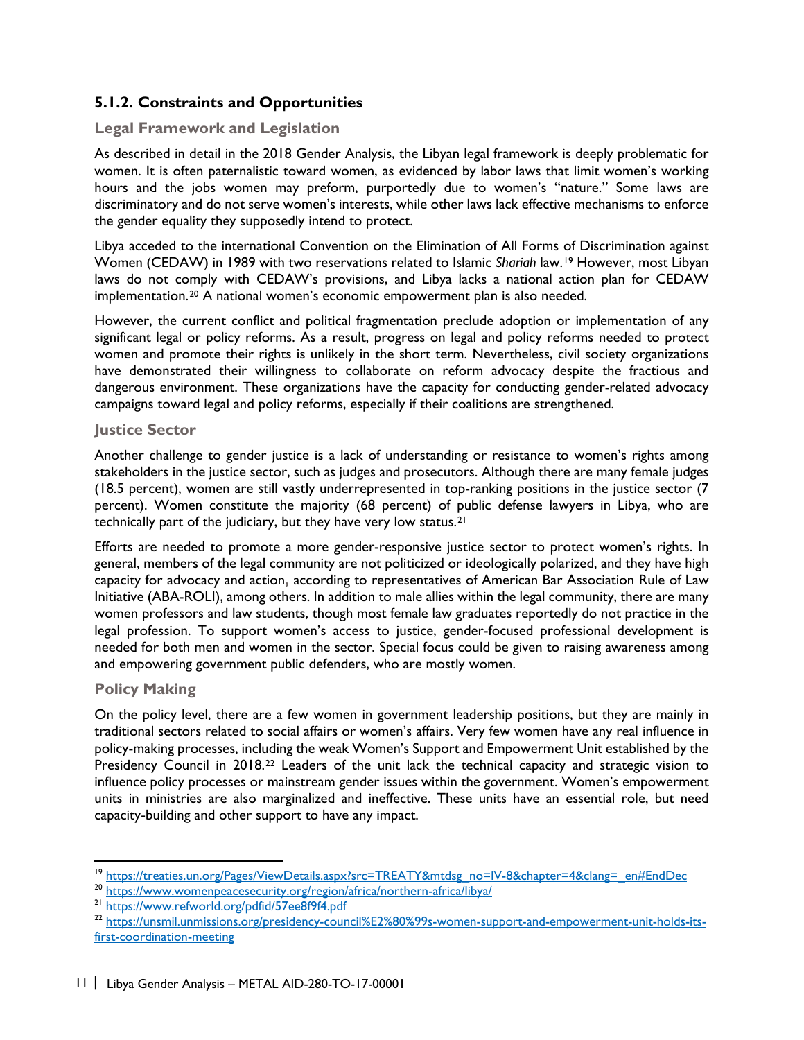### 5.1.2. Constraints and Opportunities

#### Legal Framework and Legislation

As described in detail in the 2018 Gender Analysis, the Libyan legal framework is deeply problematic for women. It is often paternalistic toward women, as evidenced by labor laws that limit women's working hours and the jobs women may preform, purportedly due to women's "nature." Some laws are discriminatory and do not serve women's interests, while other laws lack effective mechanisms to enforce the gender equality they supposedly intend to protect.

Libya acceded to the international Convention on the Elimination of All Forms of Discrimination against Women (CEDAW) in 1989 with two reservations related to Islamic *Shariah* law.[19] However, most Libyan laws do not comply with CEDAW's provisions, and Libya lacks a national action plan for CEDAW implementation.[20] A national women's economic empowerment plan is also needed.

However, the current conflict and political fragmentation preclude adoption or implementation of any significant legal or policy reforms. As a result, progress on legal and policy reforms needed to protect women and promote their rights is unlikely in the short term. Nevertheless, civil society organizations have demonstrated their willingness to collaborate on reform advocacy despite the fractious and dangerous environment. These organizations have the capacity for conducting gender-related advocacy campaigns toward legal and policy reforms, especially if their coalitions are strengthened.

#### Justice Sector

Another challenge to gender justice is a lack of understanding or resistance to women's rights among stakeholders in the justice sector, such as judges and prosecutors. Although there are many female judges (18.5 percent), women are still vastly underrepresented in top-ranking positions in the justice sector (7 percent). Women constitute the majority (68 percent) of public defense lawyers in Libya, who are technically part of the judiciary, but they have very low status.[21]

Efforts are needed to promote a more gender-responsive justice sector to protect women's rights. In general, members of the legal community are not politicized or ideologically polarized, and they have high capacity for advocacy and action, according to representatives of American Bar Association Rule of Law Initiative (ABA-ROLI), among others. In addition to male allies within the legal community, there are many women professors and law students, though most female law graduates reportedly do not practice in the legal profession. To support women's access to justice, gender-focused professional development is needed for both men and women in the sector. Special focus could be given to raising awareness among and empowering government public defenders, who are mostly women.

#### Policy Making

On the policy level, there are a few women in government leadership positions, but they are mainly in traditional sectors related to social affairs or women's affairs. Very few women have any real influence in policy-making processes, including the weak Women's Support and Empowerment Unit established by the Presidency Council in 2018.[22] Leaders of the unit lack the technical capacity and strategic vision to influence policy processes or mainstream gender issues within the government. Women's empowerment units in ministries are also marginalized and ineffective. These units have an essential role, but need capacity-building and other support to have any impact.

---

[19] https://treaties.un.org/Pages/ViewDetails.aspx?src=TREATY&mtdsg_no=IV-8&chapter=4&clang=_en#EndDec

[20] https://www.womenpeacesecurity.org/region/africa/northern-africa/libya/

[21] https://www.refworld.org/pdfid/57ee8f9f4.pdf

[22] https://unsmil.unmissions.org/presidency-council%E2%80%99s-women-support-and-empowerment-unit-holds-its-first-coordination-meeting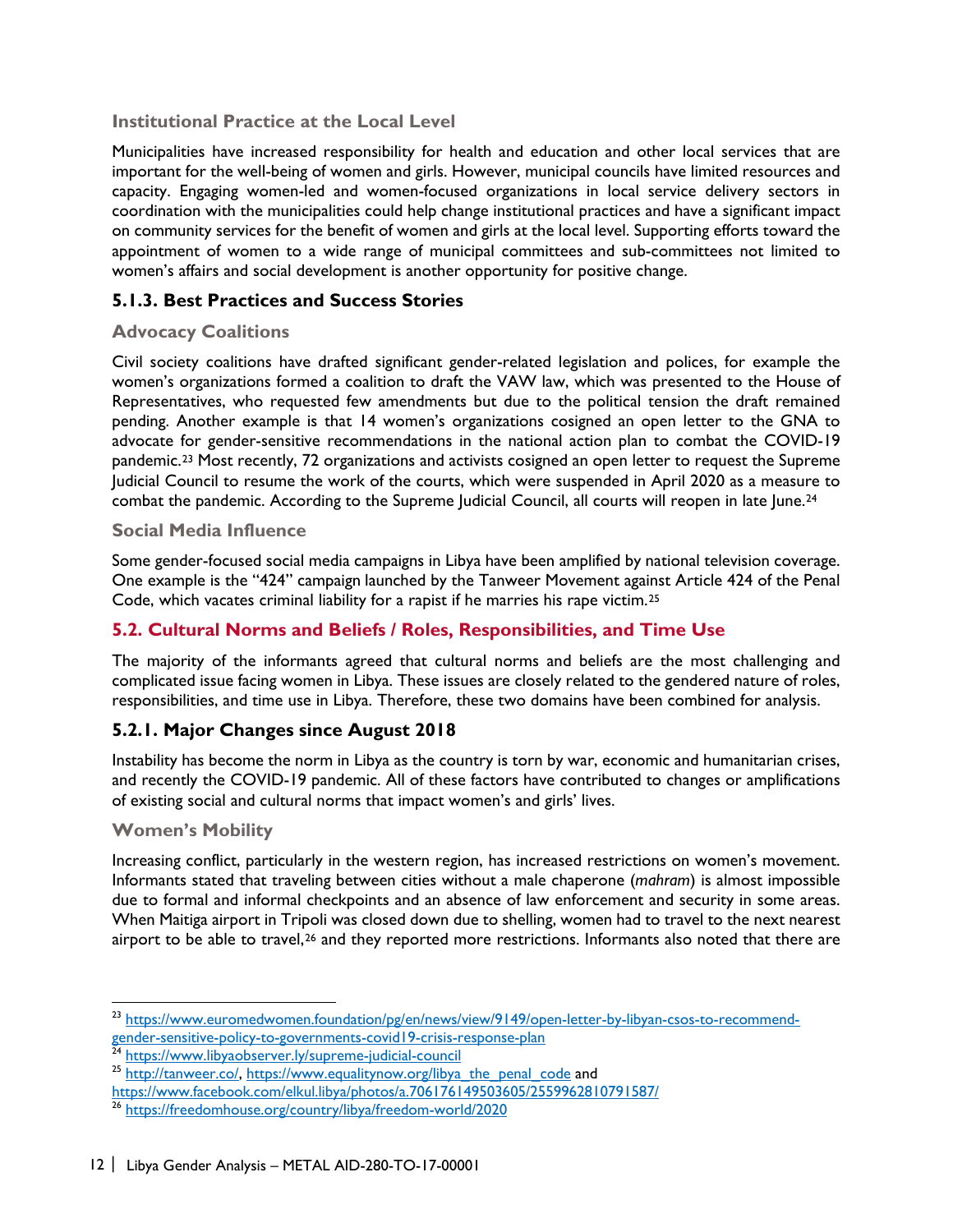### Institutional Practice at the Local Level

Municipalities have increased responsibility for health and education and other local services that are important for the well-being of women and girls. However, municipal councils have limited resources and capacity. Engaging women-led and women-focused organizations in local service delivery sectors in coordination with the municipalities could help change institutional practices and have a significant impact on community services for the benefit of women and girls at the local level. Supporting efforts toward the appointment of women to a wide range of municipal committees and sub-committees not limited to women's affairs and social development is another opportunity for positive change.

## 5.1.3. Best Practices and Success Stories

### Advocacy Coalitions

Civil society coalitions have drafted significant gender-related legislation and polices, for example the women's organizations formed a coalition to draft the VAW law, which was presented to the House of Representatives, who requested few amendments but due to the political tension the draft remained pending. Another example is that 14 women's organizations cosigned an open letter to the GNA to advocate for gender-sensitive recommendations in the national action plan to combat the COVID-19 pandemic.[23] Most recently, 72 organizations and activists cosigned an open letter to request the Supreme Judicial Council to resume the work of the courts, which were suspended in April 2020 as a measure to combat the pandemic. According to the Supreme Judicial Council, all courts will reopen in late June.[24]

### Social Media Influence

Some gender-focused social media campaigns in Libya have been amplified by national television coverage. One example is the "424" campaign launched by the Tanweer Movement against Article 424 of the Penal Code, which vacates criminal liability for a rapist if he marries his rape victim.[25]

# 5.2. Cultural Norms and Beliefs / Roles, Responsibilities, and Time Use

The majority of the informants agreed that cultural norms and beliefs are the most challenging and complicated issue facing women in Libya. These issues are closely related to the gendered nature of roles, responsibilities, and time use in Libya. Therefore, these two domains have been combined for analysis.

## 5.2.1. Major Changes since August 2018

Instability has become the norm in Libya as the country is torn by war, economic and humanitarian crises, and recently the COVID-19 pandemic. All of these factors have contributed to changes or amplifications of existing social and cultural norms that impact women's and girls' lives.

### Women's Mobility

Increasing conflict, particularly in the western region, has increased restrictions on women's movement. Informants stated that traveling between cities without a male chaperone (*mahram*) is almost impossible due to formal and informal checkpoints and an absence of law enforcement and security in some areas. When Maitiga airport in Tripoli was closed down due to shelling, women had to travel to the next nearest airport to be able to travel,[26] and they reported more restrictions. Informants also noted that there are

---

[23] https://www.euromedwomen.foundation/pg/en/news/view/9149/open-letter-by-libyan-csos-to-recommend-gender-sensitive-policy-to-governments-covid19-crisis-response-plan

[24] https://www.libyaobserver.ly/supreme-judicial-council

[25] http://tanweer.co/, https://www.equalitynow.org/libya_the_penal_code and https://www.facebook.com/elkul.libya/photos/a.706176149503605/2559962810791587/

[26] https://freedomhouse.org/country/libya/freedom-world/2020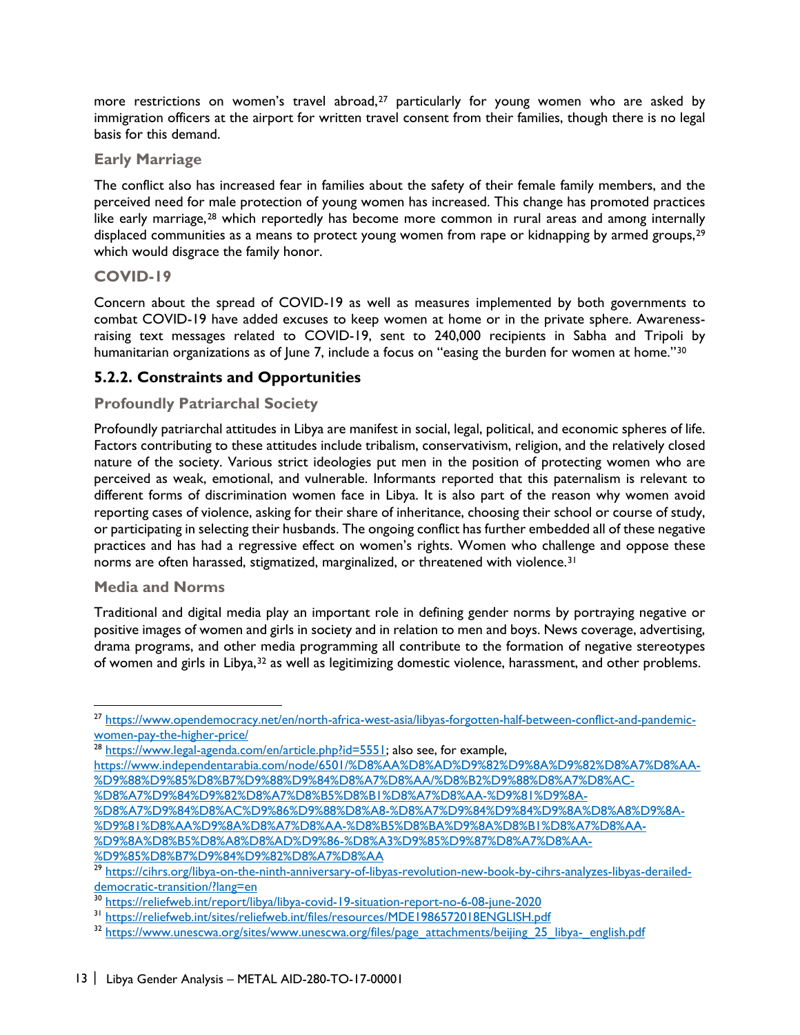more restrictions on women's travel abroad,[27] particularly for young women who are asked by immigration officers at the airport for written travel consent from their families, though there is no legal basis for this demand.

#### Early Marriage

The conflict also has increased fear in families about the safety of their female family members, and the perceived need for male protection of young women has increased. This change has promoted practices like early marriage,[28] which reportedly has become more common in rural areas and among internally displaced communities as a means to protect young women from rape or kidnapping by armed groups,[29] which would disgrace the family honor.

#### COVID-19

Concern about the spread of COVID-19 as well as measures implemented by both governments to combat COVID-19 have added excuses to keep women at home or in the private sphere. Awareness-raising text messages related to COVID-19, sent to 240,000 recipients in Sabha and Tripoli by humanitarian organizations as of June 7, include a focus on "easing the burden for women at home."[30]

### 5.2.2. Constraints and Opportunities

#### Profoundly Patriarchal Society

Profoundly patriarchal attitudes in Libya are manifest in social, legal, political, and economic spheres of life. Factors contributing to these attitudes include tribalism, conservatism, religion, and the relatively closed nature of the society. Various strict ideologies put men in the position of protecting women who are perceived as weak, emotional, and vulnerable. Informants reported that this paternalism is relevant to different forms of discrimination women face in Libya. It is also part of the reason why women avoid reporting cases of violence, asking for their share of inheritance, choosing their school or course of study, or participating in selecting their husbands. The ongoing conflict has further embedded all of these negative practices and has had a regressive effect on women's rights. Women who challenge and oppose these norms are often harassed, stigmatized, marginalized, or threatened with violence.[31]

#### Media and Norms

Traditional and digital media play an important role in defining gender norms by portraying negative or positive images of women and girls in society and in relation to men and boys. News coverage, advertising, drama programs, and other media programming all contribute to the formation of negative stereotypes of women and girls in Libya,[32] as well as legitimizing domestic violence, harassment, and other problems.

---

[27] https://www.opendemocracy.net/en/north-africa-west-asia/libyas-forgotten-half-between-conflict-and-pandemic-women-pay-the-higher-price/

[28] https://www.legal-agenda.com/en/article.php?id=5551; also see, for example, https://www.independentarabia.com/node/6501/%D8%AA%D8%AD%D9%82%D9%8A%D9%82%D8%A7%D8%AA-%D9%88%D9%85%D8%B7%D9%88%D9%84%D8%A7%D8%AA/%D8%B2%D9%88%D8%A7%D8%AC-%D8%A7%D9%84%D9%82%D8%A7%D8%B5%D8%B1%D8%A7%D8%AA-%D9%81%D9%8A-%D8%A7%D9%84%D8%AC%D9%86%D9%88%D8%A8-%D8%A7%D9%84%D9%84%D9%8A%D8%A8%D9%8A-%D9%81%D8%AA%D9%8A%D8%A7%D8%AA-%D8%B5%D8%BA%D9%8A%D8%B1%D8%A7%D8%AA-%D9%8A%D8%B5%D8%A8%D8%AD%D9%86-%D8%A3%D9%85%D9%87%D8%A7%D8%AA-%D9%85%D8%B7%D9%84%D9%82%D8%A7%D8%AA

[29] https://cihrs.org/libya-on-the-ninth-anniversary-of-libyas-revolution-new-book-by-cihrs-analyzes-libyas-derailed-democratic-transition/?lang=en

[30] https://reliefweb.int/report/libya/libya-covid-19-situation-report-no-6-08-june-2020

[31] https://reliefweb.int/sites/reliefweb.int/files/resources/MDE1986572018ENGLISH.pdf

[32] https://www.unescwa.org/sites/www.unescwa.org/files/page_attachments/beijing_25_libya-_english.pdf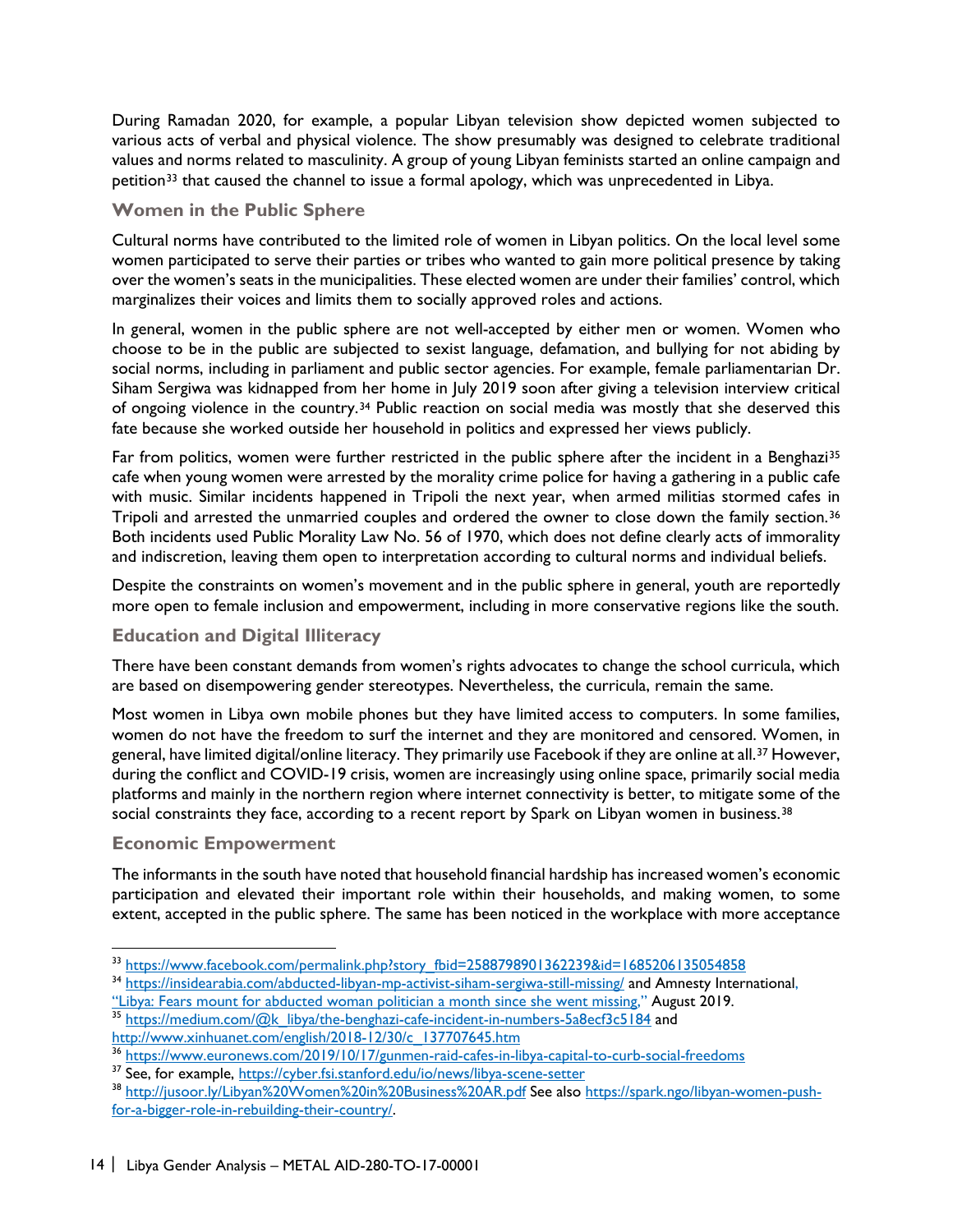During Ramadan 2020, for example, a popular Libyan television show depicted women subjected to various acts of verbal and physical violence. The show presumably was designed to celebrate traditional values and norms related to masculinity. A group of young Libyan feminists started an online campaign and petition[33] that caused the channel to issue a formal apology, which was unprecedented in Libya.

### Women in the Public Sphere

Cultural norms have contributed to the limited role of women in Libyan politics. On the local level some women participated to serve their parties or tribes who wanted to gain more political presence by taking over the women's seats in the municipalities. These elected women are under their families' control, which marginalizes their voices and limits them to socially approved roles and actions.

In general, women in the public sphere are not well-accepted by either men or women. Women who choose to be in the public are subjected to sexist language, defamation, and bullying for not abiding by social norms, including in parliament and public sector agencies. For example, female parliamentarian Dr. Siham Sergiwa was kidnapped from her home in July 2019 soon after giving a television interview critical of ongoing violence in the country.[34] Public reaction on social media was mostly that she deserved this fate because she worked outside her household in politics and expressed her views publicly.

Far from politics, women were further restricted in the public sphere after the incident in a Benghazi[35] cafe when young women were arrested by the morality crime police for having a gathering in a public cafe with music. Similar incidents happened in Tripoli the next year, when armed militias stormed cafes in Tripoli and arrested the unmarried couples and ordered the owner to close down the family section.[36] Both incidents used Public Morality Law No. 56 of 1970, which does not define clearly acts of immorality and indiscretion, leaving them open to interpretation according to cultural norms and individual beliefs.

Despite the constraints on women's movement and in the public sphere in general, youth are reportedly more open to female inclusion and empowerment, including in more conservative regions like the south.

### Education and Digital Illiteracy

There have been constant demands from women's rights advocates to change the school curricula, which are based on disempowering gender stereotypes. Nevertheless, the curricula, remain the same.

Most women in Libya own mobile phones but they have limited access to computers. In some families, women do not have the freedom to surf the internet and they are monitored and censored. Women, in general, have limited digital/online literacy. They primarily use Facebook if they are online at all.[37] However, during the conflict and COVID-19 crisis, women are increasingly using online space, primarily social media platforms and mainly in the northern region where internet connectivity is better, to mitigate some of the social constraints they face, according to a recent report by Spark on Libyan women in business.[38]

### Economic Empowerment

The informants in the south have noted that household financial hardship has increased women's economic participation and elevated their important role within their households, and making women, to some extent, accepted in the public sphere. The same has been noticed in the workplace with more acceptance

---

[33] https://www.facebook.com/permalink.php?story_fbid=2588798901362239&id=1685206135054858

[34] https://insidearabia.com/abducted-libyan-mp-activist-siham-sergiwa-still-missing/ and Amnesty International, "Libya: Fears mount for abducted woman politician a month since she went missing," August 2019.

[35] https://medium.com/@k_libya/the-benghazi-cafe-incident-in-numbers-5a8ecf3c5184 and http://www.xinhuanet.com/english/2018-12/30/c_137707645.htm

[36] https://www.euronews.com/2019/10/17/gunmen-raid-cafes-in-libya-capital-to-curb-social-freedoms

[37] See, for example, https://cyber.fsi.stanford.edu/io/news/libya-scene-setter

[38] http://jusoor.ly/Libyan%20Women%20in%20Business%20AR.pdf See also https://spark.ngo/libyan-women-push-for-a-bigger-role-in-rebuilding-their-country/.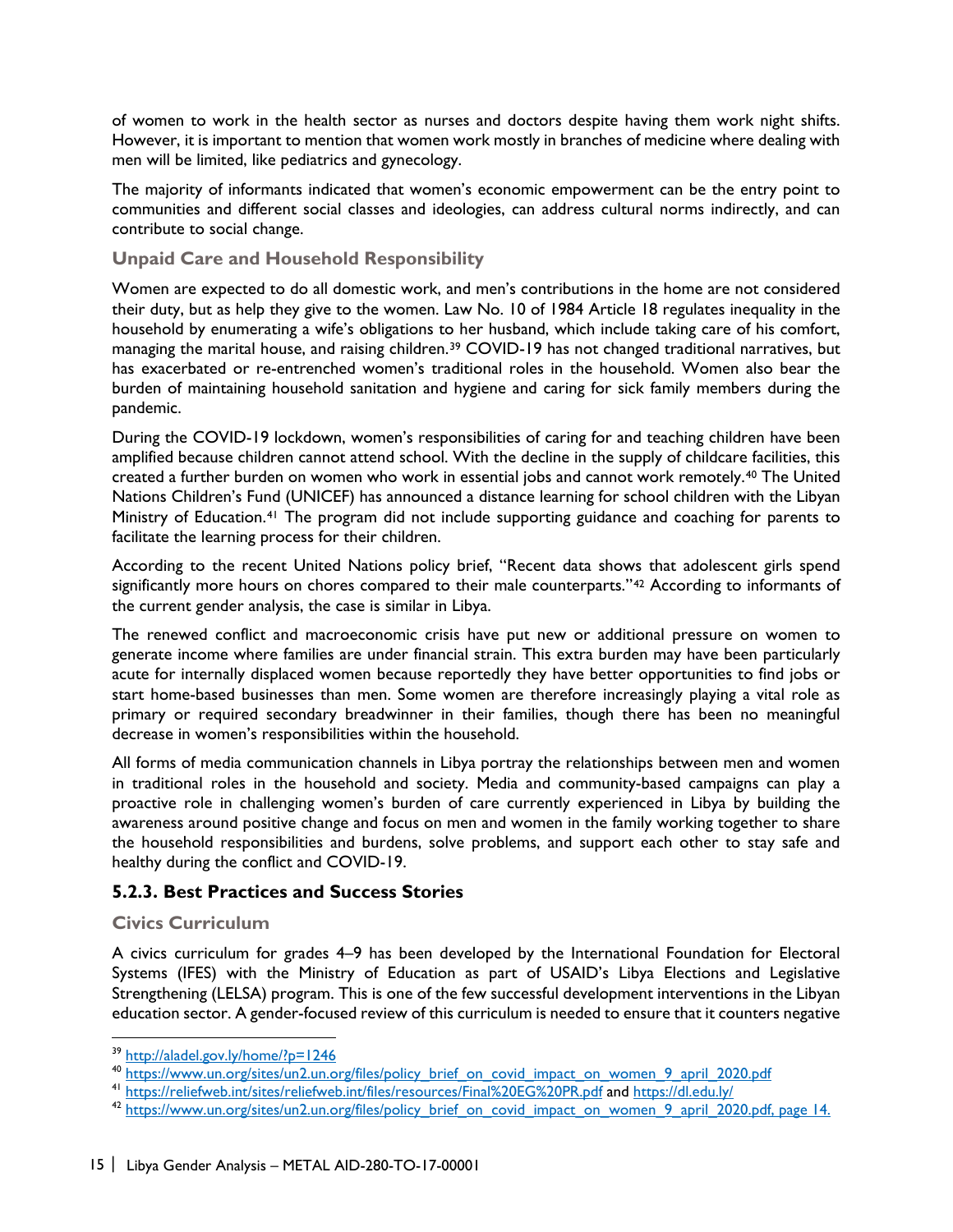of women to work in the health sector as nurses and doctors despite having them work night shifts. However, it is important to mention that women work mostly in branches of medicine where dealing with men will be limited, like pediatrics and gynecology.

The majority of informants indicated that women's economic empowerment can be the entry point to communities and different social classes and ideologies, can address cultural norms indirectly, and can contribute to social change.

#### Unpaid Care and Household Responsibility

Women are expected to do all domestic work, and men's contributions in the home are not considered their duty, but as help they give to the women. Law No. 10 of 1984 Article 18 regulates inequality in the household by enumerating a wife's obligations to her husband, which include taking care of his comfort, managing the marital house, and raising children.[39] COVID-19 has not changed traditional narratives, but has exacerbated or re-entrenched women's traditional roles in the household. Women also bear the burden of maintaining household sanitation and hygiene and caring for sick family members during the pandemic.

During the COVID-19 lockdown, women's responsibilities of caring for and teaching children have been amplified because children cannot attend school. With the decline in the supply of childcare facilities, this created a further burden on women who work in essential jobs and cannot work remotely.[40] The United Nations Children's Fund (UNICEF) has announced a distance learning for school children with the Libyan Ministry of Education.[41] The program did not include supporting guidance and coaching for parents to facilitate the learning process for their children.

According to the recent United Nations policy brief, "Recent data shows that adolescent girls spend significantly more hours on chores compared to their male counterparts."[42] According to informants of the current gender analysis, the case is similar in Libya.

The renewed conflict and macroeconomic crisis have put new or additional pressure on women to generate income where families are under financial strain. This extra burden may have been particularly acute for internally displaced women because reportedly they have better opportunities to find jobs or start home-based businesses than men. Some women are therefore increasingly playing a vital role as primary or required secondary breadwinner in their families, though there has been no meaningful decrease in women's responsibilities within the household.

All forms of media communication channels in Libya portray the relationships between men and women in traditional roles in the household and society. Media and community-based campaigns can play a proactive role in challenging women's burden of care currently experienced in Libya by building the awareness around positive change and focus on men and women in the family working together to share the household responsibilities and burdens, solve problems, and support each other to stay safe and healthy during the conflict and COVID-19.

### 5.2.3. Best Practices and Success Stories

#### Civics Curriculum

A civics curriculum for grades 4–9 has been developed by the International Foundation for Electoral Systems (IFES) with the Ministry of Education as part of USAID's Libya Elections and Legislative Strengthening (LELSA) program. This is one of the few successful development interventions in the Libyan education sector. A gender-focused review of this curriculum is needed to ensure that it counters negative

---

[39] http://aladel.gov.ly/home/?p=1246

[40] https://www.un.org/sites/un2.un.org/files/policy_brief_on_covid_impact_on_women_9_april_2020.pdf

[41] https://reliefweb.int/sites/reliefweb.int/files/resources/Final%20EG%20PR.pdf and https://dl.edu.ly/

[42] https://www.un.org/sites/un2.un.org/files/policy_brief_on_covid_impact_on_women_9_april_2020.pdf, page 14.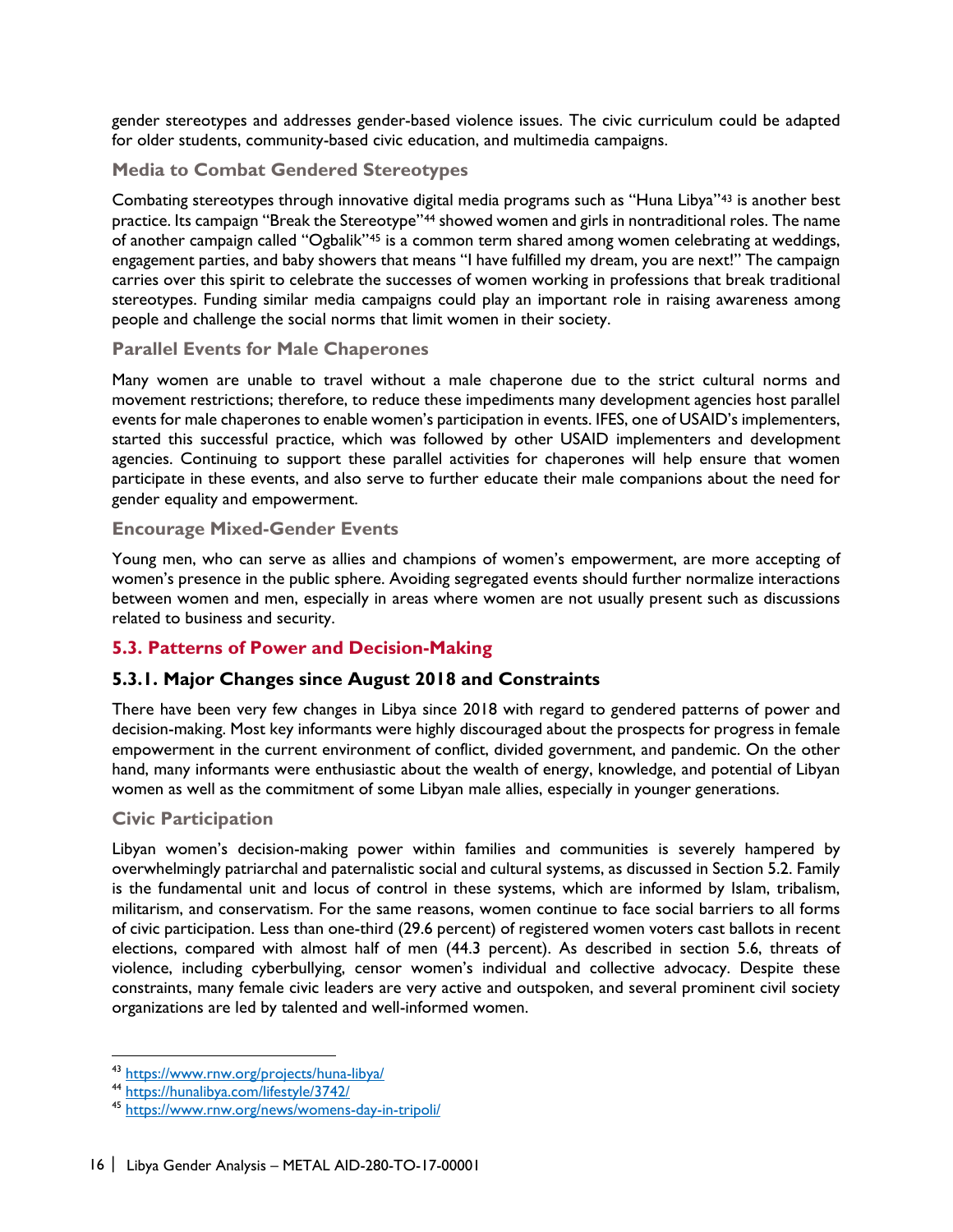gender stereotypes and addresses gender-based violence issues. The civic curriculum could be adapted for older students, community-based civic education, and multimedia campaigns.

#### Media to Combat Gendered Stereotypes

Combating stereotypes through innovative digital media programs such as "Huna Libya"[43] is another best practice. Its campaign "Break the Stereotype"[44] showed women and girls in nontraditional roles. The name of another campaign called "Ogbalik"[45] is a common term shared among women celebrating at weddings, engagement parties, and baby showers that means "I have fulfilled my dream, you are next!" The campaign carries over this spirit to celebrate the successes of women working in professions that break traditional stereotypes. Funding similar media campaigns could play an important role in raising awareness among people and challenge the social norms that limit women in their society.

#### Parallel Events for Male Chaperones

Many women are unable to travel without a male chaperone due to the strict cultural norms and movement restrictions; therefore, to reduce these impediments many development agencies host parallel events for male chaperones to enable women's participation in events. IFES, one of USAID's implementers, started this successful practice, which was followed by other USAID implementers and development agencies. Continuing to support these parallel activities for chaperones will help ensure that women participate in these events, and also serve to further educate their male companions about the need for gender equality and empowerment.

#### Encourage Mixed-Gender Events

Young men, who can serve as allies and champions of women's empowerment, are more accepting of women's presence in the public sphere. Avoiding segregated events should further normalize interactions between women and men, especially in areas where women are not usually present such discussions related to business and security.

## 5.3. Patterns of Power and Decision-Making

### 5.3.1. Major Changes since August 2018 and Constraints

There have been very few changes in Libya since 2018 with regard to gendered patterns of power and decision-making. Most key informants were highly discouraged about the prospects for progress in female empowerment in the current environment of conflict, divided government, and pandemic. On the other hand, many informants were enthusiastic about the wealth of energy, knowledge, and potential of Libyan women as well as the commitment of some Libyan male allies, especially in younger generations.

#### Civic Participation

Libyan women's decision-making power within families and communities is severely hampered by overwhelmingly patriarchal and paternalistic social and cultural systems, as discussed in Section 5.2. Family is the fundamental unit and locus of control in these systems, which are informed by Islam, tribalism, militarism, and conservatism. For the same reasons, women continue to face social barriers to all forms of civic participation. Less than one-third (29.6 percent) of registered women voters cast ballots in recent elections, compared with almost half of men (44.3 percent). As described in section 5.6, threats of violence, including cyberbullying, censor women's individual and collective advocacy. Despite these constraints, many female civic leaders are very active and outspoken, and several prominent civil society organizations are led by talented and well-informed women.

---

[43] https://www.rnw.org/projects/huna-libya/

[44] https://hunalibya.com/lifestyle/3742/

[45] https://www.rnw.org/news/womens-day-in-tripoli/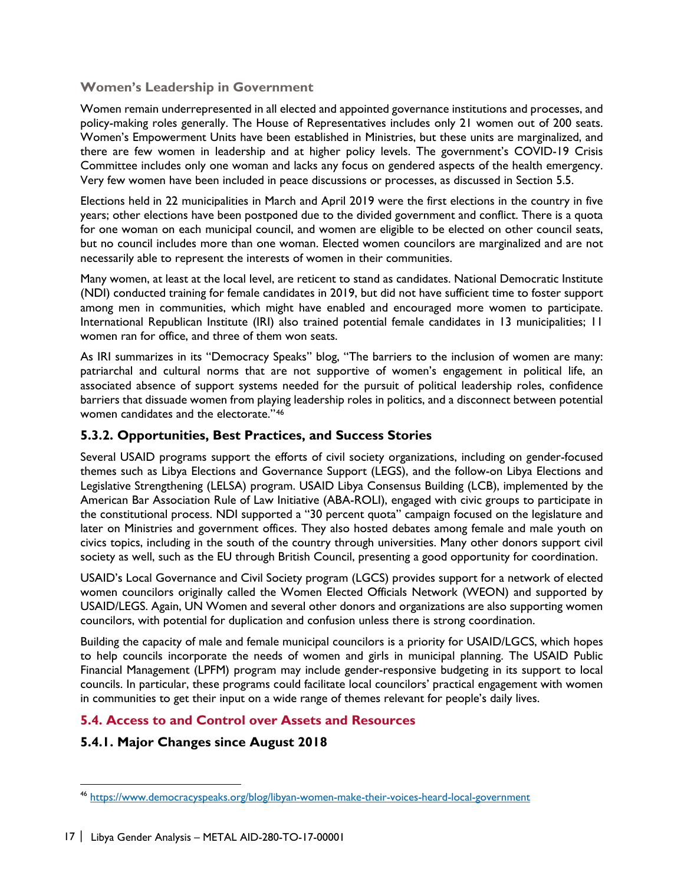### Women's Leadership in Government

Women remain underrepresented in all elected and appointed governance institutions and processes, and policy-making roles generally. The House of Representatives includes only 21 women out of 200 seats. Women's Empowerment Units have been established in Ministries, but these units are marginalized, and there are few women in leadership and at higher policy levels. The government's COVID-19 Crisis Committee includes only one woman and lacks any focus on gendered aspects of the health emergency. Very few women have been included in peace discussions or processes, as discussed in Section 5.5.

Elections held in 22 municipalities in March and April 2019 were the first elections in the country in five years; other elections have been postponed due to the divided government and conflict. There is a quota for one woman on each municipal council, and women are eligible to be elected on other council seats, but no council includes more than one woman. Elected women councilors are marginalized and are not necessarily able to represent the interests of women in their communities.

Many women, at least at the local level, are reticent to stand as candidates. National Democratic Institute (NDI) conducted training for female candidates in 2019, but did not have sufficient time to foster support among men in communities, which might have enabled and encouraged more women to participate. International Republican Institute (IRI) also trained potential female candidates in 13 municipalities; 11 women ran for office, and three of them won seats.

As IRI summarizes in its "Democracy Speaks" blog, "The barriers to the inclusion of women are many: patriarchal and cultural norms that are not supportive of women's engagement in political life, an associated absence of support systems needed for the pursuit of political leadership roles, confidence barriers that dissuade women from playing leadership roles in politics, and a disconnect between potential women candidates and the electorate."[46]

### 5.3.2. Opportunities, Best Practices, and Success Stories

Several USAID programs support the efforts of civil society organizations, including on gender-focused themes such as Libya Elections and Governance Support (LEGS), and the follow-on Libya Elections and Legislative Strengthening (LELSA) program. USAID Libya Consensus Building (LCB), implemented by the American Bar Association Rule of Law Initiative (ABA-ROLI), engaged with civic groups to participate in the constitutional process. NDI supported a "30 percent quota" campaign focused on the legislature and later on Ministries and government offices. They also hosted debates among female and male youth on civics topics, including in the south of the country through universities. Many other donors support civil society as well, such as the EU through British Council, presenting a good opportunity for coordination.

USAID's Local Governance and Civil Society program (LGCS) provides support for a network of elected women councilors originally called the Women Elected Officials Network (WEON) and supported by USAID/LEGS. Again, UN Women and several other donors and organizations are also supporting women councilors, with potential for duplication and confusion unless there is strong coordination.

Building the capacity of male and female municipal councilors is a priority for USAID/LGCS, which hopes to help councils incorporate the needs of women and girls in municipal planning. The USAID Public Financial Management (LPFM) program may include gender-responsive budgeting in its support to local councils. In particular, these programs could facilitate local councilors' practical engagement with women in communities to get their input on a wide range of themes relevant for people's daily lives.

## 5.4. Access to and Control over Assets and Resources

### 5.4.1. Major Changes since August 2018

---

[46] https://www.democracyspeaks.org/blog/libyan-women-make-their-voices-heard-local-government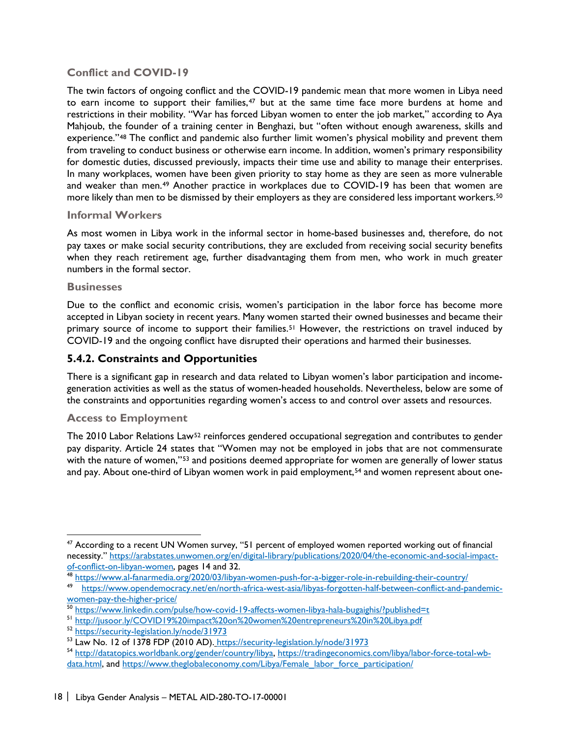### Conflict and COVID-19

The twin factors of ongoing conflict and the COVID-19 pandemic mean that more women in Libya need to earn income to support their families,[47] but at the same time face more burdens at home and restrictions in their mobility. "War has forced Libyan women to enter the job market," according to Aya Mahjoub, the founder of a training center in Benghazi, but "often without enough awareness, skills and experience."[48] The conflict and pandemic also further limit women's physical mobility and prevent them from traveling to conduct business or otherwise earn income. In addition, women's primary responsibility for domestic duties, discussed previously, impacts their time use and ability to manage their enterprises. In many workplaces, women have been given priority to stay home as they are seen as more vulnerable and weaker than men.[49] Another practice in workplaces due to COVID-19 has been that women are more likely than men to be dismissed by their employers as they are considered less important workers.[50]

#### Informal Workers

As most women in Libya work in the informal sector in home-based businesses and, therefore, do not pay taxes or make social security contributions, they are excluded from receiving social security benefits when they reach retirement age, further disadvantaging them from men, who work in much greater numbers in the formal sector.

#### Businesses

Due to the conflict and economic crisis, women's participation in the labor force has become more accepted in Libyan society in recent years. Many women started their owned businesses and became their primary source of income to support their families.[51] However, the restrictions on travel induced by COVID-19 and the ongoing conflict have disrupted their operations and harmed their businesses.

## 5.4.2. Constraints and Opportunities

There is a significant gap in research and data related to Libyan women's labor participation and income-generation activities as well as the status of women-headed households. Nevertheless, below are some of the constraints and opportunities regarding women's access to and control over assets and resources.

#### Access to Employment

The 2010 Labor Relations Law[52] reinforces gendered occupational segregation and contributes to gender pay disparity. Article 24 states that "Women may not be employed in jobs that are not commensurate with the nature of women,"[53] and positions deemed appropriate for women are generally of lower status and pay. About one-third of Libyan women work in paid employment,[54] and women represent about one-

---

[47] According to a recent UN Women survey, "51 percent of employed women reported working out of financial necessity." https://arabstates.unwomen.org/en/digital-library/publications/2020/04/the-economic-and-social-impact-of-conflict-on-libyan-women, pages 14 and 32.

[48] https://www.al-fanarmedia.org/2020/03/libyan-women-push-for-a-bigger-role-in-rebuilding-their-country/

[49] https://www.opendemocracy.net/en/north-africa-west-asia/libyas-forgotten-half-between-conflict-and-pandemic-women-pay-the-higher-price/

[50] https://www.linkedin.com/pulse/how-covid-19-affects-women-libya-hala-bugaighis/?published=t

[51] http://jusoor.ly/COVID19%20impact%20on%20women%20entrepreneurs%20in%20Libya.pdf

[52] https://security-legislation.ly/node/31973

[53] Law No. 12 of 1378 FDP (2010 AD). https://security-legislation.ly/node/31973

[54] http://datatopics.worldbank.org/gender/country/libya, https://tradingeconomics.com/libya/labor-force-total-wb-data.html, and https://www.theglobaleconomy.com/Libya/Female_labor_force_participation/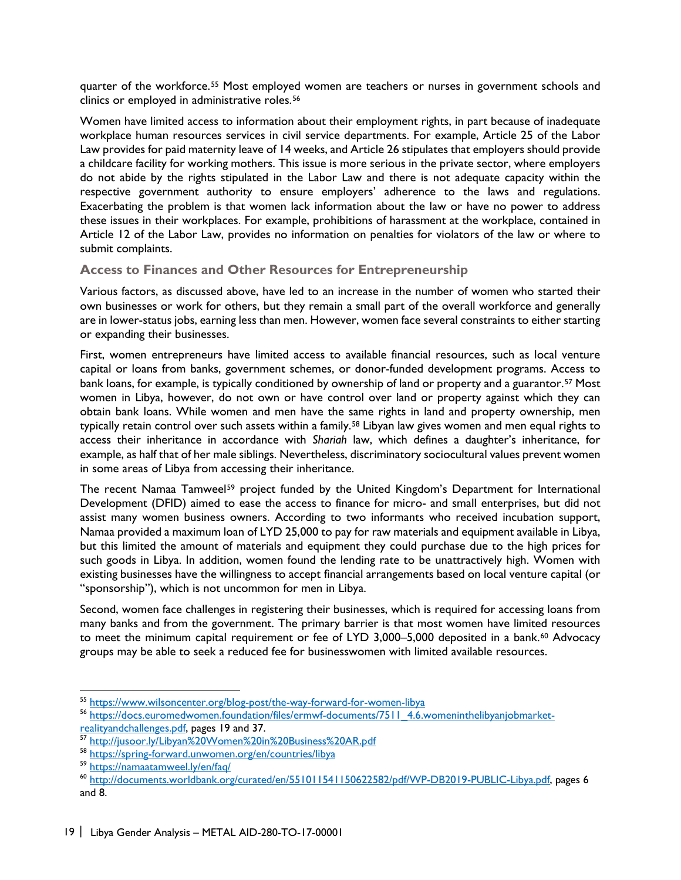quarter of the workforce.[55] Most employed women are teachers or nurses in government schools and clinics or employed in administrative roles.[56]

Women have limited access to information about their employment rights, in part because of inadequate workplace human resources services in civil service departments. For example, Article 25 of the Labor Law provides for paid maternity leave of 14 weeks, and Article 26 stipulates that employers should provide a childcare facility for working mothers. This issue is more serious in the private sector, where employers do not abide by the rights stipulated in the Labor Law and there is not adequate capacity within the respective government authority to ensure employers' adherence to the laws and regulations. Exacerbating the problem is that women lack information about the law or have no power to address these issues in their workplaces. For example, prohibitions of harassment at the workplace, contained in Article 12 of the Labor Law, provides no information on penalties for violators of the law or where to submit complaints.

### Access to Finances and Other Resources for Entrepreneurship

Various factors, as discussed above, have led to an increase in the number of women who started their own businesses or work for others, but they remain a small part of the overall workforce and generally are in lower-status jobs, earning less than men. However, women face several constraints to either starting or expanding their businesses.

First, women entrepreneurs have limited access to available financial resources, such as local venture capital or loans from banks, government schemes, or donor-funded development programs. Access to bank loans, for example, is typically conditioned by ownership of land or property and a guarantor.[57] Most women in Libya, however, do not own or have control over land or property against which they can obtain bank loans. While women and men have the same rights in land and property ownership, men typically retain control over such assets within a family.[58] Libyan law gives women and men equal rights to access their inheritance in accordance with *Shariah* law, which defines a daughter's inheritance, for example, as half that of her male siblings. Nevertheless, discriminatory sociocultural values prevent women in some areas of Libya from accessing their inheritance.

The recent Namaa Tamweel[59] project funded by the United Kingdom's Department for International Development (DFID) aimed to ease the access to finance for micro- and small enterprises, but did not assist many women business owners. According to two informants who received incubation support, Namaa provided a maximum loan of LYD 25,000 to pay for raw materials and equipment available in Libya, but this limited the amount of materials and equipment they could purchase due to the high prices for such goods in Libya. In addition, women found the lending rate to be unattractively high. Women with existing businesses have the willingness to accept financial arrangements based on local venture capital (or "sponsorship"), which is not uncommon for men in Libya.

Second, women face challenges in registering their businesses, which is required for accessing loans from many banks and from the government. The primary barrier is that most women have limited resources to meet the minimum capital requirement or fee of LYD 3,000–5,000 deposited in a bank.[60] Advocacy groups may be able to seek a reduced fee for businesswomen with limited available resources.

---

[55] https://www.wilsoncenter.org/blog-post/the-way-forward-for-women-libya

[56] https://docs.euromedwomen.foundation/files/ermwf-documents/7511_4.6.womeninthelibyanjobmarket-realityandchallenges.pdf, pages 19 and 37.

[57] http://jusoor.ly/Libyan%20Women%20in%20Business%20AR.pdf

[58] https://spring-forward.unwomen.org/en/countries/libya

[59] https://namaatamweel.ly/en/faq/

[60] http://documents.worldbank.org/curated/en/551011541150622582/pdf/WP-DB2019-PUBLIC-Libya.pdf, pages 6 and 8.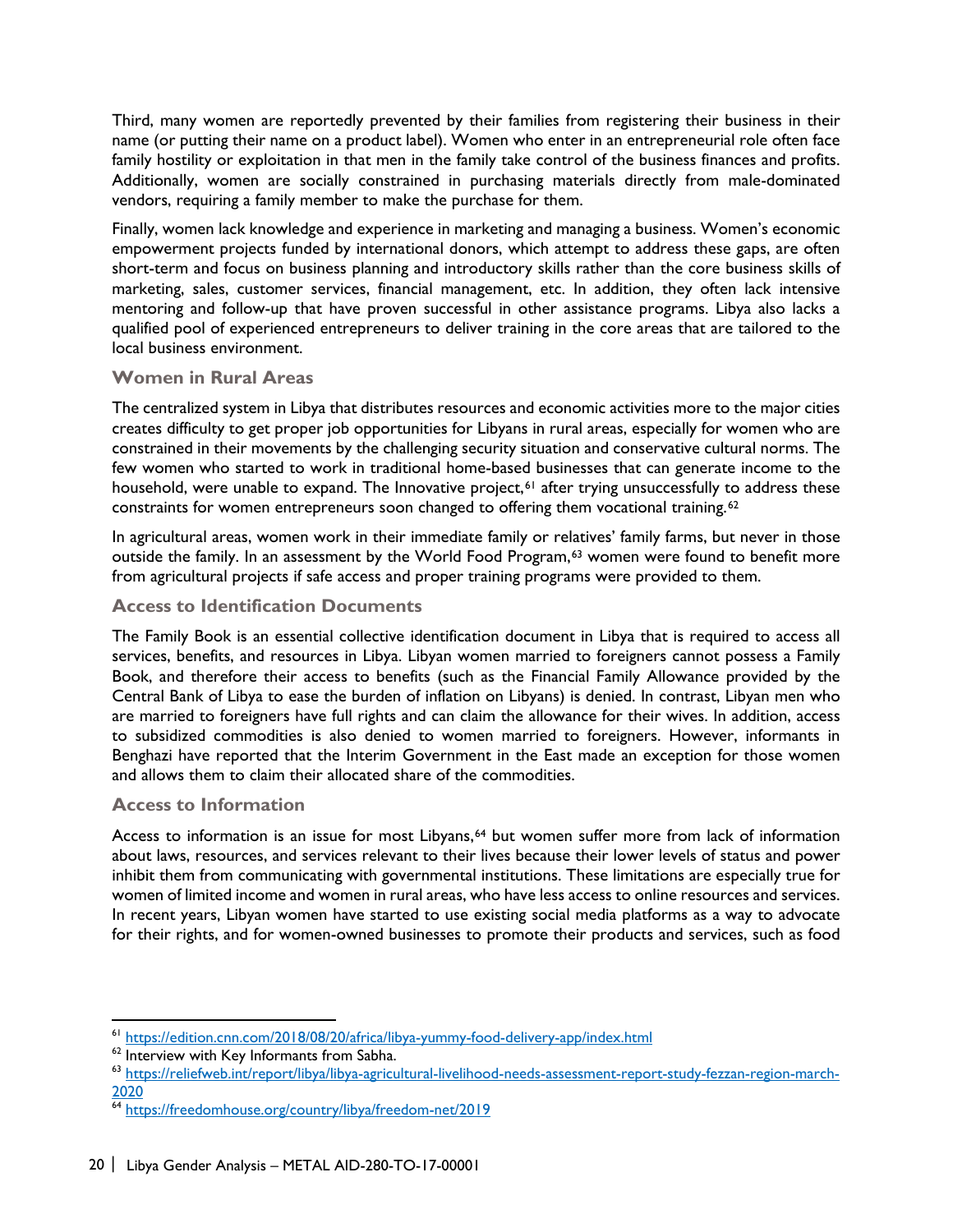Third, many women are reportedly prevented by their families from registering their business in their name (or putting their name on a product label). Women who enter in an entrepreneurial role often face family hostility or exploitation in that men in the family take control of the business finances and profits. Additionally, women are socially constrained in purchasing materials directly from male-dominated vendors, requiring a family member to make the purchase for them.

Finally, women lack knowledge and experience in marketing and managing a business. Women's economic empowerment projects funded by international donors, which attempt to address these gaps, are often short-term and focus on business planning and introductory skills rather than the core business skills of marketing, sales, customer services, financial management, etc. In addition, they often lack intensive mentoring and follow-up that have proven successful in other assistance programs. Libya also lacks a qualified pool of experienced entrepreneurs to deliver training in the core areas that are tailored to the local business environment.

### Women in Rural Areas

The centralized system in Libya that distributes resources and economic activities more to the major cities creates difficulty to get proper job opportunities for Libyans in rural areas, especially for women who are constrained in their movements by the challenging security situation and conservative cultural norms. The few women who started to work in traditional home-based businesses that can generate income to the household, were unable to expand. The Innovative project,[61] after trying unsuccessfully to address these constraints for women entrepreneurs soon changed to offering them vocational training.[62]

In agricultural areas, women work in their immediate family or relatives' family farms, but never in those outside the family. In an assessment by the World Food Program,[63] women were found to benefit more from agricultural projects if safe access and proper training programs were provided to them.

### Access to Identification Documents

The Family Book is an essential collective identification document in Libya that is required to access all services, benefits, and resources in Libya. Libyan women married to foreigners cannot possess a Family Book, and therefore their access to benefits (such as the Financial Family Allowance provided by the Central Bank of Libya to ease the burden of inflation on Libyans) is denied. In contrast, Libyan men who are married to foreigners have full rights and can claim the allowance for their wives. In addition, access to subsidized commodities is also denied to women married to foreigners. However, informants in Benghazi have reported that the Interim Government in the East made an exception for those women and allows them to claim their allocated share of the commodities.

### Access to Information

Access to information is an issue for most Libyans,[64] but women suffer more from lack of information about laws, resources, and services relevant to their lives because their lower levels of status and power inhibit them from communicating with governmental institutions. These limitations are especially true for women of limited income and women in rural areas, who have less access to online resources and services. In recent years, Libyan women have started to use existing social media platforms as a way to advocate for their rights, and for women-owned businesses to promote their products and services, such as food

---

[61] https://edition.cnn.com/2018/08/20/africa/libya-yummy-food-delivery-app/index.html

[62] Interview with Key Informants from Sabha.

[63] https://reliefweb.int/report/libya/libya-agricultural-livelihood-needs-assessment-report-study-fezzan-region-march-2020

[64] https://freedomhouse.org/country/libya/freedom-net/2019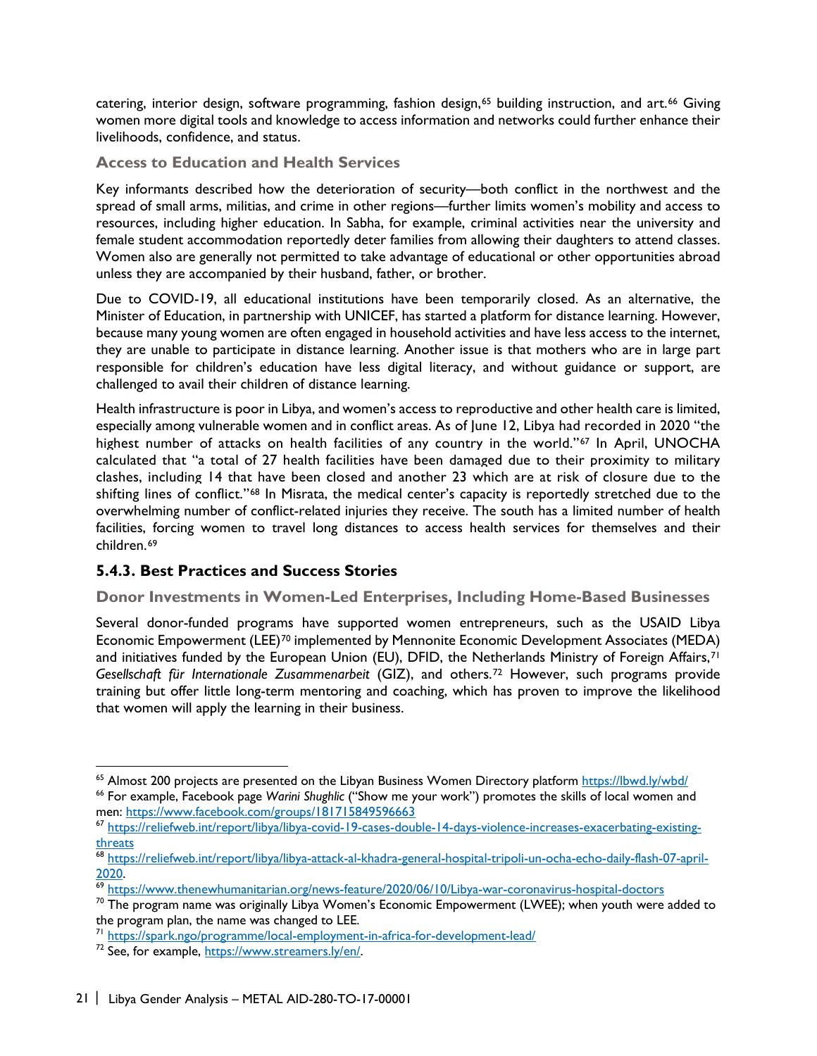catering, interior design, software programming, fashion design,[65] building instruction, and art.[66] Giving women more digital tools and knowledge to access information and networks could further enhance their livelihoods, confidence, and status.

### Access to Education and Health Services

Key informants described how the deterioration of security—both conflict in the northwest and the spread of small arms, militias, and crime in other regions—further limits women's mobility and access to resources, including higher education. In Sabha, for example, criminal activities near the university and female student accommodation reportedly deter families from allowing their daughters to attend classes. Women also are generally not permitted to take advantage of educational or other opportunities abroad unless they are accompanied by their husband, father, or brother.

Due to COVID-19, all educational institutions have been temporarily closed. As an alternative, the Minister of Education, in partnership with UNICEF, has started a platform for distance learning. However, because many young women are often engaged in household activities and have less access to the internet, they are unable to participate in distance learning. Another issue is that mothers who are in large part responsible for children's education have less digital literacy, and without guidance or support, are challenged to avail their children of distance learning.

Health infrastructure is poor in Libya, and women's access to reproductive and other health care is limited, especially among vulnerable women and in conflict areas. As of June 12, Libya had recorded in 2020 "the highest number of attacks on health facilities of any country in the world."[67] In April, UNOCHA calculated that "a total of 27 health facilities have been damaged due to their proximity to military clashes, including 14 that have been closed and another 23 which are at risk of closure due to the shifting lines of conflict."[68] In Misrata, the medical center's capacity is reportedly stretched due to the overwhelming number of conflict-related injuries they receive. The south has a limited number of health facilities, forcing women to travel long distances to access health services for themselves and their children.[69]

## 5.4.3. Best Practices and Success Stories

### Donor Investments in Women-Led Enterprises, Including Home-Based Businesses

Several donor-funded programs have supported women entrepreneurs, such as the USAID Libya Economic Empowerment (LEE)[70] implemented by Mennonite Economic Development Associates (MEDA) and initiatives funded by the European Union (EU), DFID, the Netherlands Ministry of Foreign Affairs,[71] *Gesellschaft für Internationale Zusammenarbeit* (GIZ), and others.[72] However, such programs provide training but offer little long-term mentoring and coaching, which has proven to improve the likelihood that women will apply the learning in their business.

---

[65] Almost 200 projects are presented on the Libyan Business Women Directory platform https://lbwd.ly/wbd/

[66] For example, Facebook page *Warini Shughlic* ("Show me your work") promotes the skills of local women and men: https://www.facebook.com/groups/181715849596663

[67] https://reliefweb.int/report/libya/libya-covid-19-cases-double-14-days-violence-increases-exacerbating-existing-threats

[68] https://reliefweb.int/report/libya/libya-attack-al-khadra-general-hospital-tripoli-un-ocha-echo-daily-flash-07-april-2020.

[69] https://www.thenewhumanitarian.org/news-feature/2020/06/10/Libya-war-coronavirus-hospital-doctors

[70] The program name was originally Libya Women's Economic Empowerment (LWEE); when youth were added to the program plan, the name was changed to LEE.

[71] https://spark.ngo/programme/local-employment-in-africa-for-development-lead/

[72] See, for example, https://www.streamers.ly/en/.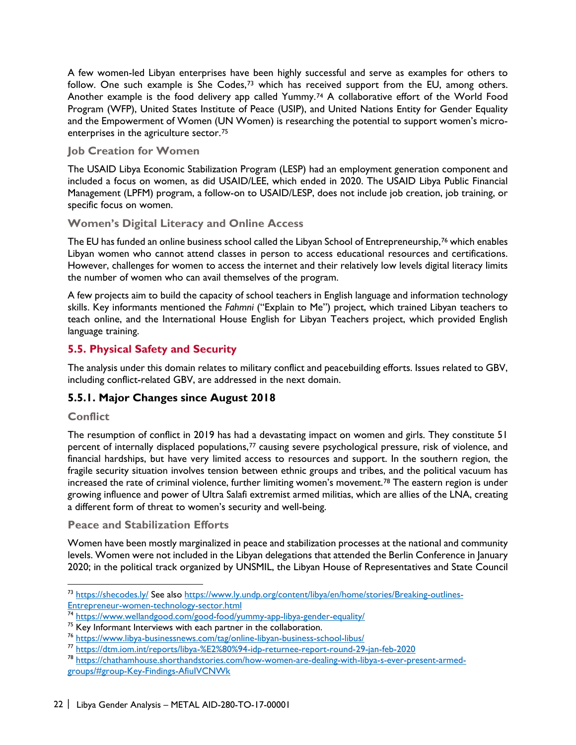A few women-led Libyan enterprises have been highly successful and serve as examples for others to follow. One such example is She Codes,[73] which has received support from the EU, among others. Another example is the food delivery app called Yummy.[74] A collaborative effort of the World Food Program (WFP), United States Institute of Peace (USIP), and United Nations Entity for Gender Equality and the Empowerment of Women (UN Women) is researching the potential to support women's micro-enterprises in the agriculture sector.[75]

#### Job Creation for Women

The USAID Libya Economic Stabilization Program (LESP) had an employment generation component and included a focus on women, as did USAID/LEE, which ended in 2020. The USAID Libya Public Financial Management (LPFM) program, a follow-on to USAID/LESP, does not include job creation, job training, or specific focus on women.

#### Women's Digital Literacy and Online Access

The EU has funded an online business school called the Libyan School of Entrepreneurship,[76] which enables Libyan women who cannot attend classes in person to access educational resources and certifications. However, challenges for women to access the internet and their relatively low levels digital literacy limits the number of women who can avail themselves of the program.

A few projects aim to build the capacity of school teachers in English language and information technology skills. Key informants mentioned the *Fahmni* ("Explain to Me") project, which trained Libyan teachers to teach online, and the International House English for Libyan Teachers project, which provided English language training.

## 5.5. Physical Safety and Security

The analysis under this domain relates to military conflict and peacebuilding efforts. Issues related to GBV, including conflict-related GBV, are addressed in the next domain.

### 5.5.1. Major Changes since August 2018

#### Conflict

The resumption of conflict in 2019 has had a devastating impact on women and girls. They constitute 51 percent of internally displaced populations,[77] causing severe psychological pressure, risk of violence, and financial hardships, but have very limited access to resources and support. In the southern region, the fragile security situation involves tension between ethnic groups and tribes, and the political vacuum has increased the rate of criminal violence, further limiting women's movement.[78] The eastern region is under growing influence and power of Ultra Salafi extremist armed militias, which are allies of the LNA, creating a different form of threat to women's security and well-being.

#### Peace and Stabilization Efforts

Women have been mostly marginalized in peace and stabilization processes at the national and community levels. Women were not included in the Libyan delegations that attended the Berlin Conference in January 2020; in the political track organized by UNSMIL, the Libyan House of Representatives and State Council

---

[73] https://shecodes.ly/ See also https://www.ly.undp.org/content/libya/en/home/stories/Breaking-outlines-Entrepreneur-women-technology-sector.html

[74] https://www.wellandgood.com/good-food/yummy-app-libya-gender-equality/

[75] Key Informant Interviews with each partner in the collaboration.

[76] https://www.libya-businessnews.com/tag/online-libyan-business-school-libus/

[77] https://dtm.iom.int/reports/libya-%E2%80%94-idp-returnee-report-round-29-jan-feb-2020

[78] https://chathamhouse.shorthandstories.com/how-women-are-dealing-with-libya-s-ever-present-armed-groups/#group-Key-Findings-AfiuIVCNWk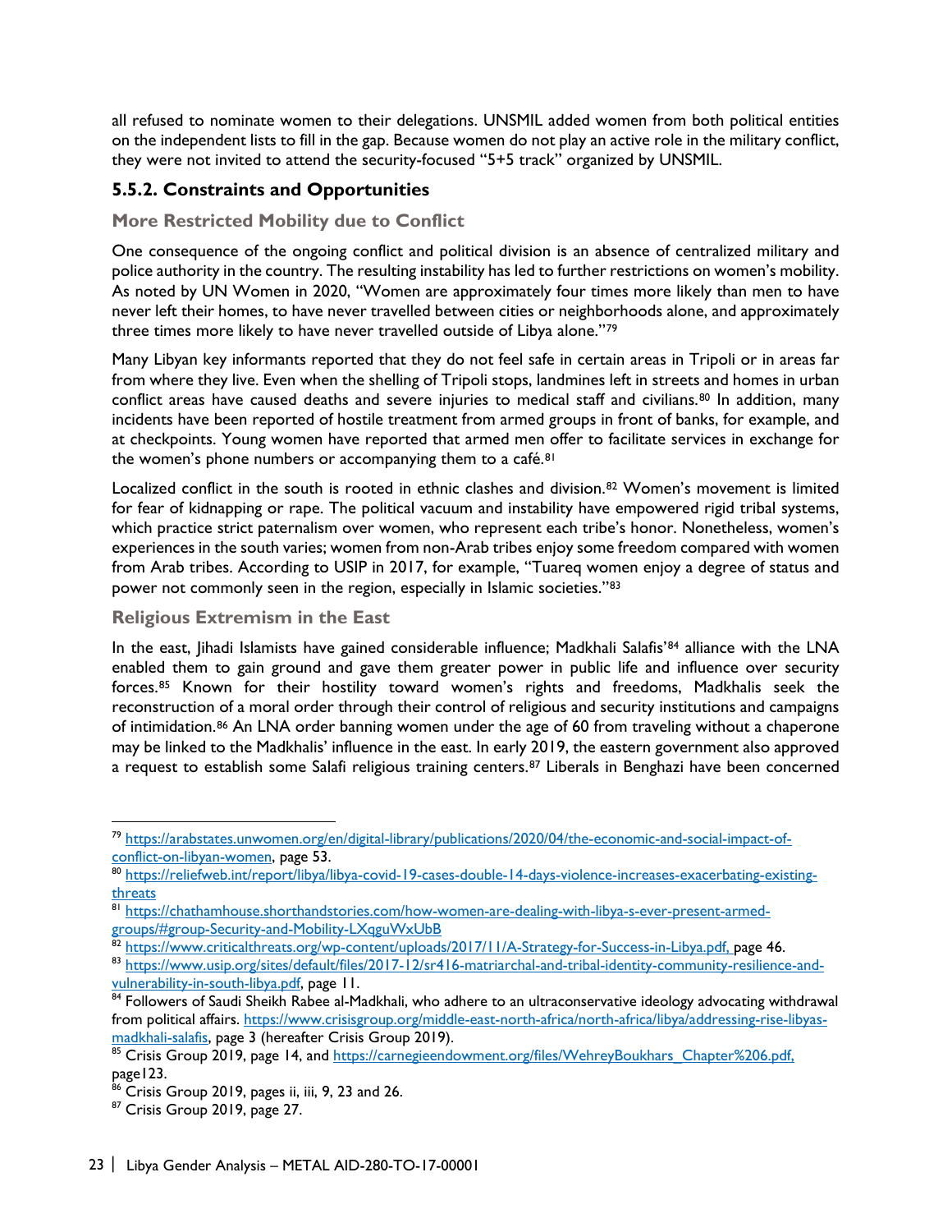all refused to nominate women to their delegations. UNSMIL added women from both political entities on the independent lists to fill in the gap. Because women do not play an active role in the military conflict, they were not invited to attend the security-focused "5+5 track" organized by UNSMIL.

### 5.5.2. Constraints and Opportunities

#### More Restricted Mobility due to Conflict

One consequence of the ongoing conflict and political division is an absence of centralized military and police authority in the country. The resulting instability has led to further restrictions on women's mobility. As noted by UN Women in 2020, "Women are approximately four times more likely than men to have never left their homes, to have never travelled between cities or neighborhoods alone, and approximately three times more likely to have never travelled outside of Libya alone."[79]

Many Libyan key informants reported that they do not feel safe in certain areas in Tripoli or in areas far from where they live. Even when the shelling of Tripoli stops, landmines left in streets and homes in urban conflict areas have caused deaths and severe injuries to medical staff and civilians.[80] In addition, many incidents have been reported of hostile treatment from armed groups in front of banks, for example, and at checkpoints. Young women have reported that armed men offer to facilitate services in exchange for the women's phone numbers or accompanying them to a café.[81]

Localized conflict in the south is rooted in ethnic clashes and division.[82] Women's movement is limited for fear of kidnapping or rape. The political vacuum and instability have empowered rigid tribal systems, which practice strict paternalism over women, who represent each tribe's honor. Nonetheless, women's experiences in the south varies; women from non-Arab tribes enjoy some freedom compared with women from Arab tribes. According to USIP in 2017, for example, "Tuareq women enjoy a degree of status and power not commonly seen in the region, especially in Islamic societies."[83]

#### Religious Extremism in the East

In the east, Jihadi Islamists have gained considerable influence; Madkhali Salafis'[84] alliance with the LNA enabled them to gain ground and gave them greater power in public life and influence over security forces.[85] Known for their hostility toward women's rights and freedoms, Madkhalis seek the reconstruction of a moral order through their control of religious and security institutions and campaigns of intimidation.[86] An LNA order banning women under the age of 60 from traveling without a chaperone may be linked to the Madkhalis' influence in the east. In early 2019, the eastern government also approved a request to establish some Salafi religious training centers.[87] Liberals in Benghazi have been concerned

---

[79] https://arabstates.unwomen.org/en/digital-library/publications/2020/04/the-economic-and-social-impact-of-conflict-on-libyan-women, page 53.

[80] https://reliefweb.int/report/libya/libya-covid-19-cases-double-14-days-violence-increases-exacerbating-existing-threats

[81] https://chathamhouse.shorthandstories.com/how-women-are-dealing-with-libya-s-ever-present-armed-groups/#group-Security-and-Mobility-LXqguWxUbB

[82] https://www.criticalthreats.org/wp-content/uploads/2017/11/A-Strategy-for-Success-in-Libya.pdf, page 46.

[83] https://www.usip.org/sites/default/files/2017-12/sr416-matriarchal-and-tribal-identity-community-resilience-and-vulnerability-in-south-libya.pdf, page 11.

[84] Followers of Saudi Sheikh Rabee al-Madkhali, who adhere to an ultraconservative ideology advocating withdrawal from political affairs. https://www.crisisgroup.org/middle-east-north-africa/north-africa/libya/addressing-rise-libyas-madkhali-salafis, page 3 (hereafter Crisis Group 2019).

[85] Crisis Group 2019, page 14, and https://carnegieendowment.org/files/WehreyBoukhars_Chapter%206.pdf, page123.

[86] Crisis Group 2019, pages ii, iii, 9, 23 and 26.

[87] Crisis Group 2019, page 27.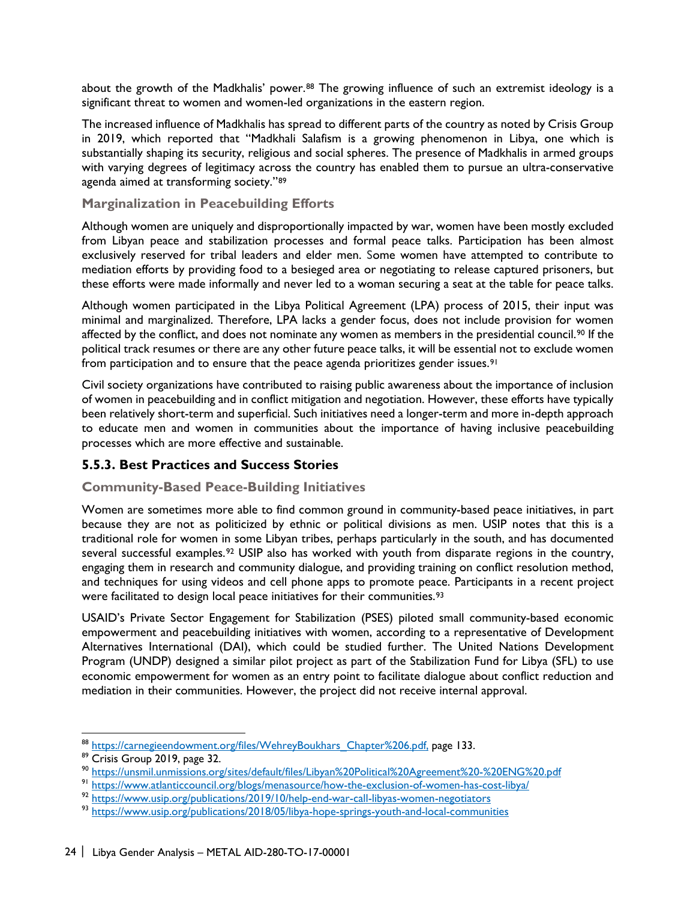about the growth of the Madkhalis' power.[88] The growing influence of such an extremist ideology is a significant threat to women and women-led organizations in the eastern region.

The increased influence of Madkhalis has spread to different parts of the country as noted by Crisis Group in 2019, which reported that "Madkhali Salafism is a growing phenomenon in Libya, one which is substantially shaping its security, religious and social spheres. The presence of Madkhalis in armed groups with varying degrees of legitimacy across the country has enabled them to pursue an ultra-conservative agenda aimed at transforming society."[89]

#### Marginalization in Peacebuilding Efforts

Although women are uniquely and disproportionally impacted by war, women have been mostly excluded from Libyan peace and stabilization processes and formal peace talks. Participation has been almost exclusively reserved for tribal leaders and elder men. Some women have attempted to contribute to mediation efforts by providing food to a besieged area or negotiating to release captured prisoners, but these efforts were made informally and never led to a woman securing a seat at the table for peace talks.

Although women participated in the Libya Political Agreement (LPA) process of 2015, their input was minimal and marginalized. Therefore, LPA lacks a gender focus, does not include provision for women affected by the conflict, and does not nominate any women as members in the presidential council.[90] If the political track resumes or there are any other future peace talks, it will be essential not to exclude women from participation and to ensure that the peace agenda prioritizes gender issues.[91]

Civil society organizations have contributed to raising public awareness about the importance of inclusion of women in peacebuilding and in conflict mitigation and negotiation. However, these efforts have typically been relatively short-term and superficial. Such initiatives need a longer-term and more in-depth approach to educate men and women in communities about the importance of having inclusive peacebuilding processes which are more effective and sustainable.

### 5.5.3. Best Practices and Success Stories

#### Community-Based Peace-Building Initiatives

Women are sometimes more able to find common ground in community-based peace initiatives, in part because they are not as politicized by ethnic or political divisions as men. USIP notes that this is a traditional role for women in some Libyan tribes, perhaps particularly in the south, and has documented several successful examples.[92] USIP also has worked with youth from disparate regions in the country, engaging them in research and community dialogue, and providing training on conflict resolution method, and techniques for using videos and cell phone apps to promote peace. Participants in a recent project were facilitated to design local peace initiatives for their communities.[93]

USAID's Private Sector Engagement for Stabilization (PSES) piloted small community-based economic empowerment and peacebuilding initiatives with women, according to a representative of Development Alternatives International (DAI), which could be studied further. The United Nations Development Program (UNDP) designed a similar pilot project as part of the Stabilization Fund for Libya (SFL) to use economic empowerment for women as an entry point to facilitate dialogue about conflict reduction and mediation in their communities. However, the project did not receive internal approval.

---

[88] https://carnegieendowment.org/files/WehreyBoukhars_Chapter%206.pdf, page 133.

[89] Crisis Group 2019, page 32.

[90] https://unsmil.unmissions.org/sites/default/files/Libyan%20Political%20Agreement%20-%20ENG%20.pdf

[91] https://www.atlanticcouncil.org/blogs/menasource/how-the-exclusion-of-women-has-cost-libya/

[92] https://www.usip.org/publications/2019/10/help-end-war-call-libyas-women-negotiators

[93] https://www.usip.org/publications/2018/05/libya-hope-springs-youth-and-local-communities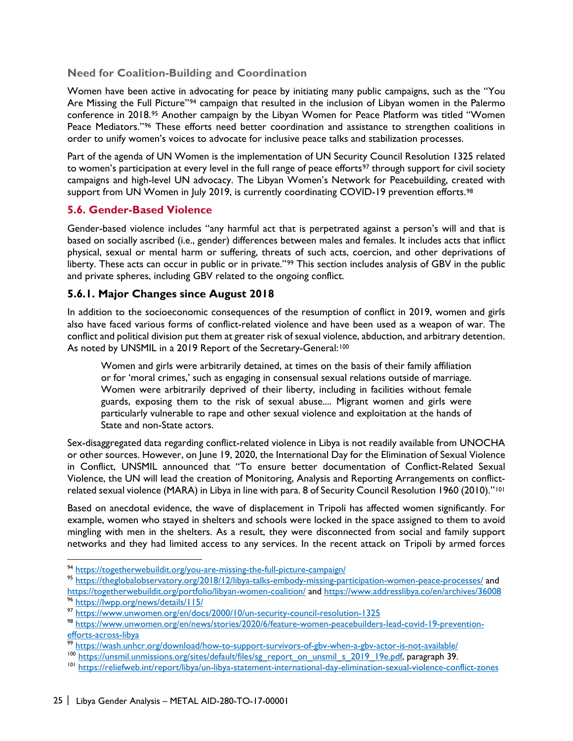### Need for Coalition-Building and Coordination

Women have been active in advocating for peace by initiating many public campaigns, such as the "You Are Missing the Full Picture"[94] campaign that resulted in the inclusion of Libyan women in the Palermo conference in 2018.[95] Another campaign by the Libyan Women for Peace Platform was titled "Women Peace Mediators."[96] These efforts need better coordination and assistance to strengthen coalitions in order to unify women's voices to advocate for inclusive peace talks and stabilization processes.

Part of the agenda of UN Women is the implementation of UN Security Council Resolution 1325 related to women's participation at every level in the full range of peace efforts[97] through support for civil society campaigns and high-level UN advocacy. The Libyan Women's Network for Peacebuilding, created with support from UN Women in July 2019, is currently coordinating COVID-19 prevention efforts.[98]

## 5.6. Gender-Based Violence

Gender-based violence includes "any harmful act that is perpetrated against a person's will and that is based on socially ascribed (i.e., gender) differences between males and females. It includes acts that inflict physical, sexual or mental harm or suffering, threats of such acts, coercion, and other deprivations of liberty. These acts can occur in public or in private."[99] This section includes analysis of GBV in the public and private spheres, including GBV related to the ongoing conflict.

### 5.6.1. Major Changes since August 2018

In addition to the socioeconomic consequences of the resumption of conflict in 2019, women and girls also have faced various forms of conflict-related violence and have been used as a weapon of war. The conflict and political division put them at greater risk of sexual violence, abduction, and arbitrary detention. As noted by UNSMIL in a 2019 Report of the Secretary-General:[100]

> Women and girls were arbitrarily detained, at times on the basis of their family affiliation or for 'moral crimes,' such as engaging in consensual sexual relations outside of marriage. Women were arbitrarily deprived of their liberty, including in facilities without female guards, exposing them to the risk of sexual abuse.... Migrant women and girls were particularly vulnerable to rape and other sexual violence and exploitation at the hands of State and non-State actors.

Sex-disaggregated data regarding conflict-related violence in Libya is not readily available from UNOCHA or other sources. However, on June 19, 2020, the International Day for the Elimination of Sexual Violence in Conflict, UNSMIL announced that "To ensure better documentation of Conflict-Related Sexual Violence, the UN will lead the creation of Monitoring, Analysis and Reporting Arrangements on conflict-related sexual violence (MARA) in Libya in line with para. 8 of Security Council Resolution 1960 (2010)."[101]

Based on anecdotal evidence, the wave of displacement in Tripoli has affected women significantly. For example, women who stayed in shelters and schools were locked in the space assigned to them to avoid mingling with men in the shelters. As a result, they were disconnected from social and family support networks and they had limited access to any services. In the recent attack on Tripoli by armed forces

---

[94] https://togetherwebuildit.org/you-are-missing-the-full-picture-campaign/

[95] https://theglobalobservatory.org/2018/12/libya-talks-embody-missing-participation-women-peace-processes/ and https://togetherwebuildit.org/portfolio/libyan-women-coalition/ and https://www.addresslibya.co/en/archives/36008

[96] https://lwpp.org/news/details/115/

[97] https://www.unwomen.org/en/docs/2000/10/un-security-council-resolution-1325

[98] https://www.unwomen.org/en/news/stories/2020/6/feature-women-peacebuilders-lead-covid-19-prevention-efforts-across-libya

[99] https://wash.unhcr.org/download/how-to-support-survivors-of-gbv-when-a-gbv-actor-is-not-available/

[100] https://unsmil.unmissions.org/sites/default/files/sg_report_on_unsmil_s_2019_19e.pdf, paragraph 39.

[101] https://reliefweb.int/report/libya/un-libya-statement-international-day-elimination-sexual-violence-conflict-zones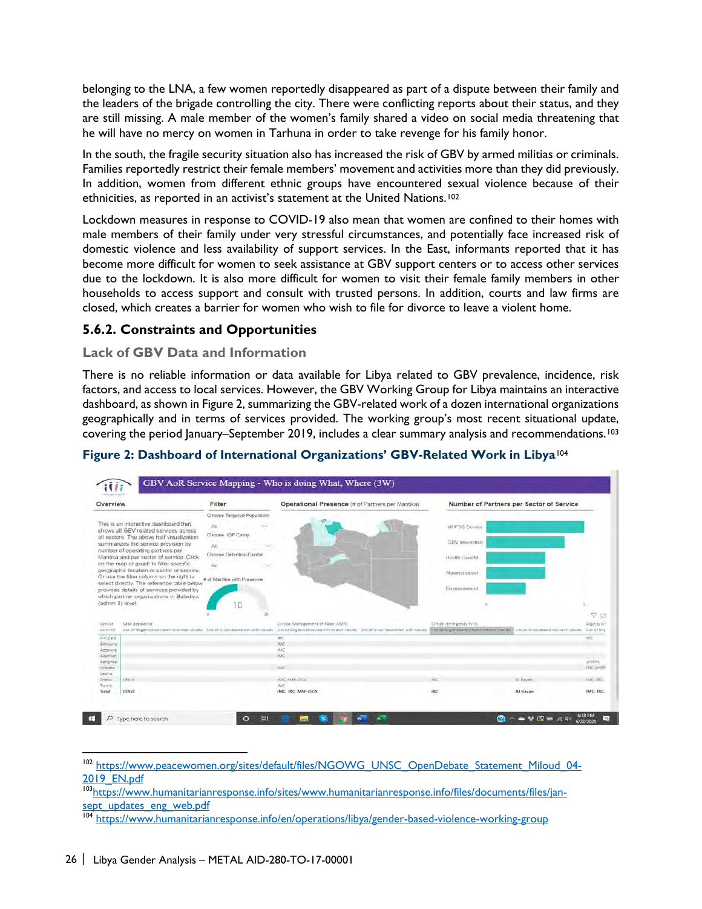belonging to the LNA, a few women reportedly disappeared as part of a dispute between their family and the leaders of the brigade controlling the city. There were conflicting reports about their status, and they are still missing. A male member of the women's family shared a video on social media threatening that he will have no mercy on women in Tarhuna in order to take revenge for his family honor.

In the south, the fragile security situation also has increased the risk of GBV by armed militias or criminals. Families reportedly restrict their female members' movement and activities more than they did previously. In addition, women from different ethnic groups have encountered sexual violence because of their ethnicities, as reported in an activist's statement at the United Nations.[102]

Lockdown measures in response to COVID-19 also mean that women are confined to their homes with male members of their family under very stressful circumstances, and potentially face increased risk of domestic violence and less availability of support services. In the East, informants reported that it has become more difficult for women to seek assistance at GBV support centers or to access other services due to the lockdown. It is also more difficult for women to visit their female family members in other households to access support and consult with trusted persons. In addition, courts and law firms are closed, which creates a barrier for women who wish to file for divorce to leave a violent home.

### 5.6.2. Constraints and Opportunities

#### Lack of GBV Data and Information

There is no reliable information or data available for Libya related to GBV prevalence, incidence, risk factors, and access to local services. However, the GBV Working Group for Libya maintains an interactive dashboard, as shown in Figure 2, summarizing the GBV-related work of a dozen international organizations geographically and in terms of services provided. The working group's most recent situational update, covering the period January–September 2019, includes a clear summary analysis and recommendations.[103]

**Figure 2: Dashboard of International Organizations' GBV-Related Work in Libya**[104]

---

[102] https://www.peacewomen.org/sites/default/files/NGOWG_UNSC_OpenDebate_Statement_Miloud_04-2019_EN.pdf

[103] https://www.humanitarianresponse.info/sites/www.humanitarianresponse.info/files/documents/files/jan-sept_updates_eng_web.pdf

[104] https://www.humanitarianresponse.info/en/operations/libya/gender-based-violence-working-group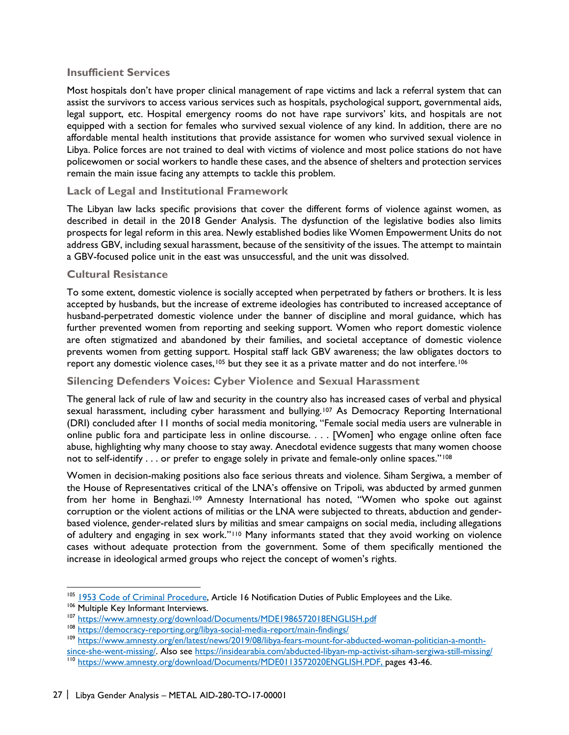### Insufficient Services

Most hospitals don't have proper clinical management of rape victims and lack a referral system that can assist the survivors to access various services such as hospitals, psychological support, governmental aids, legal support, etc. Hospital emergency rooms do not have rape survivors' kits, and hospitals are not equipped with a section for females who survived sexual violence of any kind. In addition, there are no affordable mental health institutions that provide assistance for women who survived sexual violence in Libya. Police forces are not trained to deal with victims of violence and most police stations do not have policewomen or social workers to handle these cases, and the absence of shelters and protection services remain the main issue facing any attempts to tackle this problem.

### Lack of Legal and Institutional Framework

The Libyan law lacks specific provisions that cover the different forms of violence against women, as described in detail in the 2018 Gender Analysis. The dysfunction of the legislative bodies also limits prospects for legal reform in this area. Newly established bodies like Women Empowerment Units do not address GBV, including sexual harassment, because of the sensitivity of the issues. The attempt to maintain a GBV-focused police unit in the east was unsuccessful, and the unit was dissolved.

### Cultural Resistance

To some extent, domestic violence is socially accepted when perpetrated by fathers or brothers. It is less accepted by husbands, but the increase of extreme ideologies has contributed to increased acceptance of husband-perpetrated domestic violence under the banner of discipline and moral guidance, which has further prevented women from reporting and seeking support. Women who report domestic violence are often stigmatized and abandoned by their families, and societal acceptance of domestic violence prevents women from getting support. Hospital staff lack GBV awareness; the law obligates doctors to report any domestic violence cases,[105] but they see it as a private matter and do not interfere.[106]

### Silencing Defenders Voices: Cyber Violence and Sexual Harassment

The general lack of rule of law and security in the country also has increased cases of verbal and physical sexual harassment, including cyber harassment and bullying.[107] As Democracy Reporting International (DRI) concluded after 11 months of social media monitoring, "Female social media users are vulnerable in online public fora and participate less in online discourse. . . . [Women] who engage online often face abuse, highlighting why many choose to stay away. Anecdotal evidence suggests that many women choose not to self-identify . . . or prefer to engage solely in private and female-only online spaces."[108]

Women in decision-making positions also face serious threats and violence. Siham Sergiwa, a member of the House of Representatives critical of the LNA's offensive on Tripoli, was abducted by armed gunmen from her home in Benghazi.[109] Amnesty International has noted, "Women who spoke out against corruption or the violent actions of militias or the LNA were subjected to threats, abduction and gender-based violence, gender-related slurs by militias and smear campaigns on social media, including allegations of adultery and engaging in sex work."[110] Many informants stated that they avoid working on violence cases without adequate protection from the government. Some of them specifically mentioned the increase in ideological armed groups who reject the concept of women's rights.

---

[105] 1953 Code of Criminal Procedure, Article 16 Notification Duties of Public Employees and the Like.

[106] Multiple Key Informant Interviews.

[107] https://www.amnesty.org/download/Documents/MDE1986572018ENGLISH.pdf

[108] https://democracy-reporting.org/libya-social-media-report/main-findings/

[109] https://www.amnesty.org/en/latest/news/2019/08/libya-fears-mount-for-abducted-woman-politician-a-month-since-she-went-missing/. Also see https://insidearabia.com/abducted-libyan-mp-activist-siham-sergiwa-still-missing/

[110] https://www.amnesty.org/download/Documents/MDE0113572020ENGLISH.PDF, pages 43-46.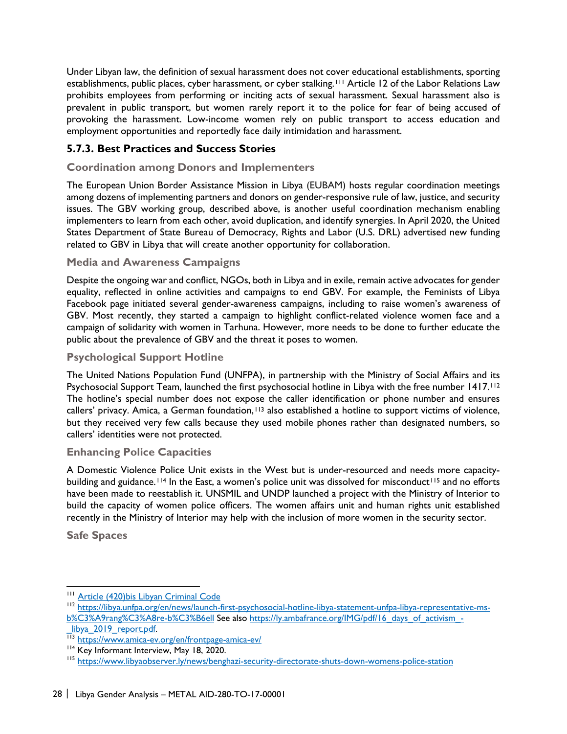Under Libyan law, the definition of sexual harassment does not cover educational establishments, sporting establishments, public places, cyber harassment, or cyber stalking.[111] Article 12 of the Labor Relations Law prohibits employees from performing or inciting acts of sexual harassment. Sexual harassment also is prevalent in public transport, but women rarely report it to the police for fear of being accused of provoking the harassment. Low-income women rely on public transport to access education and employment opportunities and reportedly face daily intimidation and harassment.

### 5.7.3. Best Practices and Success Stories

#### Coordination among Donors and Implementers

The European Union Border Assistance Mission in Libya (EUBAM) hosts regular coordination meetings among dozens of implementing partners and donors on gender-responsive rule of law, justice, and security issues. The GBV working group, described above, is another useful coordination mechanism enabling implementers to learn from each other, avoid duplication, and identify synergies. In April 2020, the United States Department of State Bureau of Democracy, Rights and Labor (U.S. DRL) advertised new funding related to GBV in Libya that will create another opportunity for collaboration.

#### Media and Awareness Campaigns

Despite the ongoing war and conflict, NGOs, both in Libya and in exile, remain active advocates for gender equality, reflected in online activities and campaigns to end GBV. For example, the Feminists of Libya Facebook page initiated several gender-awareness campaigns, including to raise women's awareness of GBV. Most recently, they started a campaign to highlight conflict-related violence women face and a campaign of solidarity with women in Tarhuna. However, more needs to be done to further educate the public about the prevalence of GBV and the threat it poses to women.

#### Psychological Support Hotline

The United Nations Population Fund (UNFPA), in partnership with the Ministry of Social Affairs and its Psychosocial Support Team, launched the first psychosocial hotline in Libya with the free number 1417.[112] The hotline's special number does not expose the caller identification or phone number and ensures callers' privacy. Amica, a German foundation,[113] also established a hotline to support victims of violence, but they received very few calls because they used mobile phones rather than designated numbers, so callers' identities were not protected.

#### Enhancing Police Capacities

A Domestic Violence Police Unit exists in the West but is under-resourced and needs more capacity-building and guidance.[114] In the East, a women's police unit was dissolved for misconduct[115] and no efforts have been made to reestablish it. UNSMIL and UNDP launched a project with the Ministry of Interior to build the capacity of women police officers. The women affairs unit and human rights unit established recently in the Ministry of Interior may help with the inclusion of more women in the security sector.

#### Safe Spaces

---

[111] Article (420)bis Libyan Criminal Code

[112] https://libya.unfpa.org/en/news/launch-first-psychosocial-hotline-libya-statement-unfpa-libya-representative-ms-b%C3%A9rang%C3%A8re-b%C3%B6ell See also https://ly.ambafrance.org/IMG/pdf/16_days_of_activism_-_libya_2019_report.pdf.

[113] https://www.amica-ev.org/en/frontpage-amica-ev/

[114] Key Informant Interview, May 18, 2020.

[115] https://www.libyaobserver.ly/news/benghazi-security-directorate-shuts-down-womens-police-station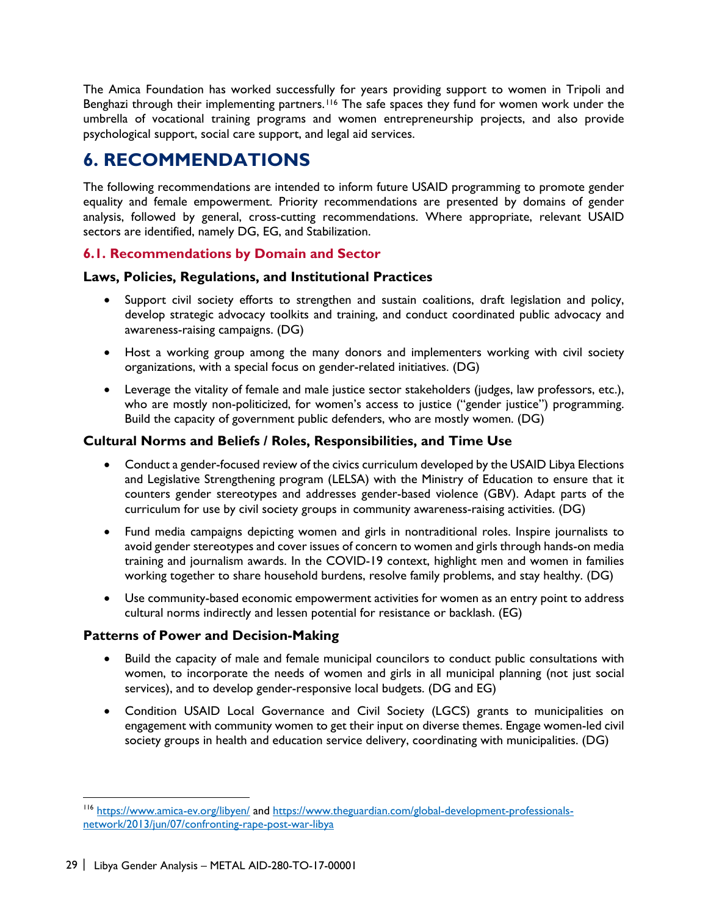The Amica Foundation has worked successfully for years providing support to women in Tripoli and Benghazi through their implementing partners.[116] The safe spaces they fund for women work under the umbrella of vocational training programs and women entrepreneurship projects, and also provide psychological support, social care support, and legal aid services.

# 6. RECOMMENDATIONS

The following recommendations are intended to inform future USAID programming to promote gender equality and female empowerment. Priority recommendations are presented by domains of gender analysis, followed by general, cross-cutting recommendations. Where appropriate, relevant USAID sectors are identified, namely DG, EG, and Stabilization.

## 6.1. Recommendations by Domain and Sector

### Laws, Policies, Regulations, and Institutional Practices

- Support civil society efforts to strengthen and sustain coalitions, draft legislation and policy, develop strategic advocacy toolkits and training, and conduct coordinated public advocacy and awareness-raising campaigns. (DG)
- Host a working group among the many donors and implementers working with civil society organizations, with a special focus on gender-related initiatives. (DG)
- Leverage the vitality of female and male justice sector stakeholders (judges, law professors, etc.), who are mostly non-politicized, for women's access to justice ("gender justice") programming. Build the capacity of government public defenders, who are mostly women. (DG)

### Cultural Norms and Beliefs / Roles, Responsibilities, and Time Use

- Conduct a gender-focused review of the civics curriculum developed by the USAID Libya Elections and Legislative Strengthening program (LELSA) with the Ministry of Education to ensure that it counters gender stereotypes and addresses gender-based violence (GBV). Adapt parts of the curriculum for use by civil society groups in community awareness-raising activities. (DG)
- Fund media campaigns depicting women and girls in nontraditional roles. Inspire journalists to avoid gender stereotypes and cover issues of concern to women and girls through hands-on media training and journalism awards. In the COVID-19 context, highlight men and women in families working together to share household burdens, resolve family problems, and stay healthy. (DG)
- Use community-based economic empowerment activities for women as an entry point to address cultural norms indirectly and lessen potential for resistance or backlash. (EG)

### Patterns of Power and Decision-Making

- Build the capacity of male and female municipal councilors to conduct public consultations with women, to incorporate the needs of women and girls in all municipal planning (not just social services), and to develop gender-responsive local budgets. (DG and EG)
- Condition USAID Local Governance and Civil Society (LGCS) grants to municipalities on engagement with community women to get their input on diverse themes. Engage women-led civil society groups in health and education service delivery, coordinating with municipalities. (DG)

[116] https://www.amica-ev.org/libyen/ and https://www.theguardian.com/global-development-professionals-network/2013/jun/07/confronting-rape-post-war-libya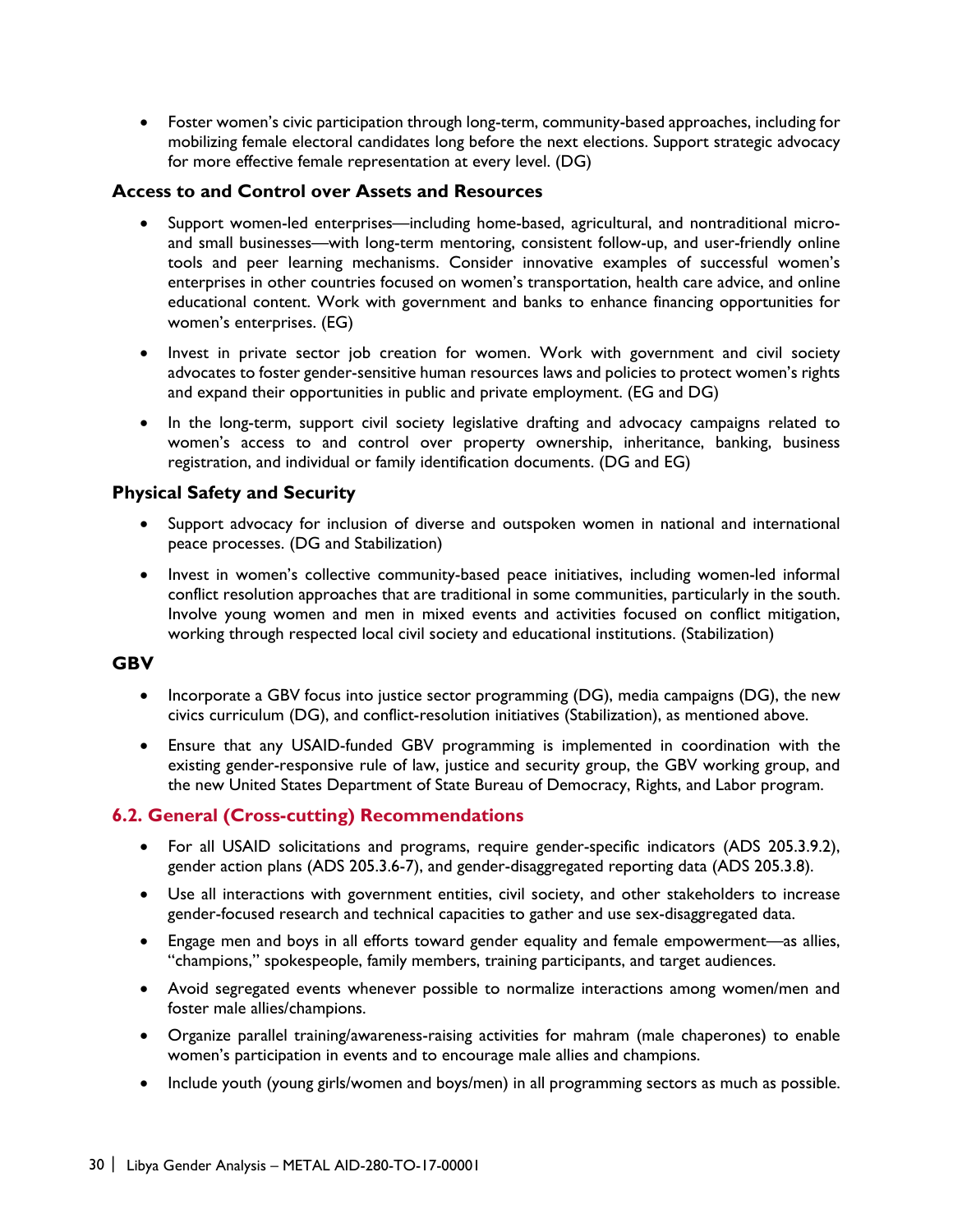- Foster women's civic participation through long-term, community-based approaches, including for mobilizing female electoral candidates long before the next elections. Support strategic advocacy for more effective female representation at every level. (DG)

### Access to and Control over Assets and Resources

- Support women-led enterprises—including home-based, agricultural, and nontraditional micro- and small businesses—with long-term mentoring, consistent follow-up, and user-friendly online tools and peer learning mechanisms. Consider innovative examples of successful women's enterprises in other countries focused on women's transportation, health care advice, and online educational content. Work with government and banks to enhance financing opportunities for women's enterprises. (EG)
- Invest in private sector job creation for women. Work with government and civil society advocates to foster gender-sensitive human resources laws and policies to protect women's rights and expand their opportunities in public and private employment. (EG and DG)
- In the long-term, support civil society legislative drafting and advocacy campaigns related to women's access to and control over property ownership, inheritance, banking, business registration, and individual or family identification documents. (DG and EG)

### Physical Safety and Security

- Support advocacy for inclusion of diverse and outspoken women in national and international peace processes. (DG and Stabilization)
- Invest in women's collective community-based peace initiatives, including women-led informal conflict resolution approaches that are traditional in some communities, particularly in the south. Involve young women and men in mixed events and activities focused on conflict mitigation, working through respected local civil society and educational institutions. (Stabilization)

### GBV

- Incorporate a GBV focus into justice sector programming (DG), media campaigns (DG), the new civics curriculum (DG), and conflict-resolution initiatives (Stabilization), as mentioned above.
- Ensure that any USAID-funded GBV programming is implemented in coordination with the existing gender-responsive rule of law, justice and security group, the GBV working group, and the new United States Department of State Bureau of Democracy, Rights, and Labor program.

## 6.2. General (Cross-cutting) Recommendations

- For all USAID solicitations and programs, require gender-specific indicators (ADS 205.3.9.2), gender action plans (ADS 205.3.6-7), and gender-disaggregated reporting data (ADS 205.3.8).
- Use all interactions with government entities, civil society, and other stakeholders to increase gender-focused research and technical capacities to gather and use sex-disaggregated data.
- Engage men and boys in all efforts toward gender equality and female empowerment—as allies, "champions," spokespeople, family members, training participants, and target audiences.
- Avoid segregated events whenever possible to normalize interactions among women/men and foster male allies/champions.
- Organize parallel training/awareness-raising activities for mahram (male chaperones) to enable women's participation in events and to encourage male allies and champions.
- Include youth (young girls/women and boys/men) in all programming sectors as much as possible.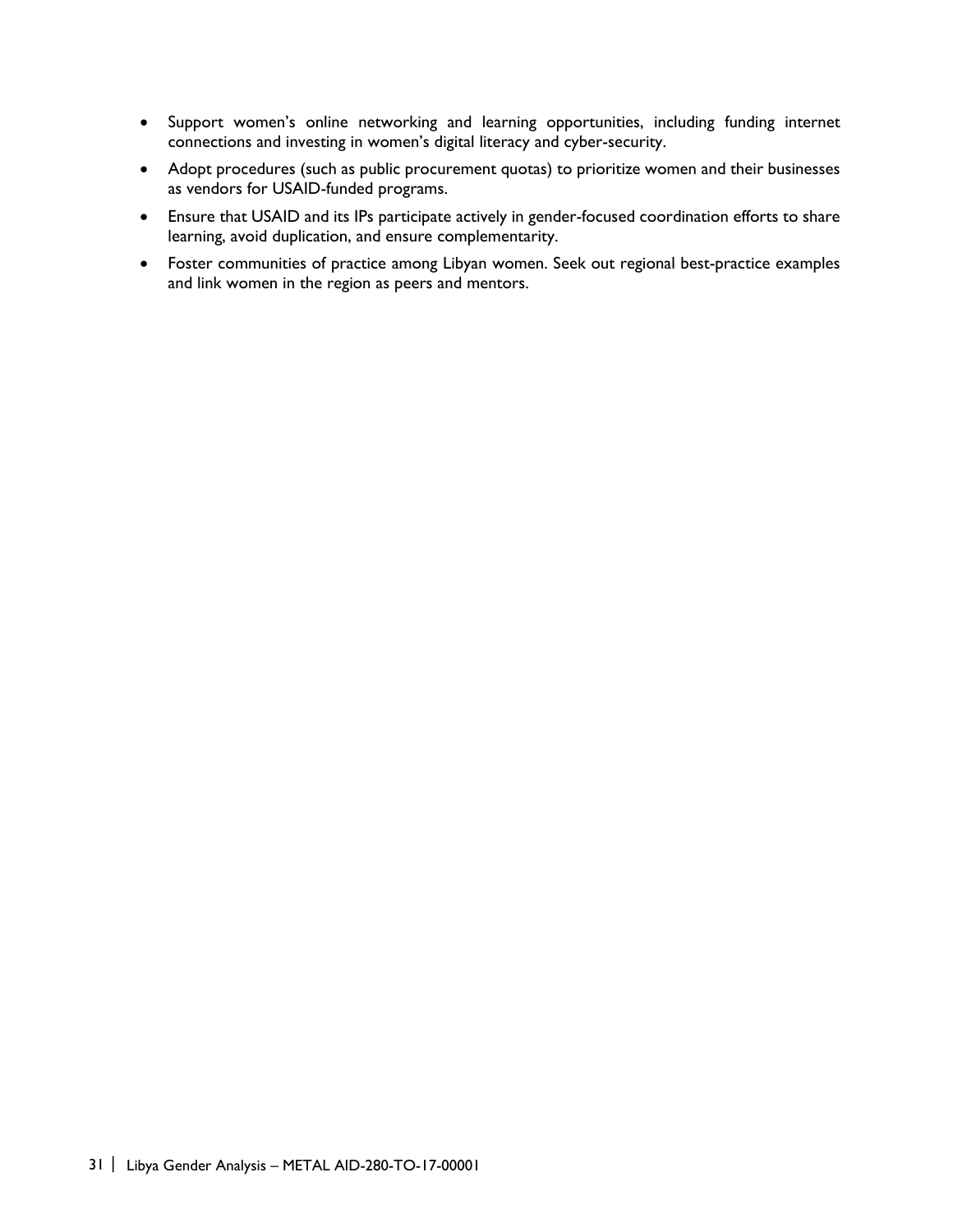- Support women's online networking and learning opportunities, including funding internet connections and investing in women's digital literacy and cyber-security.
- Adopt procedures (such as public procurement quotas) to prioritize women and their businesses as vendors for USAID-funded programs.
- Ensure that USAID and its IPs participate actively in gender-focused coordination efforts to share learning, avoid duplication, and ensure complementarity.
- Foster communities of practice among Libyan women. Seek out regional best-practice examples and link women in the region as peers and mentors.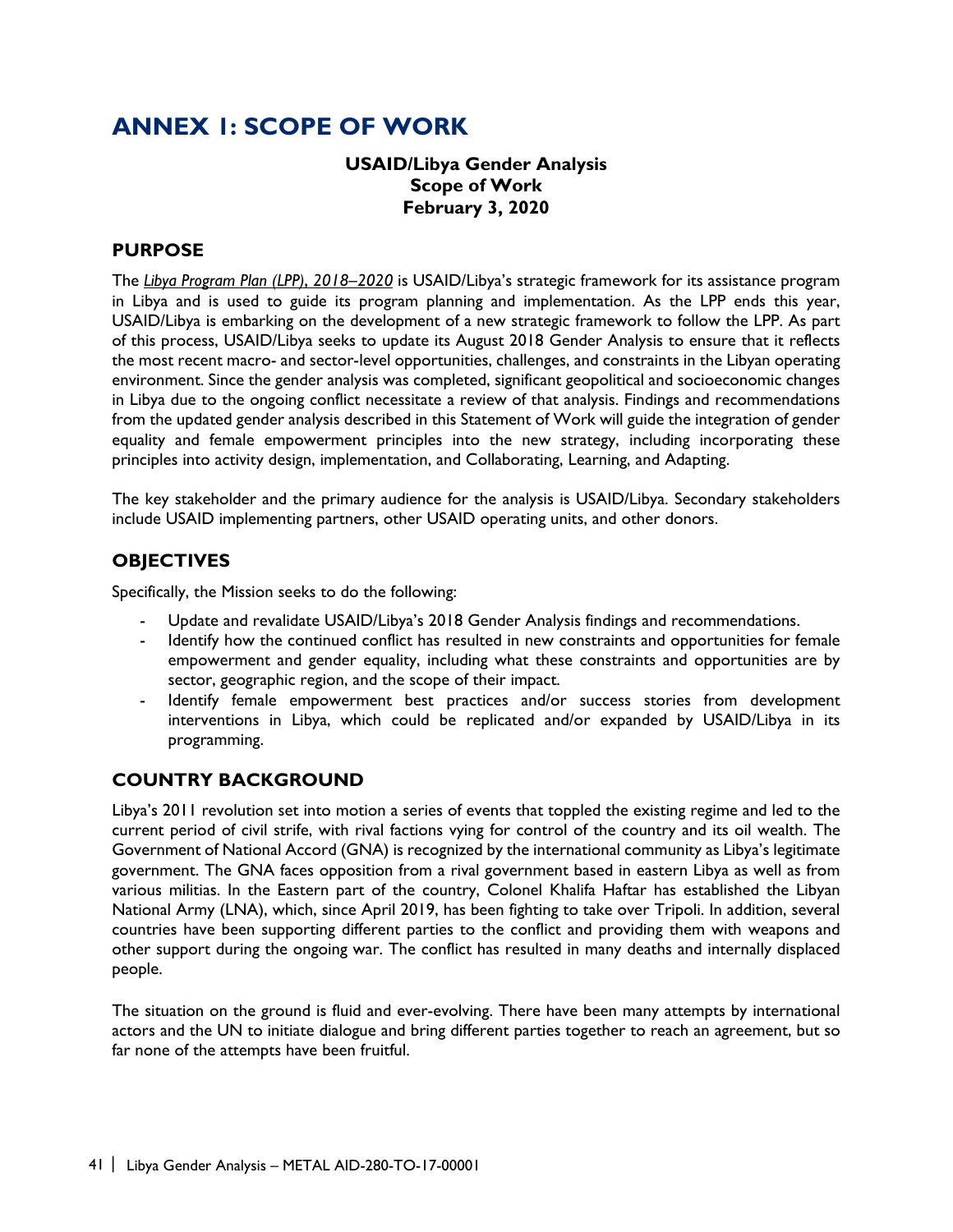# ANNEX 1: SCOPE OF WORK

**USAID/Libya Gender Analysis**
**Scope of Work**
**February 3, 2020**

## PURPOSE

The *Libya Program Plan (LPP), 2018–2020* is USAID/Libya's strategic framework for its assistance program in Libya and is used to guide its program planning and implementation. As the LPP ends this year, USAID/Libya is embarking on the development of a new strategic framework to follow the LPP. As part of this process, USAID/Libya seeks to update its August 2018 Gender Analysis to ensure that it reflects the most recent macro- and sector-level opportunities, challenges, and constraints in the Libyan operating environment. Since the gender analysis was completed, significant geopolitical and socioeconomic changes in Libya due to the ongoing conflict necessitate a review of that analysis. Findings and recommendations from the updated gender analysis described in this Statement of Work will guide the integration of gender equality and female empowerment principles into the new strategy, including incorporating these principles into activity design, implementation, and Collaborating, Learning, and Adapting.

The key stakeholder and the primary audience for the analysis is USAID/Libya. Secondary stakeholders include USAID implementing partners, other USAID operating units, and other donors.

## OBJECTIVES

Specifically, the Mission seeks to do the following:

- Update and revalidate USAID/Libya's 2018 Gender Analysis findings and recommendations.
- Identify how the continued conflict has resulted in new constraints and opportunities for female empowerment and gender equality, including what these constraints and opportunities are by sector, geographic region, and the scope of their impact.
- Identify female empowerment best practices and/or success stories from development interventions in Libya, which could be replicated and/or expanded by USAID/Libya in its programming.

## COUNTRY BACKGROUND

Libya's 2011 revolution set into motion a series of events that toppled the existing regime and led to the current period of civil strife, with rival factions vying for control of the country and its oil wealth. The Government of National Accord (GNA) is recognized by the international community as Libya's legitimate government. The GNA faces opposition from a rival government based in eastern Libya as well as from various militias. In the Eastern part of the country, Colonel Khalifa Haftar has established the Libyan National Army (LNA), which, since April 2019, has been fighting to take over Tripoli. In addition, several countries have been supporting different parties to the conflict and providing them with weapons and other support during the ongoing war. The conflict has resulted in many deaths and internally displaced people.

The situation on the ground is fluid and ever-evolving. There have been many attempts by international actors and the UN to initiate dialogue and bring different parties together to reach an agreement, but so far none of the attempts have been fruitful.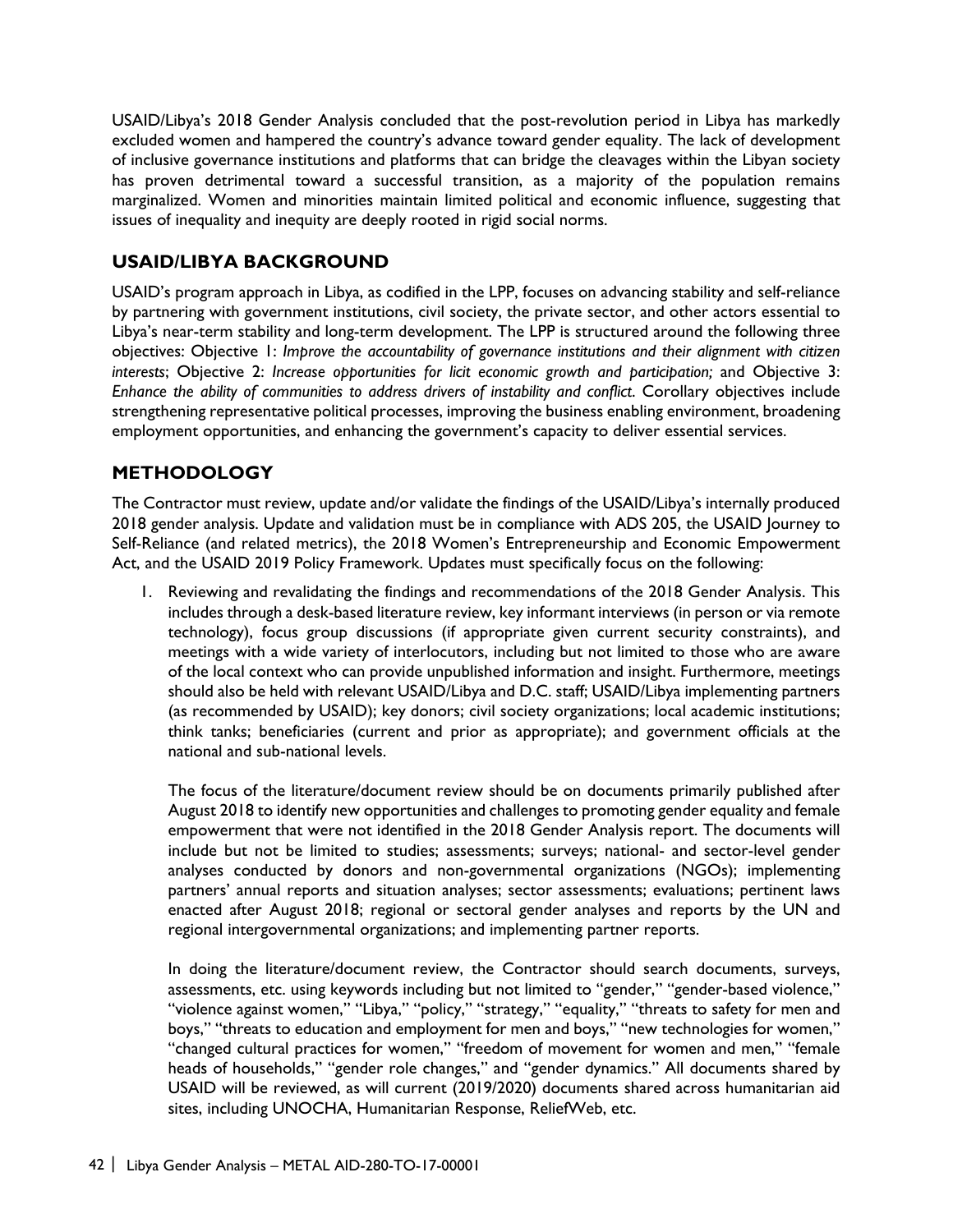USAID/Libya's 2018 Gender Analysis concluded that the post-revolution period in Libya has markedly excluded women and hampered the country's advance toward gender equality. The lack of development of inclusive governance institutions and platforms that can bridge the cleavages within the Libyan society has proven detrimental toward a successful transition, as a majority of the population remains marginalized. Women and minorities maintain limited political and economic influence, suggesting that issues of inequality and inequity are deeply rooted in rigid social norms.

## USAID/LIBYA BACKGROUND

USAID's program approach in Libya, as codified in the LPP, focuses on advancing stability and self-reliance by partnering with government institutions, civil society, the private sector, and other actors essential to Libya's near-term stability and long-term development. The LPP is structured around the following three objectives: Objective 1: *Improve the accountability of governance institutions and their alignment with citizen interests*; Objective 2: *Increase opportunities for licit economic growth and participation;* and Objective 3: *Enhance the ability of communities to address drivers of instability and conflict*. Corollary objectives include strengthening representative political processes, improving the business enabling environment, broadening employment opportunities, and enhancing the government's capacity to deliver essential services.

## METHODOLOGY

The Contractor must review, update and/or validate the findings of the USAID/Libya's internally produced 2018 gender analysis. Update and validation must be in compliance with ADS 205, the USAID Journey to Self-Reliance (and related metrics), the 2018 Women's Entrepreneurship and Economic Empowerment Act, and the USAID 2019 Policy Framework. Updates must specifically focus on the following:

1. Reviewing and revalidating the findings and recommendations of the 2018 Gender Analysis. This includes through a desk-based literature review, key informant interviews (in person or via remote technology), focus group discussions (if appropriate given current security constraints), and meetings with a wide variety of interlocutors, including but not limited to those who are aware of the local context who can provide unpublished information and insight. Furthermore, meetings should also be held with relevant USAID/Libya and D.C. staff; USAID/Libya implementing partners (as recommended by USAID); key donors; civil society organizations; local academic institutions; think tanks; beneficiaries (current and prior as appropriate); and government officials at the national and sub-national levels.

   The focus of the literature/document review should be on documents primarily published after August 2018 to identify new opportunities and challenges to promoting gender equality and female empowerment that were not identified in the 2018 Gender Analysis report. The documents will include but not be limited to studies; assessments; surveys; national- and sector-level gender analyses conducted by donors and non-governmental organizations (NGOs); implementing partners' annual reports and situation analyses; sector assessments; evaluations; pertinent laws enacted after August 2018; regional or sectoral gender analyses and reports by the UN and regional intergovernmental organizations; and implementing partner reports.

   In doing the literature/document review, the Contractor should search documents, surveys, assessments, etc. using keywords including but not limited to "gender," "gender-based violence," "violence against women," "Libya," "policy," "strategy," "equality," "threats to safety for men and boys," "threats to education and employment for men and boys," "new technologies for women," "changed cultural practices for women," "freedom of movement for women and men," "female heads of households," "gender role changes," and "gender dynamics." All documents shared by USAID will be reviewed, as will current (2019/2020) documents shared across humanitarian aid sites, including UNOCHA, Humanitarian Response, ReliefWeb, etc.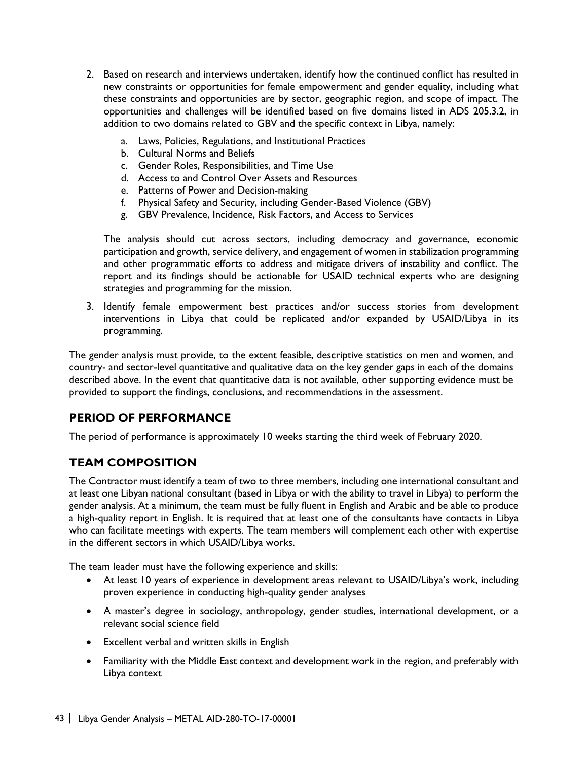2. Based on research and interviews undertaken, identify how the continued conflict has resulted in new constraints or opportunities for female empowerment and gender equality, including what these constraints and opportunities are by sector, geographic region, and scope of impact. The opportunities and challenges will be identified based on five domains listed in ADS 205.3.2, in addition to two domains related to GBV and the specific context in Libya, namely:

   a. Laws, Policies, Regulations, and Institutional Practices
   b. Cultural Norms and Beliefs
   c. Gender Roles, Responsibilities, and Time Use
   d. Access to and Control Over Assets and Resources
   e. Patterns of Power and Decision-making
   f. Physical Safety and Security, including Gender-Based Violence (GBV)
   g. GBV Prevalence, Incidence, Risk Factors, and Access to Services

   The analysis should cut across sectors, including democracy and governance, economic participation and growth, service delivery, and engagement of women in stabilization programming and other programmatic efforts to address and mitigate drivers of instability and conflict. The report and its findings should be actionable for USAID technical experts who are designing strategies and programming for the mission.

3. Identify female empowerment best practices and/or success stories from development interventions in Libya that could be replicated and/or expanded by USAID/Libya in its programming.

The gender analysis must provide, to the extent feasible, descriptive statistics on men and women, and country- and sector-level quantitative and qualitative data on the key gender gaps in each of the domains described above. In the event that quantitative data is not available, other supporting evidence must be provided to support the findings, conclusions, and recommendations in the assessment.

## PERIOD OF PERFORMANCE

The period of performance is approximately 10 weeks starting the third week of February 2020.

## TEAM COMPOSITION

The Contractor must identify a team of two to three members, including one international consultant and at least one Libyan national consultant (based in Libya or with the ability to travel in Libya) to perform the gender analysis. At a minimum, the team must be fully fluent in English and Arabic and be able to produce a high-quality report in English. It is required that at least one of the consultants have contacts in Libya who can facilitate meetings with experts. The team members will complement each other with expertise in the different sectors in which USAID/Libya works.

The team leader must have the following experience and skills:

- At least 10 years of experience in development areas relevant to USAID/Libya's work, including proven experience in conducting high-quality gender analyses
- A master's degree in sociology, anthropology, gender studies, international development, or a relevant social science field
- Excellent verbal and written skills in English
- Familiarity with the Middle East context and development work in the region, and preferably with Libya context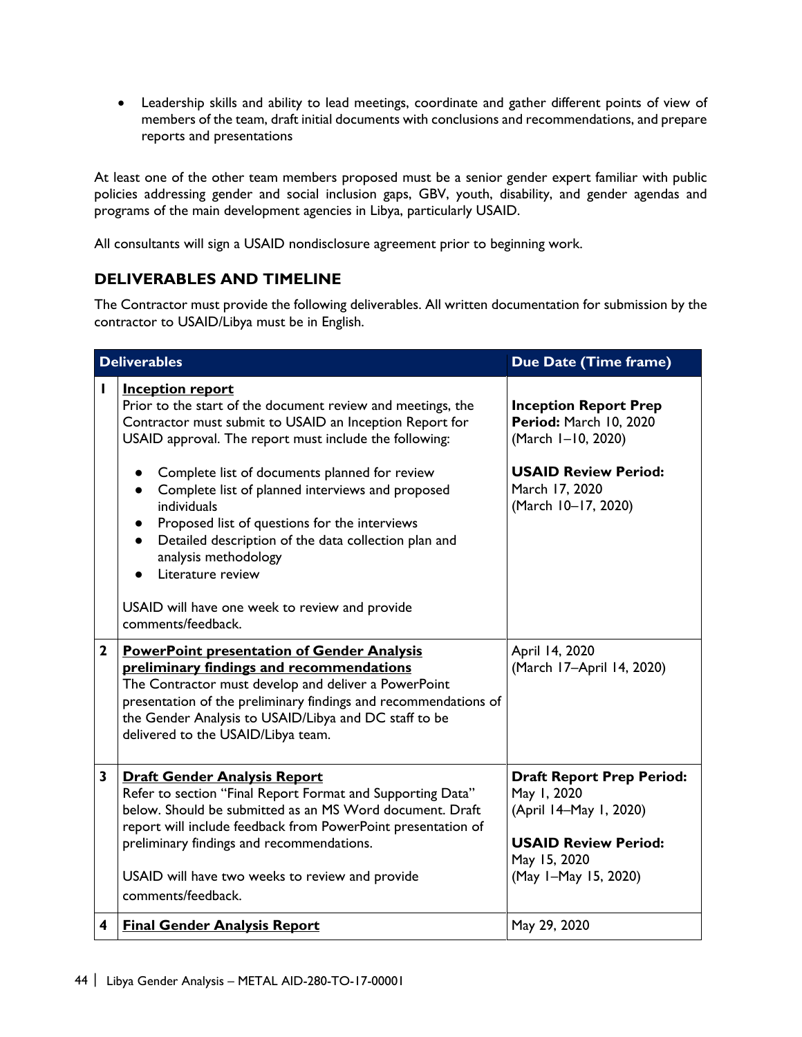- Leadership skills and ability to lead meetings, coordinate and gather different points of view of members of the team, draft initial documents with conclusions and recommendations, and prepare reports and presentations

At least one of the other team members proposed must be a senior gender expert familiar with public policies addressing gender and social inclusion gaps, GBV, youth, disability, and gender agendas and programs of the main development agencies in Libya, particularly USAID.

All consultants will sign a USAID nondisclosure agreement prior to beginning work.

## DELIVERABLES AND TIMELINE

The Contractor must provide the following deliverables. All written documentation for submission by the contractor to USAID/Libya must be in English.

| | Deliverables | Due Date (Time frame) |
|---|---|---|
| 1 | **Inception report**<br>Prior to the start of the document review and meetings, the Contractor must submit to USAID an Inception Report for USAID approval. The report must include the following:<br>• Complete list of documents planned for review<br>• Complete list of planned interviews and proposed individuals<br>• Proposed list of questions for the interviews<br>• Detailed description of the data collection plan and analysis methodology<br>• Literature review<br><br>USAID will have one week to review and provide comments/feedback. | **Inception Report Prep Period:** March 10, 2020 (March 1–10, 2020)<br><br>**USAID Review Period:** March 17, 2020 (March 10–17, 2020) |
| 2 | **PowerPoint presentation of Gender Analysis preliminary findings and recommendations**<br>The Contractor must develop and deliver a PowerPoint presentation of the preliminary findings and recommendations of the Gender Analysis to USAID/Libya and DC staff to be delivered to the USAID/Libya team. | April 14, 2020 (March 17–April 14, 2020) |
| 3 | **Draft Gender Analysis Report**<br>Refer to section "Final Report Format and Supporting Data" below. Should be submitted as an MS Word document. Draft report will include feedback from PowerPoint presentation of preliminary findings and recommendations.<br><br>USAID will have two weeks to review and provide comments/feedback. | **Draft Report Prep Period:** May 1, 2020 (April 14–May 1, 2020)<br><br>**USAID Review Period:** May 15, 2020 (May 1–May 15, 2020) |
| 4 | **Final Gender Analysis Report** | May 29, 2020 |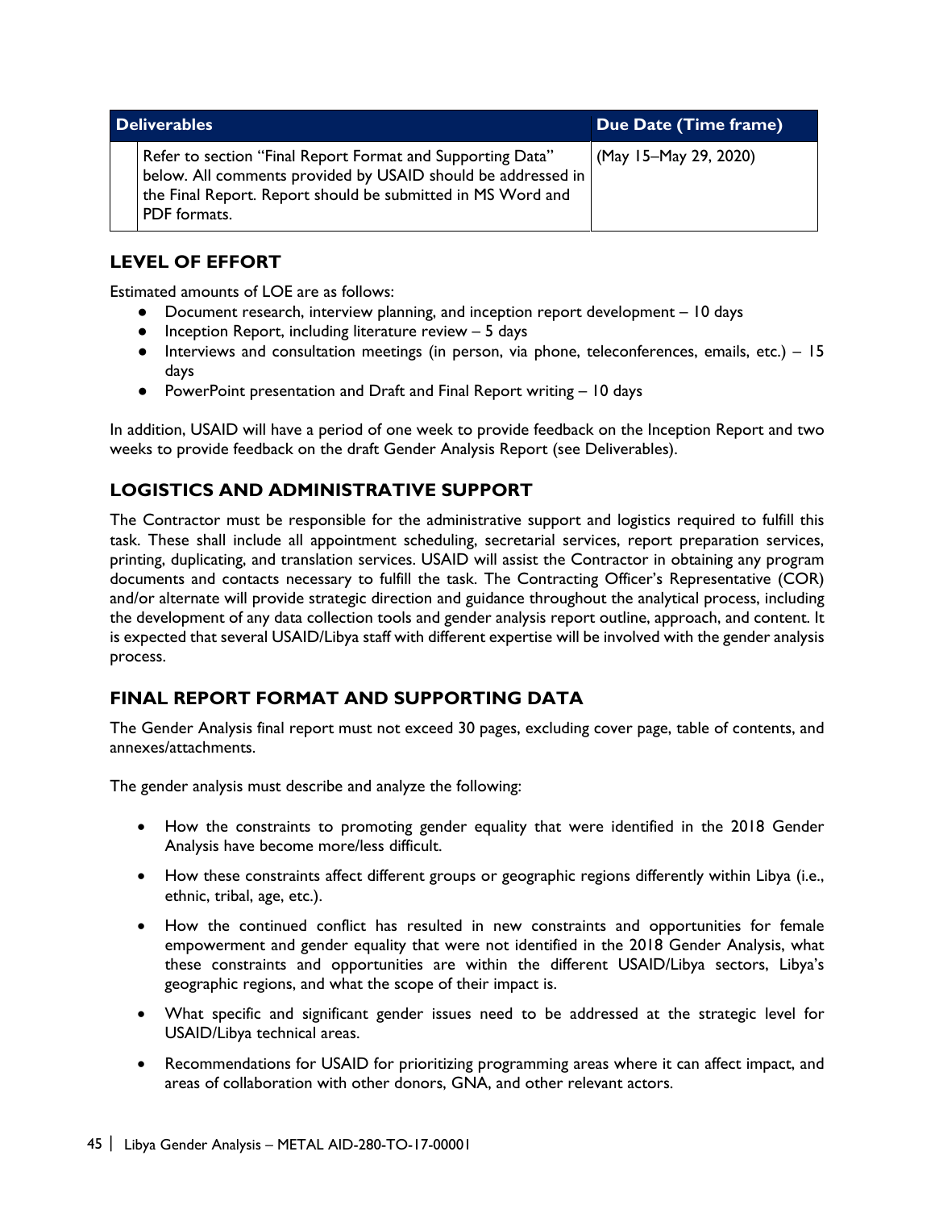| Deliverables | | Due Date (Time frame) |
|---|---|---|
| | Refer to section "Final Report Format and Supporting Data" below. All comments provided by USAID should be addressed in the Final Report. Report should be submitted in MS Word and PDF formats. | (May 15–May 29, 2020) |

## LEVEL OF EFFORT

Estimated amounts of LOE are as follows:

- Document research, interview planning, and inception report development – 10 days
- Inception Report, including literature review – 5 days
- Interviews and consultation meetings (in person, via phone, teleconferences, emails, etc.) – 15 days
- PowerPoint presentation and Draft and Final Report writing – 10 days

In addition, USAID will have a period of one week to provide feedback on the Inception Report and two weeks to provide feedback on the draft Gender Analysis Report (see Deliverables).

## LOGISTICS AND ADMINISTRATIVE SUPPORT

The Contractor must be responsible for the administrative support and logistics required to fulfill this task. These shall include all appointment scheduling, secretarial services, report preparation services, printing, duplicating, and translation services. USAID will assist the Contractor in obtaining any program documents and contacts necessary to fulfill the task. The Contracting Officer's Representative (COR) and/or alternate will provide strategic direction and guidance throughout the analytical process, including the development of any data collection tools and gender analysis report outline, approach, and content. It is expected that several USAID/Libya staff with different expertise will be involved with the gender analysis process.

## FINAL REPORT FORMAT AND SUPPORTING DATA

The Gender Analysis final report must not exceed 30 pages, excluding cover page, table of contents, and annexes/attachments.

The gender analysis must describe and analyze the following:

- How the constraints to promoting gender equality that were identified in the 2018 Gender Analysis have become more/less difficult.
- How these constraints affect different groups or geographic regions differently within Libya (i.e., ethnic, tribal, age, etc.).
- How the continued conflict has resulted in new constraints and opportunities for female empowerment and gender equality that were not identified in the 2018 Gender Analysis, what these constraints and opportunities are within the different USAID/Libya sectors, Libya's geographic regions, and what the scope of their impact is.
- What specific and significant gender issues need to be addressed at the strategic level for USAID/Libya technical areas.
- Recommendations for USAID for prioritizing programming areas where it can affect impact, and areas of collaboration with other donors, GNA, and other relevant actors.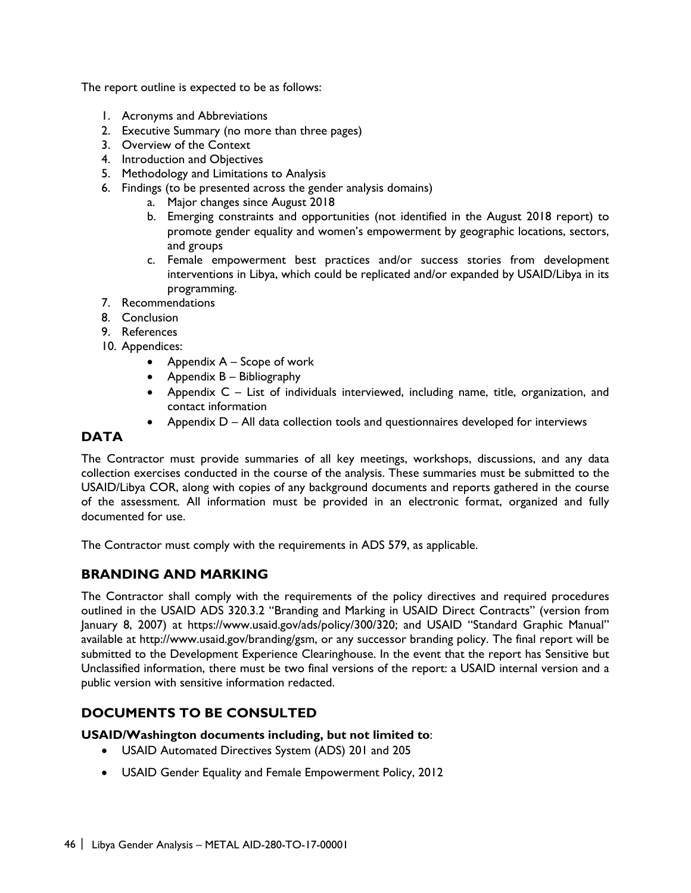The report outline is expected to be as follows:

1. Acronyms and Abbreviations
2. Executive Summary (no more than three pages)
3. Overview of the Context
4. Introduction and Objectives
5. Methodology and Limitations to Analysis
6. Findings (to be presented across the gender analysis domains)
    a. Major changes since August 2018
    b. Emerging constraints and opportunities (not identified in the August 2018 report) to promote gender equality and women's empowerment by geographic locations, sectors, and groups
    c. Female empowerment best practices and/or success stories from development interventions in Libya, which could be replicated and/or expanded by USAID/Libya in its programming.
7. Recommendations
8. Conclusion
9. References
10. Appendices:
    - Appendix A – Scope of work
    - Appendix B – Bibliography
    - Appendix C – List of individuals interviewed, including name, title, organization, and contact information
    - Appendix D – All data collection tools and questionnaires developed for interviews

## DATA

The Contractor must provide summaries of all key meetings, workshops, discussions, and any data collection exercises conducted in the course of the analysis. These summaries must be submitted to the USAID/Libya COR, along with copies of any background documents and reports gathered in the course of the assessment. All information must be provided in an electronic format, organized and fully documented for use.

The Contractor must comply with the requirements in ADS 579, as applicable.

## BRANDING AND MARKING

The Contractor shall comply with the requirements of the policy directives and required procedures outlined in the USAID ADS 320.3.2 "Branding and Marking in USAID Direct Contracts" (version from January 8, 2007) at https://www.usaid.gov/ads/policy/300/320; and USAID "Standard Graphic Manual" available at http://www.usaid.gov/branding/gsm, or any successor branding policy. The final report will be submitted to the Development Experience Clearinghouse. In the event that the report has Sensitive but Unclassified information, there must be two final versions of the report: a USAID internal version and a public version with sensitive information redacted.

## DOCUMENTS TO BE CONSULTED

**USAID/Washington documents including, but not limited to**:

- USAID Automated Directives System (ADS) 201 and 205
- USAID Gender Equality and Female Empowerment Policy, 2012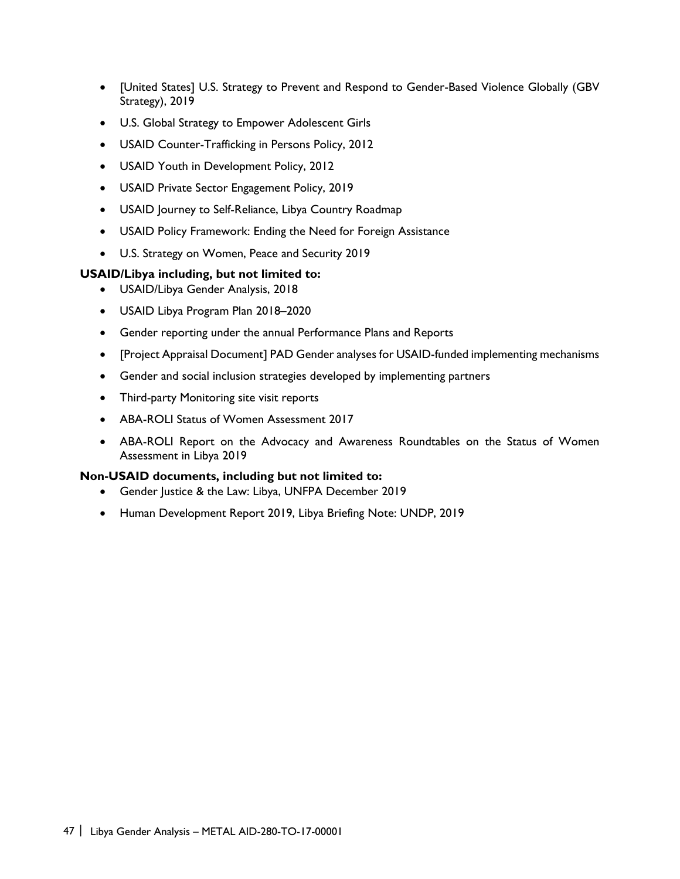- [United States] U.S. Strategy to Prevent and Respond to Gender-Based Violence Globally (GBV Strategy), 2019
- U.S. Global Strategy to Empower Adolescent Girls
- USAID Counter-Trafficking in Persons Policy, 2012
- USAID Youth in Development Policy, 2012
- USAID Private Sector Engagement Policy, 2019
- USAID Journey to Self-Reliance, Libya Country Roadmap
- USAID Policy Framework: Ending the Need for Foreign Assistance
- U.S. Strategy on Women, Peace and Security 2019

**USAID/Libya including, but not limited to:**

- USAID/Libya Gender Analysis, 2018
- USAID Libya Program Plan 2018–2020
- Gender reporting under the annual Performance Plans and Reports
- [Project Appraisal Document] PAD Gender analyses for USAID-funded implementing mechanisms
- Gender and social inclusion strategies developed by implementing partners
- Third-party Monitoring site visit reports
- ABA-ROLI Status of Women Assessment 2017
- ABA-ROLI Report on the Advocacy and Awareness Roundtables on the Status of Women Assessment in Libya 2019

**Non-USAID documents, including but not limited to:**

- Gender Justice & the Law: Libya, UNFPA December 2019
- Human Development Report 2019, Libya Briefing Note: UNDP, 2019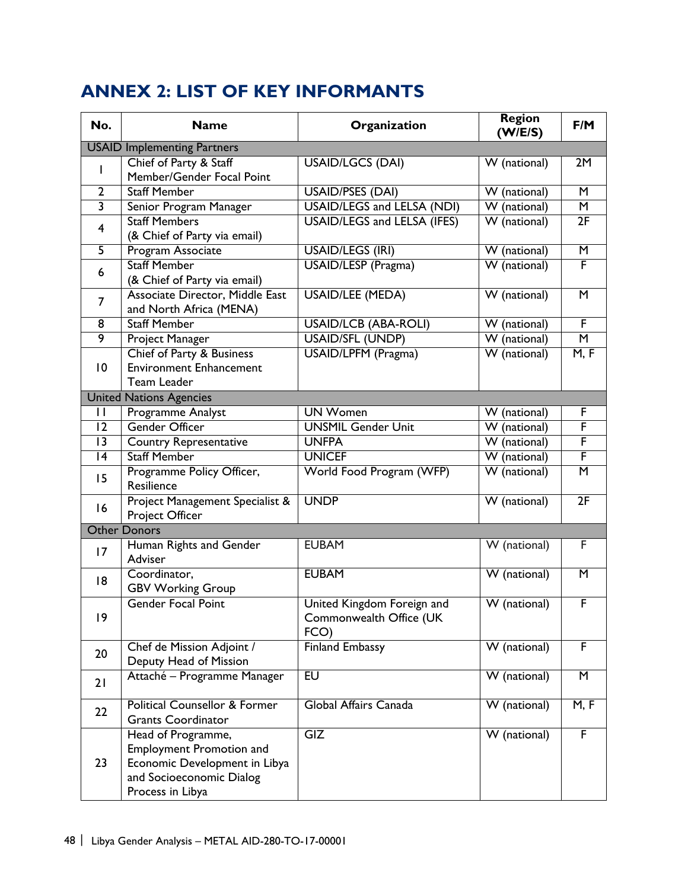# ANNEX 2: LIST OF KEY INFORMANTS

| No. | Name | Organization | Region (W/E/S) | F/M |
|---|---|---|---|---|
| USAID Implementing Partners | | | | |
| 1 | Chief of Party & Staff Member/Gender Focal Point | USAID/LGCS (DAI) | W (national) | 2M |
| 2 | Staff Member | USAID/PSES (DAI) | W (national) | M |
| 3 | Senior Program Manager | USAID/LEGS and LELSA (NDI) | W (national) | M |
| 4 | Staff Members (& Chief of Party via email) | USAID/LEGS and LELSA (IFES) | W (national) | 2F |
| 5 | Program Associate | USAID/LEGS (IRI) | W (national) | M |
| 6 | Staff Member (& Chief of Party via email) | USAID/LESP (Pragma) | W (national) | F |
| 7 | Associate Director, Middle East and North Africa (MENA) | USAID/LEE (MEDA) | W (national) | M |
| 8 | Staff Member | USAID/LCB (ABA-ROLI) | W (national) | F |
| 9 | Project Manager | USAID/SFL (UNDP) | W (national) | M |
| 10 | Chief of Party & Business Environment Enhancement Team Leader | USAID/LPFM (Pragma) | W (national) | M, F |
| United Nations Agencies | | | | |
| 11 | Programme Analyst | UN Women | W (national) | F |
| 12 | Gender Officer | UNSMIL Gender Unit | W (national) | F |
| 13 | Country Representative | UNFPA | W (national) | F |
| 14 | Staff Member | UNICEF | W (national) | F |
| 15 | Programme Policy Officer, Resilience | World Food Program (WFP) | W (national) | M |
| 16 | Project Management Specialist & Project Officer | UNDP | W (national) | 2F |
| Other Donors | | | | |
| 17 | Human Rights and Gender Adviser | EUBAM | W (national) | F |
| 18 | Coordinator, GBV Working Group | EUBAM | W (national) | M |
| 19 | Gender Focal Point | United Kingdom Foreign and Commonwealth Office (UK FCO) | W (national) | F |
| 20 | Chef de Mission Adjoint / Deputy Head of Mission | Finland Embassy | W (national) | F |
| 21 | Attaché – Programme Manager | EU | W (national) | M |
| 22 | Political Counsellor & Former Grants Coordinator | Global Affairs Canada | W (national) | M, F |
| 23 | Head of Programme, Employment Promotion and Economic Development in Libya and Socioeconomic Dialog Process in Libya | GIZ | W (national) | F |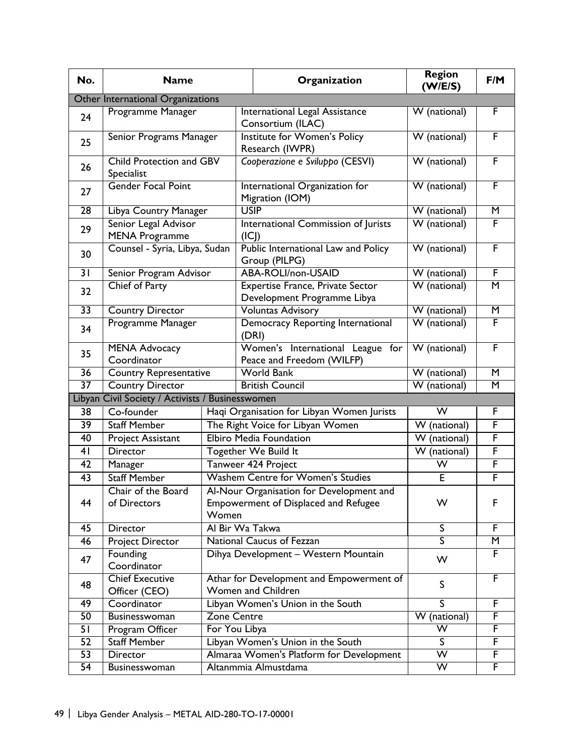| No. | Name | Organization | Region (W/E/S) | F/M |
|---|---|---|---|---|
| Other International Organizations | | | | |
| 24 | Programme Manager | International Legal Assistance Consortium (ILAC) | W (national) | F |
| 25 | Senior Programs Manager | Institute for Women's Policy Research (IWPR) | W (national) | F |
| 26 | Child Protection and GBV Specialist | *Cooperazione e Sviluppo* (CESVI) | W (national) | F |
| 27 | Gender Focal Point | International Organization for Migration (IOM) | W (national) | F |
| 28 | Libya Country Manager | USIP | W (national) | M |
| 29 | Senior Legal Advisor MENA Programme | International Commission of Jurists (ICJ) | W (national) | F |
| 30 | Counsel - Syria, Libya, Sudan | Public International Law and Policy Group (PILPG) | W (national) | F |
| 31 | Senior Program Advisor | ABA-ROLI/non-USAID | W (national) | F |
| 32 | Chief of Party | Expertise France, Private Sector Development Programme Libya | W (national) | M |
| 33 | Country Director | Voluntas Advisory | W (national) | M |
| 34 | Programme Manager | Democracy Reporting International (DRI) | W (national) | F |
| 35 | MENA Advocacy Coordinator | Women's International League for Peace and Freedom (WILFP) | W (national) | F |
| 36 | Country Representative | World Bank | W (national) | M |
| 37 | Country Director | British Council | W (national) | M |
| Libyan Civil Society / Activists / Businesswomen | | | | |
| 38 | Co-founder | Haqi Organisation for Libyan Women Jurists | W | F |
| 39 | Staff Member | The Right Voice for Libyan Women | W (national) | F |
| 40 | Project Assistant | Elbiro Media Foundation | W (national) | F |
| 41 | Director | Together We Build It | W (national) | F |
| 42 | Manager | Tanweer 424 Project | W | F |
| 43 | Staff Member | Washem Centre for Women's Studies | E | F |
| 44 | Chair of the Board of Directors | Al-Nour Organisation for Development and Empowerment of Displaced and Refugee Women | W | F |
| 45 | Director | Al Bir Wa Takwa | S | F |
| 46 | Project Director | National Caucus of Fezzan | S | M |
| 47 | Founding Coordinator | Dihya Development – Western Mountain | W | F |
| 48 | Chief Executive Officer (CEO) | Athar for Development and Empowerment of Women and Children | S | F |
| 49 | Coordinator | Libyan Women's Union in the South | S | F |
| 50 | Businesswoman | Zone Centre | W (national) | F |
| 51 | Program Officer | For You Libya | W | F |
| 52 | Staff Member | Libyan Women's Union in the South | S | F |
| 53 | Director | Almaraa Women's Platform for Development | W | F |
| 54 | Businesswoman | Altanmmia Almustdama | W | F |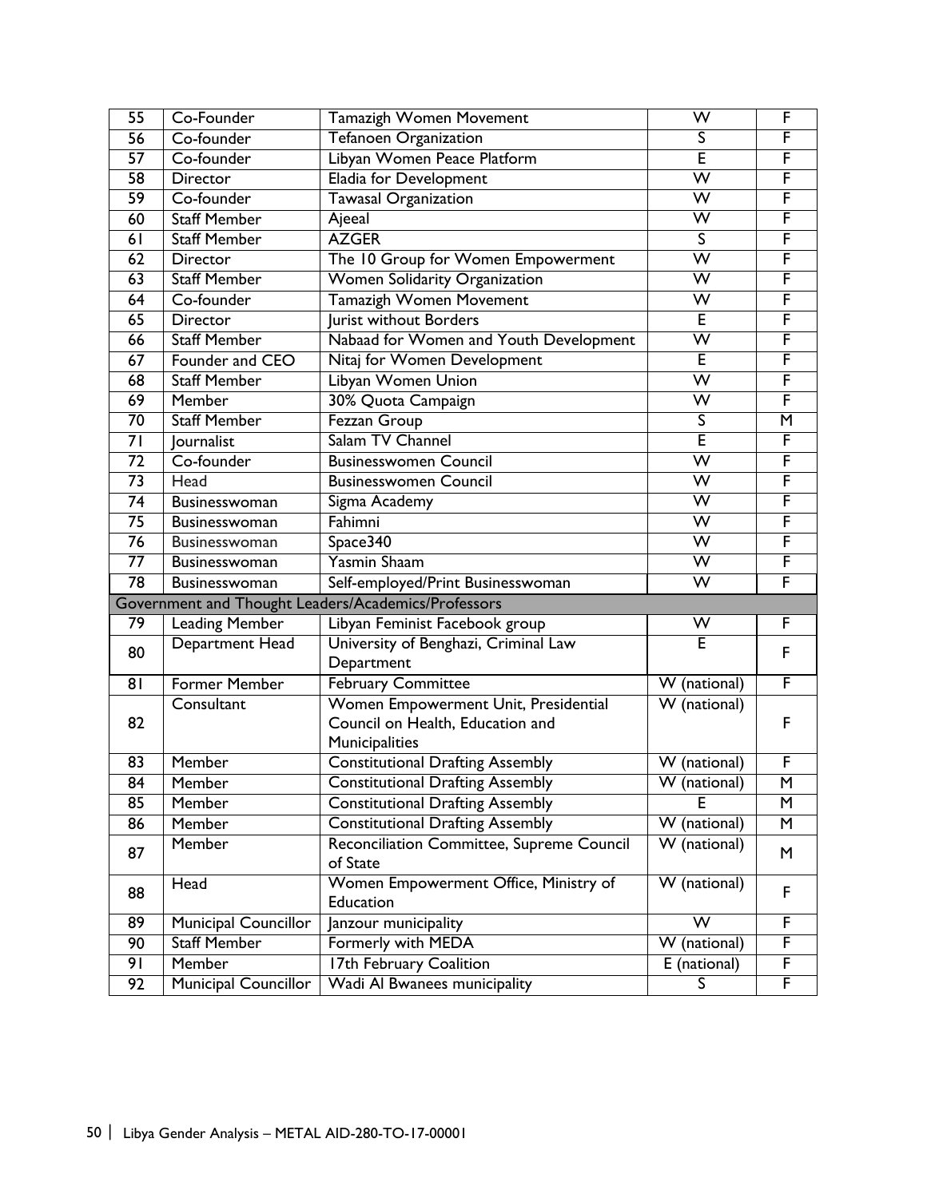| 55 | Co-Founder | Tamazigh Women Movement | W | F |
|---|---|---|---|---|
| 56 | Co-founder | Tefanoen Organization | S | F |
| 57 | Co-founder | Libyan Women Peace Platform | E | F |
| 58 | Director | Eladia for Development | W | F |
| 59 | Co-founder | Tawasal Organization | W | F |
| 60 | Staff Member | Ajeeal | W | F |
| 61 | Staff Member | AZGER | S | F |
| 62 | Director | The 10 Group for Women Empowerment | W | F |
| 63 | Staff Member | Women Solidarity Organization | W | F |
| 64 | Co-founder | Tamazigh Women Movement | W | F |
| 65 | Director | Jurist without Borders | E | F |
| 66 | Staff Member | Nabaad for Women and Youth Development | W | F |
| 67 | Founder and CEO | Nitaj for Women Development | E | F |
| 68 | Staff Member | Libyan Women Union | W | F |
| 69 | Member | 30% Quota Campaign | W | F |
| 70 | Staff Member | Fezzan Group | S | M |
| 71 | Journalist | Salam TV Channel | E | F |
| 72 | Co-founder | Businesswomen Council | W | F |
| 73 | Head | Businesswomen Council | W | F |
| 74 | Businesswoman | Sigma Academy | W | F |
| 75 | Businesswoman | Fahimni | W | F |
| 76 | Businesswoman | Space340 | W | F |
| 77 | Businesswoman | Yasmin Shaam | W | F |
| 78 | Businesswoman | Self-employed/Print Businesswoman | W | F |
| Government and Thought Leaders/Academics/Professors | | | | |
| 79 | Leading Member | Libyan Feminist Facebook group | W | F |
| 80 | Department Head | University of Benghazi, Criminal Law Department | E | F |
| 81 | Former Member | February Committee | W (national) | F |
| 82 | Consultant | Women Empowerment Unit, Presidential Council on Health, Education and Municipalities | W (national) | F |
| 83 | Member | Constitutional Drafting Assembly | W (national) | F |
| 84 | Member | Constitutional Drafting Assembly | W (national) | M |
| 85 | Member | Constitutional Drafting Assembly | E | M |
| 86 | Member | Constitutional Drafting Assembly | W (national) | M |
| 87 | Member | Reconciliation Committee, Supreme Council of State | W (national) | M |
| 88 | Head | Women Empowerment Office, Ministry of Education | W (national) | F |
| 89 | Municipal Councillor | Janzour municipality | W | F |
| 90 | Staff Member | Formerly with MEDA | W (national) | F |
| 91 | Member | 17th February Coalition | E (national) | F |
| 92 | Municipal Councillor | Wadi Al Bwanees municipality | S | F |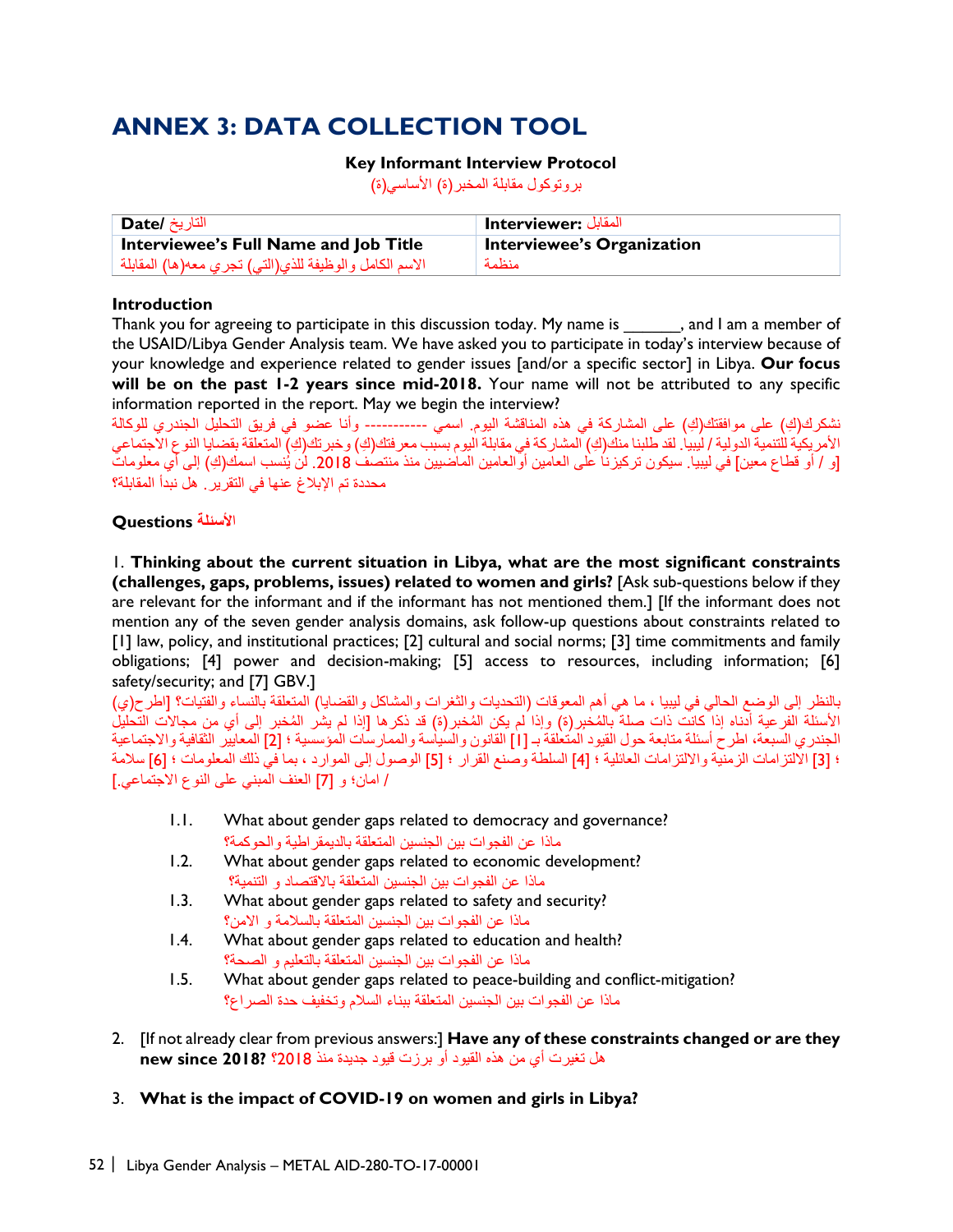# ANNEX 3: DATA COLLECTION TOOL

**Key Informant Interview Protocol**

بروتوكول مقابلة المخبر(ة) الأساسي(ة)

| **Date/** التاريخ | **Interviewer:** المقابل |
|---|---|
| **Interviewee's Full Name and Job Title** الاسم الكامل والوظيفة للذي(التي) تجري معه(ها) المقابلة | **Interviewee's Organization** منظمة |

**Introduction**

Thank you for agreeing to participate in this discussion today. My name is ______, and I am a member of the USAID/Libya Gender Analysis team. We have asked you to participate in today's interview because of your knowledge and experience related to gender issues [and/or a specific sector] in Libya. **Our focus will be on the past 1-2 years since mid-2018.** Your name will not be attributed to any specific information reported in the report. May we begin the interview?

نشكرك(كِ) على موافقتك(كِ) على المشاركة في هذه المناقشة اليوم. اسمي ----------- وأنا عضو في فريق التحليل الجندري للوكالة الأمريكية للتنمية الدولية / ليبيا. لقد طلبنا منك(كِ) المشاركة في مقابلة اليوم بسبب معرفتك(كِ) وخبرتك(كِ) المتعلقة بقضايا النوع الاجتماعي [و / أو قطاع معين] في ليبيا. سيكون تركيزنا على العامين أو العامين الماضيين منذ منتصف 2018. لن يُنسب اسمك(كِ) إلى أي معلومات محددة تم الإبلاغ عنها في التقرير. هل نبدأ المقابلة؟

**Questions** **الأسئلة**

1. **Thinking about the current situation in Libya, what are the most significant constraints (challenges, gaps, problems, issues) related to women and girls?** [Ask sub-questions below if they are relevant for the informant and if the informant has not mentioned them.] [If the informant does not mention any of the seven gender analysis domains, ask follow-up questions about constraints related to [1] law, policy, and institutional practices; [2] cultural and social norms; [3] time commitments and family obligations; [4] power and decision-making; [5] access to resources, including information; [6] safety/security; and [7] GBV.]

بالنظر إلى الوضع الحالي في ليبيا ، ما هي أهم المعوقات (التحديات والثغرات والمشاكل والقضايا) المتعلقة بالنساء والفتيات؟ [اطرح(ي) الأسئلة الفرعية أدناه إذا كانت ذات صلة بالمُخبر(ة) وإذا لم يكن المُخبر(ة) قد ذكرها [إذا لم يشر المُخبر إلى أي من مجالات التحليل الجندري السبعة، اطرح أسئلة متابعة حول القيود المتعلقة بـ [1] القانون والسياسة والممارسات المؤسسية ؛ [2] المعايير الثقافية والاجتماعية ؛ [3] الالتزامات الزمنية والالتزامات العائلية ؛ [4] السلطة وصنع القرار ؛ [5] الوصول إلى الموارد ، بما في ذلك المعلومات ؛ [6] سلامة / امان؛ و [7] العنف المبني على النوع الاجتماعي.]

   1.1. What about gender gaps related to democracy and governance?
   ماذا عن الفجوات بين الجنسين المتعلقة بالديمقراطية والحوكمة؟

   1.2. What about gender gaps related to economic development?
   ماذا عن الفجوات بين الجنسين المتعلقة بالاقتصاد و التنمية؟

   1.3. What about gender gaps related to safety and security?
   ماذا عن الفجوات بين الجنسين المتعلقة بالسلامة و الامن؟

   1.4. What about gender gaps related to education and health?
   ماذا عن الفجوات بين الجنسين المتعلقة بالتعليم و الصحة؟

   1.5. What about gender gaps related to peace-building and conflict-mitigation?
   ماذا عن الفجوات بين الجنسين المتعلقة ببناء السلام وتخفيف حدة الصراع؟

2. [If not already clear from previous answers:] **Have any of these constraints changed or are they new since 2018?** هل تغيرت أي من هذه القيود أو برزت قيود جديدة منذ 2018؟

3. **What is the impact of COVID-19 on women and girls in Libya?**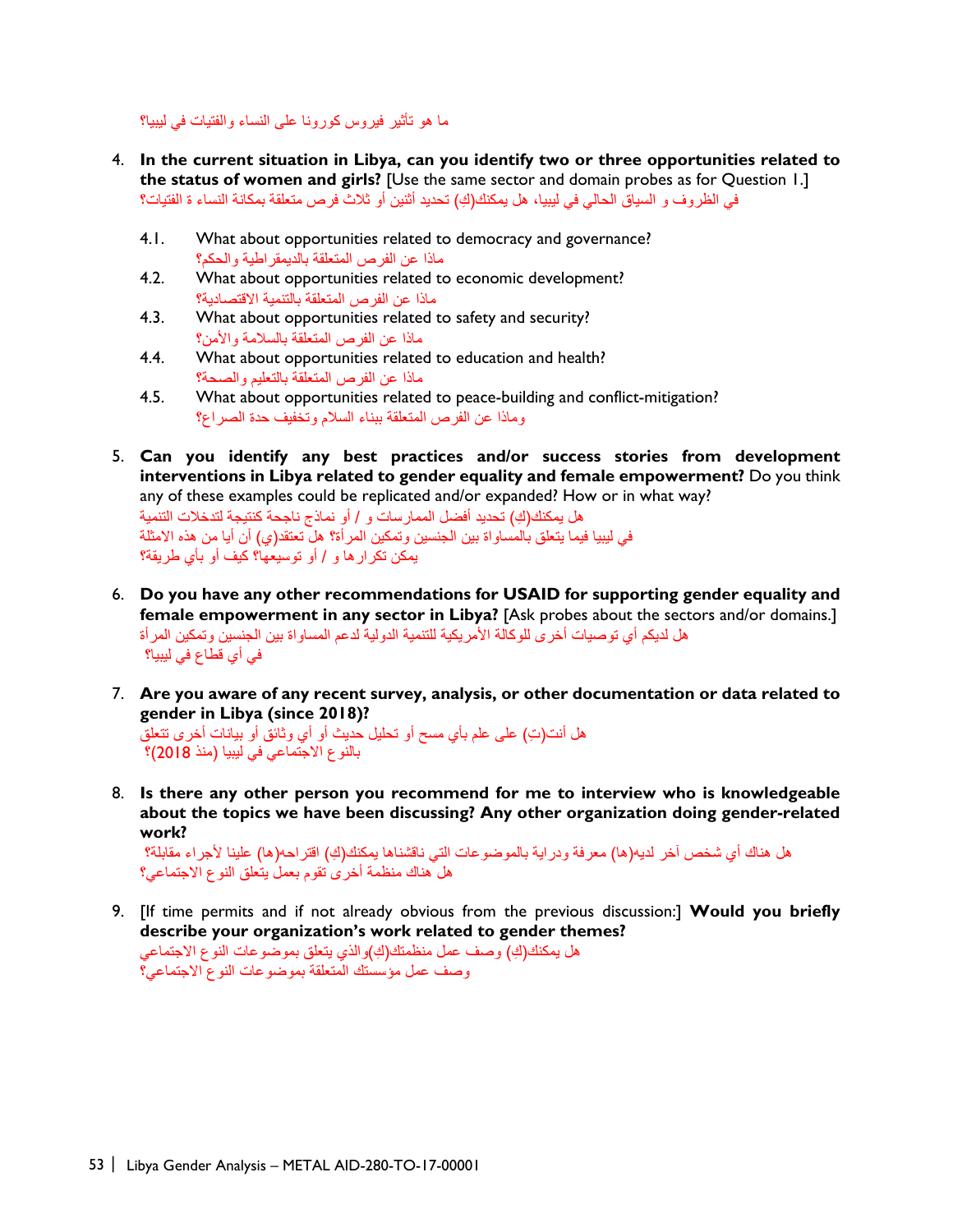ما هو تأثير فيروس كورونا على النساء والفتيات في ليبيا؟

4. **In the current situation in Libya, can you identify two or three opportunities related to the status of women and girls?** [Use the same sector and domain probes as for Question 1.]
   في الظروف و السياق الحالي في ليبيا، هل يمكنك(كِ) تحديد أثنين أو ثلاث فرص متعلقة بمكانة النساء ة الفتيات؟

   4.1. What about opportunities related to democracy and governance?
   ماذا عن الفرص المتعلقة بالديمقراطية والحكم؟

   4.2. What about opportunities related to economic development?
   ماذا عن الفرص المتعلقة بالتنمية الاقتصادية؟

   4.3. What about opportunities related to safety and security?
   ماذا عن الفرص المتعلقة بالسلامة والأمن؟

   4.4. What about opportunities related to education and health?
   ماذا عن الفرص المتعلقة بالتعليم والصحة؟

   4.5. What about opportunities related to peace-building and conflict-mitigation?
   وماذا عن الفرص المتعلقة ببناء السلام وتخفيف حدة الصراع؟

5. **Can you identify any best practices and/or success stories from development interventions in Libya related to gender equality and female empowerment?** Do you think any of these examples could be replicated and/or expanded? How or in what way?
   هل يمكنك(كِ) تحديد أفضل الممارسات و / أو نماذج ناجحة كنتيجة لتدخلات التنمية في ليبيا فيما يتعلق بالمساواة بين الجنسين وتمكين المرأة؟ هل تعتقد(ي) أن أيا من هذه الامثلة يمكن تكرارها و / أو توسيعها؟ كيف أو بأي طريقة؟

6. **Do you have any other recommendations for USAID for supporting gender equality and female empowerment in any sector in Libya?** [Ask probes about the sectors and/or domains.]
   هل لديكم أي توصيات أخرى للوكالة الأمريكية للتنمية الدولية لدعم المساواة بين الجنسين وتمكين المرأة في أي قطاع في ليبيا؟

7. **Are you aware of any recent survey, analysis, or other documentation or data related to gender in Libya (since 2018)?**
   هل أنت(تِ) على علم بأي مسح أو تحليل حديث أو أي وثائق أو بيانات أخرى تتعلق بالنوع الاجتماعي في ليبيا (منذ 2018)؟

8. **Is there any other person you recommend for me to interview who is knowledgeable about the topics we have been discussing? Any other organization doing gender-related work?**
   هل هناك أي شخص آخر لديه(ها) معرفة ودراية بالموضوعات التي ناقشناها يمكنك(كِ) اقتراحه(ها) علينا لأجراء مقابلة؟
   هل هناك منظمة أخرى تقوم بعمل يتعلق النوع الاجتماعي؟

9. [If time permits and if not already obvious from the previous discussion:] **Would you briefly describe your organization's work related to gender themes?**
   هل يمكنك(كِ) وصف عمل منظمتك(كِ)والذي يتعلق بموضوعات النوع الاجتماعي
   وصف عمل مؤسستك المتعلقة بموضوعات النوع الاجتماعي؟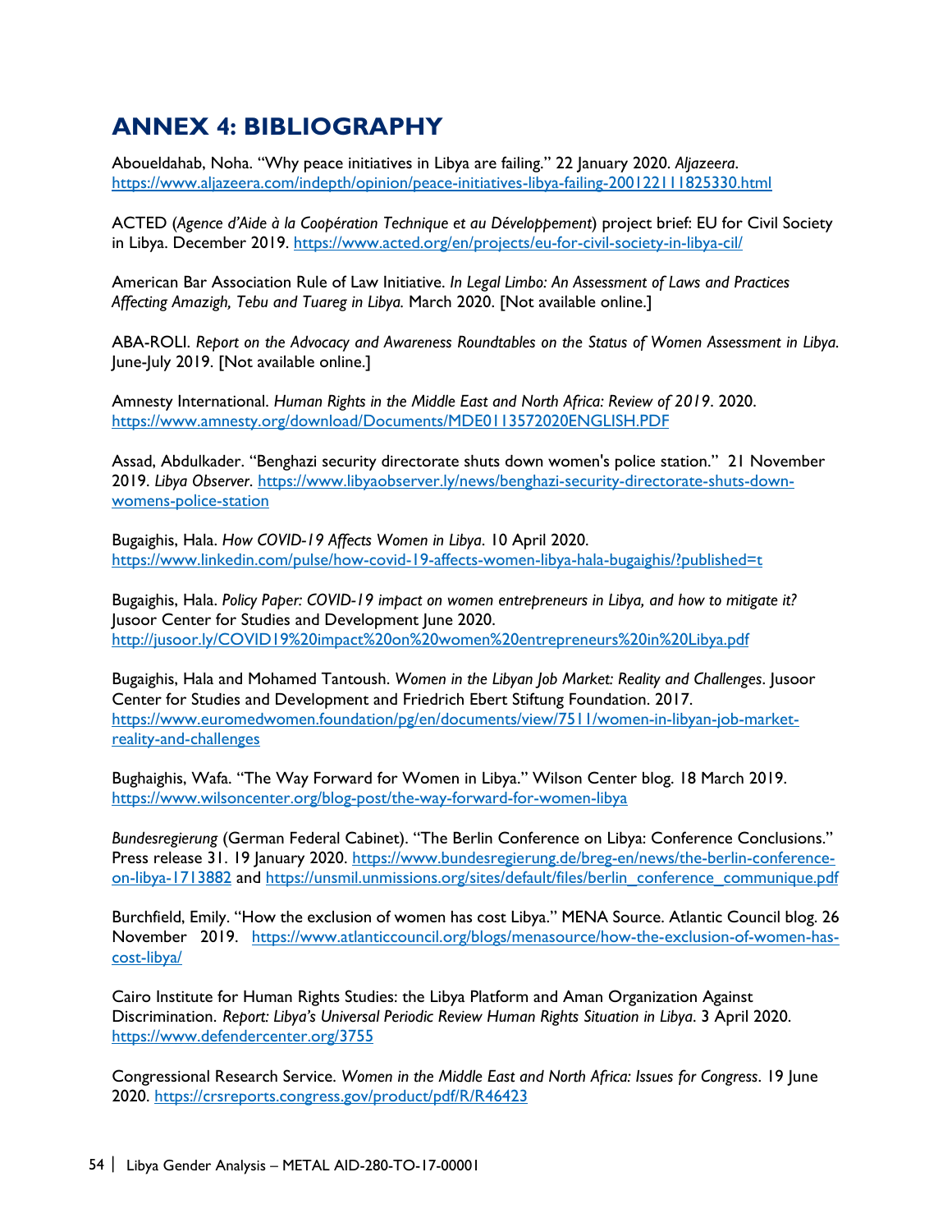# ANNEX 4: BIBLIOGRAPHY

Aboueldahab, Noha. "Why peace initiatives in Libya are failing." 22 January 2020. *Aljazeera*. https://www.aljazeera.com/indepth/opinion/peace-initiatives-libya-failing-200122111825330.html

ACTED (*Agence d'Aide à la Coopération Technique et au Développement*) project brief: EU for Civil Society in Libya. December 2019. https://www.acted.org/en/projects/eu-for-civil-society-in-libya-cil/

American Bar Association Rule of Law Initiative. *In Legal Limbo: An Assessment of Laws and Practices Affecting Amazigh, Tebu and Tuareg in Libya.* March 2020. [Not available online.]

ABA-ROLI. *Report on the Advocacy and Awareness Roundtables on the Status of Women Assessment in Libya.* June-July 2019. [Not available online.]

Amnesty International. *Human Rights in the Middle East and North Africa: Review of 2019*. 2020. https://www.amnesty.org/download/Documents/MDE0113572020ENGLISH.PDF

Assad, Abdulkader. "Benghazi security directorate shuts down women's police station." 21 November 2019. *Libya Observer*. https://www.libyaobserver.ly/news/benghazi-security-directorate-shuts-down-womens-police-station

Bugaighis, Hala. *How COVID-19 Affects Women in Libya*. 10 April 2020. https://www.linkedin.com/pulse/how-covid-19-affects-women-libya-hala-bugaighis/?published=t

Bugaighis, Hala. *Policy Paper: COVID-19 impact on women entrepreneurs in Libya, and how to mitigate it?* Jusoor Center for Studies and Development June 2020. http://jusoor.ly/COVID19%20impact%20on%20women%20entrepreneurs%20in%20Libya.pdf

Bugaighis, Hala and Mohamed Tantoush. *Women in the Libyan Job Market: Reality and Challenges*. Jusoor Center for Studies and Development and Friedrich Ebert Stiftung Foundation. 2017. https://www.euromedwomen.foundation/pg/en/documents/view/7511/women-in-libyan-job-market-reality-and-challenges

Bughaighis, Wafa. "The Way Forward for Women in Libya." Wilson Center blog. 18 March 2019. https://www.wilsoncenter.org/blog-post/the-way-forward-for-women-libya

*Bundesregierung* (German Federal Cabinet). "The Berlin Conference on Libya: Conference Conclusions." Press release 31. 19 January 2020. https://www.bundesregierung.de/breg-en/news/the-berlin-conference-on-libya-1713882 and https://unsmil.unmissions.org/sites/default/files/berlin_conference_communique.pdf

Burchfield, Emily. "How the exclusion of women has cost Libya." MENA Source. Atlantic Council blog. 26 November 2019. https://www.atlanticcouncil.org/blogs/menasource/how-the-exclusion-of-women-has-cost-libya/

Cairo Institute for Human Rights Studies: the Libya Platform and Aman Organization Against Discrimination. *Report: Libya's Universal Periodic Review Human Rights Situation in Libya*. 3 April 2020. https://www.defendercenter.org/3755

Congressional Research Service. *Women in the Middle East and North Africa: Issues for Congress*. 19 June 2020. https://crsreports.congress.gov/product/pdf/R/R46423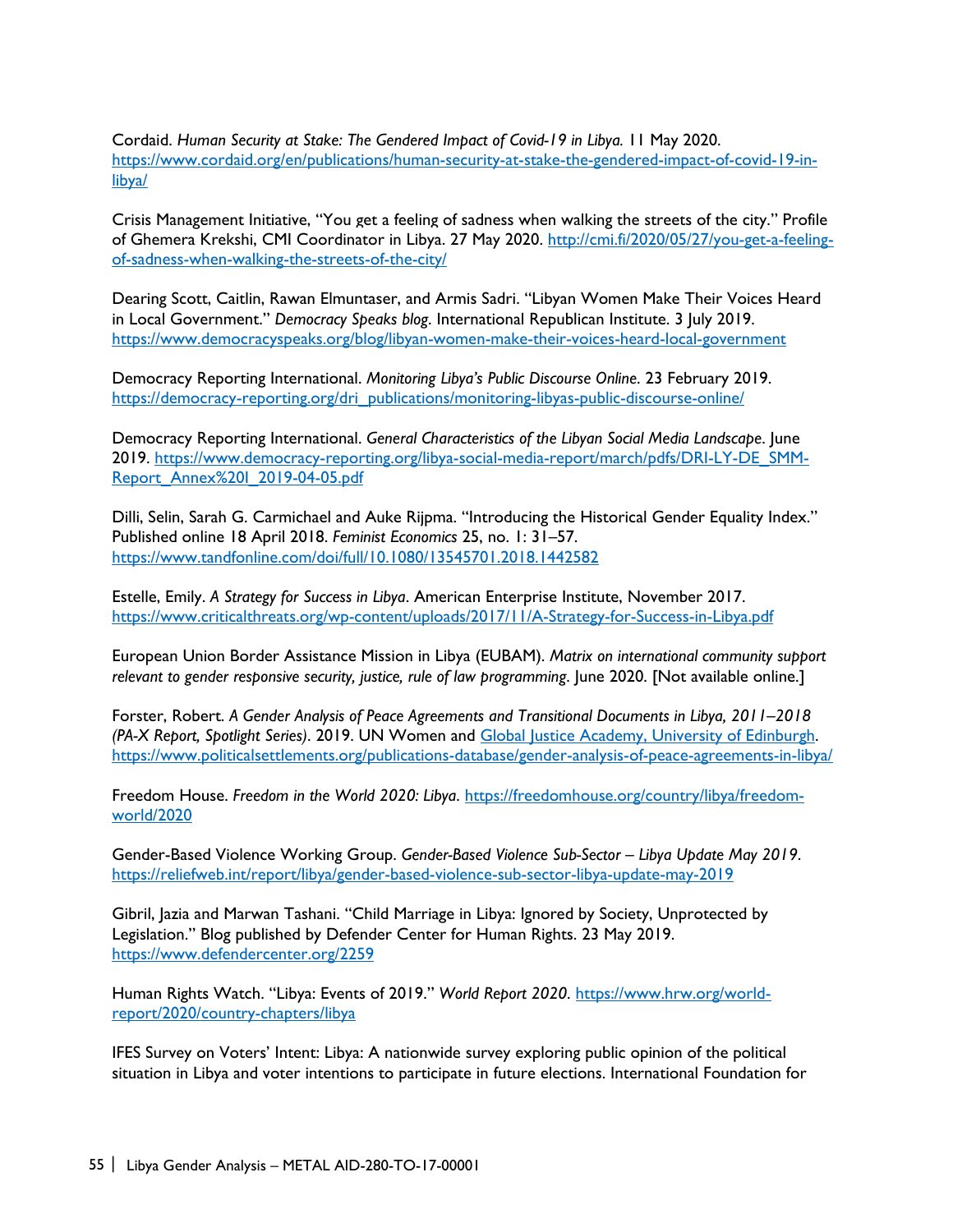Cordaid. *Human Security at Stake: The Gendered Impact of Covid-19 in Libya.* 11 May 2020. https://www.cordaid.org/en/publications/human-security-at-stake-the-gendered-impact-of-covid-19-in-libya/

Crisis Management Initiative, "You get a feeling of sadness when walking the streets of the city." Profile of Ghemera Krekshi, CMI Coordinator in Libya. 27 May 2020. http://cmi.fi/2020/05/27/you-get-a-feeling-of-sadness-when-walking-the-streets-of-the-city/

Dearing Scott, Caitlin, Rawan Elmuntaser, and Armis Sadri. "Libyan Women Make Their Voices Heard in Local Government." *Democracy Speaks blog*. International Republican Institute. 3 July 2019. https://www.democracyspeaks.org/blog/libyan-women-make-their-voices-heard-local-government

Democracy Reporting International. *Monitoring Libya's Public Discourse Online*. 23 February 2019. https://democracy-reporting.org/dri_publications/monitoring-libyas-public-discourse-online/

Democracy Reporting International. *General Characteristics of the Libyan Social Media Landscape*. June 2019. https://www.democracy-reporting.org/libya-social-media-report/march/pdfs/DRI-LY-DE_SMM-Report_Annex%20I_2019-04-05.pdf

Dilli, Selin, Sarah G. Carmichael and Auke Rijpma. "Introducing the Historical Gender Equality Index." Published online 18 April 2018. *Feminist Economics* 25, no. 1: 31–57. https://www.tandfonline.com/doi/full/10.1080/13545701.2018.1442582

Estelle, Emily. *A Strategy for Success in Libya*. American Enterprise Institute, November 2017. https://www.criticalthreats.org/wp-content/uploads/2017/11/A-Strategy-for-Success-in-Libya.pdf

European Union Border Assistance Mission in Libya (EUBAM). *Matrix on international community support relevant to gender responsive security, justice, rule of law programming*. June 2020. [Not available online.]

Forster, Robert. *A Gender Analysis of Peace Agreements and Transitional Documents in Libya, 2011–2018 (PA-X Report, Spotlight Series)*. 2019. UN Women and Global Justice Academy, University of Edinburgh. https://www.politicalsettlements.org/publications-database/gender-analysis-of-peace-agreements-in-libya/

Freedom House. *Freedom in the World 2020: Libya*. https://freedomhouse.org/country/libya/freedom-world/2020

Gender-Based Violence Working Group. *Gender-Based Violence Sub-Sector – Libya Update May 2019*. https://reliefweb.int/report/libya/gender-based-violence-sub-sector-libya-update-may-2019

Gibril, Jazia and Marwan Tashani. "Child Marriage in Libya: Ignored by Society, Unprotected by Legislation." Blog published by Defender Center for Human Rights. 23 May 2019. https://www.defendercenter.org/2259

Human Rights Watch. "Libya: Events of 2019." *World Report 2020*. https://www.hrw.org/world-report/2020/country-chapters/libya

IFES Survey on Voters' Intent: Libya: A nationwide survey exploring public opinion of the political situation in Libya and voter intentions to participate in future elections. International Foundation for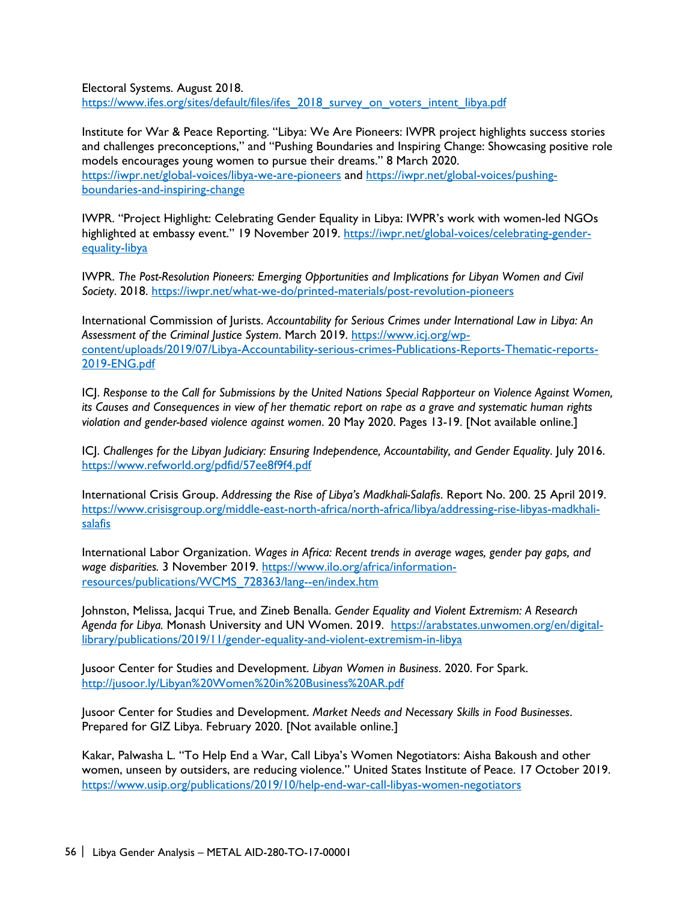Electoral Systems. August 2018. https://www.ifes.org/sites/default/files/ifes_2018_survey_on_voters_intent_libya.pdf

Institute for War & Peace Reporting. "Libya: We Are Pioneers: IWPR project highlights success stories and challenges preconceptions," and "Pushing Boundaries and Inspiring Change: Showcasing positive role models encourages young women to pursue their dreams." 8 March 2020. https://iwpr.net/global-voices/libya-we-are-pioneers and https://iwpr.net/global-voices/pushing-boundaries-and-inspiring-change

IWPR. "Project Highlight: Celebrating Gender Equality in Libya: IWPR's work with women-led NGOs highlighted at embassy event." 19 November 2019. https://iwpr.net/global-voices/celebrating-gender-equality-libya

IWPR. *The Post-Resolution Pioneers: Emerging Opportunities and Implications for Libyan Women and Civil Society*. 2018. https://iwpr.net/what-we-do/printed-materials/post-revolution-pioneers

International Commission of Jurists. *Accountability for Serious Crimes under International Law in Libya: An Assessment of the Criminal Justice System*. March 2019. https://www.icj.org/wp-content/uploads/2019/07/Libya-Accountability-serious-crimes-Publications-Reports-Thematic-reports-2019-ENG.pdf

ICJ. *Response to the Call for Submissions by the United Nations Special Rapporteur on Violence Against Women, its Causes and Consequences in view of her thematic report on rape as a grave and systematic human rights violation and gender-based violence against women*. 20 May 2020. Pages 13-19. [Not available online.]

ICJ. *Challenges for the Libyan Judiciary: Ensuring Independence, Accountability, and Gender Equality*. July 2016. https://www.refworld.org/pdfid/57ee8f9f4.pdf

International Crisis Group. *Addressing the Rise of Libya's Madkhali-Salafis*. Report No. 200. 25 April 2019. https://www.crisisgroup.org/middle-east-north-africa/north-africa/libya/addressing-rise-libyas-madkhali-salafis

International Labor Organization. *Wages in Africa: Recent trends in average wages, gender pay gaps, and wage disparities.* 3 November 2019. https://www.ilo.org/africa/information-resources/publications/WCMS_728363/lang--en/index.htm

Johnston, Melissa, Jacqui True, and Zineb Benalla. *Gender Equality and Violent Extremism: A Research Agenda for Libya.* Monash University and UN Women. 2019. https://arabstates.unwomen.org/en/digital-library/publications/2019/11/gender-equality-and-violent-extremism-in-libya

Jusoor Center for Studies and Development. *Libyan Women in Business*. 2020. For Spark. http://jusoor.ly/Libyan%20Women%20in%20Business%20AR.pdf

Jusoor Center for Studies and Development. *Market Needs and Necessary Skills in Food Businesses*. Prepared for GIZ Libya. February 2020. [Not available online.]

Kakar, Palwasha L. "To Help End a War, Call Libya's Women Negotiators: Aisha Bakoush and other women, unseen by outsiders, are reducing violence." United States Institute of Peace. 17 October 2019. https://www.usip.org/publications/2019/10/help-end-war-call-libyas-women-negotiators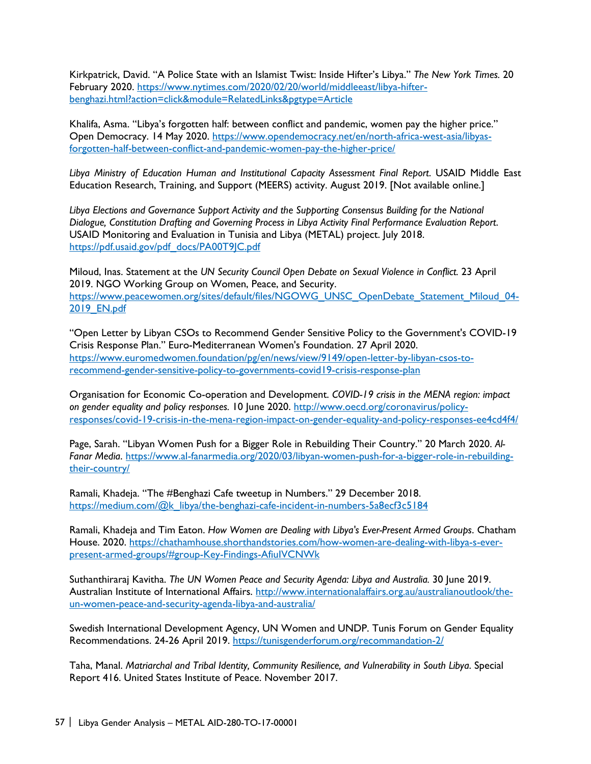Kirkpatrick, David. "A Police State with an Islamist Twist: Inside Hifter's Libya." *The New York Times.* 20 February 2020. https://www.nytimes.com/2020/02/20/world/middleeast/libya-hifter-benghazi.html?action=click&module=RelatedLinks&pgtype=Article

Khalifa, Asma. "Libya's forgotten half: between conflict and pandemic, women pay the higher price." Open Democracy. 14 May 2020. https://www.opendemocracy.net/en/north-africa-west-asia/libyas-forgotten-half-between-conflict-and-pandemic-women-pay-the-higher-price/

*Libya Ministry of Education Human and Institutional Capacity Assessment Final Report*. USAID Middle East Education Research, Training, and Support (MEERS) activity. August 2019. [Not available online.]

*Libya Elections and Governance Support Activity and the Supporting Consensus Building for the National Dialogue, Constitution Drafting and Governing Process in Libya Activity Final Performance Evaluation Report*. USAID Monitoring and Evaluation in Tunisia and Libya (METAL) project. July 2018. https://pdf.usaid.gov/pdf_docs/PA00T9JC.pdf

Miloud, Inas. Statement at the *UN Security Council Open Debate on Sexual Violence in Conflict.* 23 April 2019. NGO Working Group on Women, Peace, and Security. https://www.peacewomen.org/sites/default/files/NGOWG_UNSC_OpenDebate_Statement_Miloud_04-2019_EN.pdf

"Open Letter by Libyan CSOs to Recommend Gender Sensitive Policy to the Government's COVID-19 Crisis Response Plan." Euro-Mediterranean Women's Foundation. 27 April 2020. https://www.euromedwomen.foundation/pg/en/news/view/9149/open-letter-by-libyan-csos-to-recommend-gender-sensitive-policy-to-governments-covid19-crisis-response-plan

Organisation for Economic Co-operation and Development. *COVID-19 crisis in the MENA region: impact on gender equality and policy responses.* 10 June 2020. http://www.oecd.org/coronavirus/policy-responses/covid-19-crisis-in-the-mena-region-impact-on-gender-equality-and-policy-responses-ee4cd4f4/

Page, Sarah. "Libyan Women Push for a Bigger Role in Rebuilding Their Country." 20 March 2020. *Al-Fanar Media.* https://www.al-fanarmedia.org/2020/03/libyan-women-push-for-a-bigger-role-in-rebuilding-their-country/

Ramali, Khadeja. "The #Benghazi Cafe tweetup in Numbers." 29 December 2018. https://medium.com/@k_libya/the-benghazi-cafe-incident-in-numbers-5a8ecf3c5184

Ramali, Khadeja and Tim Eaton. *How Women are Dealing with Libya's Ever-Present Armed Groups*. Chatham House. 2020. https://chathamhouse.shorthandstories.com/how-women-are-dealing-with-libya-s-ever-present-armed-groups/#group-Key-Findings-AfiuIVCNWk

Suthanthiraraj Kavitha. *The UN Women Peace and Security Agenda: Libya and Australia.* 30 June 2019. Australian Institute of International Affairs. http://www.internationalaffairs.org.au/australianoutlook/the-un-women-peace-and-security-agenda-libya-and-australia/

Swedish International Development Agency, UN Women and UNDP. Tunis Forum on Gender Equality Recommendations. 24-26 April 2019. https://tunisgenderforum.org/recommandation-2/

Taha, Manal. *Matriarchal and Tribal Identity, Community Resilience, and Vulnerability in South Libya*. Special Report 416. United States Institute of Peace. November 2017.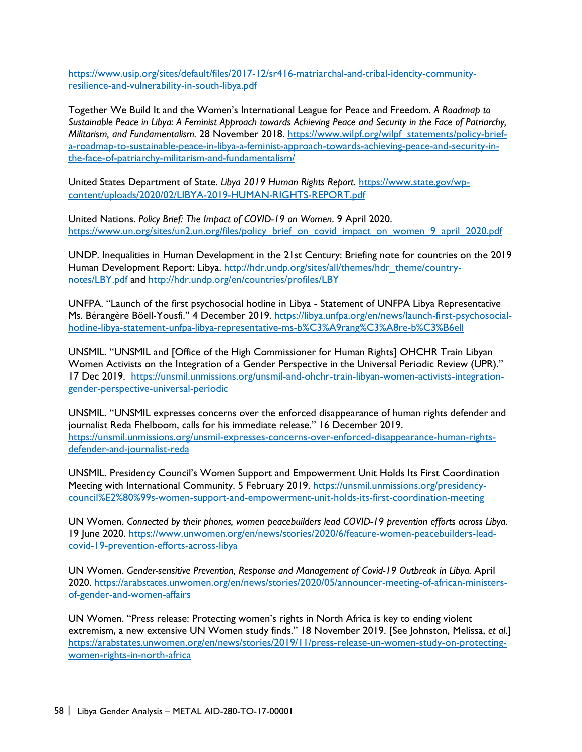https://www.usip.org/sites/default/files/2017-12/sr416-matriarchal-and-tribal-identity-community-resilience-and-vulnerability-in-south-libya.pdf

Together We Build It and the Women's International League for Peace and Freedom. *A Roadmap to Sustainable Peace in Libya: A Feminist Approach towards Achieving Peace and Security in the Face of Patriarchy, Militarism, and Fundamentalism*. 28 November 2018. https://www.wilpf.org/wilpf_statements/policy-brief-a-roadmap-to-sustainable-peace-in-libya-a-feminist-approach-towards-achieving-peace-and-security-in-the-face-of-patriarchy-militarism-and-fundamentalism/

United States Department of State. *Libya 2019 Human Rights Report*. https://www.state.gov/wp-content/uploads/2020/02/LIBYA-2019-HUMAN-RIGHTS-REPORT.pdf

United Nations. *Policy Brief: The Impact of COVID-19 on Women*. 9 April 2020. https://www.un.org/sites/un2.un.org/files/policy_brief_on_covid_impact_on_women_9_april_2020.pdf

UNDP. Inequalities in Human Development in the 21st Century: Briefing note for countries on the 2019 Human Development Report: Libya. http://hdr.undp.org/sites/all/themes/hdr_theme/country-notes/LBY.pdf and http://hdr.undp.org/en/countries/profiles/LBY

UNFPA. "Launch of the first psychosocial hotline in Libya - Statement of UNFPA Libya Representative Ms. Bérangère Böell-Yousfi." 4 December 2019. https://libya.unfpa.org/en/news/launch-first-psychosocial-hotline-libya-statement-unfpa-libya-representative-ms-b%C3%A9rang%C3%A8re-b%C3%B6ell

UNSMIL. "UNSMIL and [Office of the High Commissioner for Human Rights] OHCHR Train Libyan Women Activists on the Integration of a Gender Perspective in the Universal Periodic Review (UPR)." 17 Dec 2019. https://unsmil.unmissions.org/unsmil-and-ohchr-train-libyan-women-activists-integration-gender-perspective-universal-periodic

UNSMIL. "UNSMIL expresses concerns over the enforced disappearance of human rights defender and journalist Reda Fhelboom, calls for his immediate release." 16 December 2019. https://unsmil.unmissions.org/unsmil-expresses-concerns-over-enforced-disappearance-human-rights-defender-and-journalist-reda

UNSMIL. Presidency Council's Women Support and Empowerment Unit Holds Its First Coordination Meeting with International Community. 5 February 2019. https://unsmil.unmissions.org/presidency-council%E2%80%99s-women-support-and-empowerment-unit-holds-its-first-coordination-meeting

UN Women. *Connected by their phones, women peacebuilders lead COVID-19 prevention efforts across Libya*. 19 June 2020. https://www.unwomen.org/en/news/stories/2020/6/feature-women-peacebuilders-lead-covid-19-prevention-efforts-across-libya

UN Women. *Gender-sensitive Prevention, Response and Management of Covid-19 Outbreak in Libya.* April 2020. https://arabstates.unwomen.org/en/news/stories/2020/05/announcer-meeting-of-african-ministers-of-gender-and-women-affairs

UN Women. "Press release: Protecting women's rights in North Africa is key to ending violent extremism, a new extensive UN Women study finds." 18 November 2019. [See Johnston, Melissa, *et al*.] https://arabstates.unwomen.org/en/news/stories/2019/11/press-release-un-women-study-on-protecting-women-rights-in-north-africa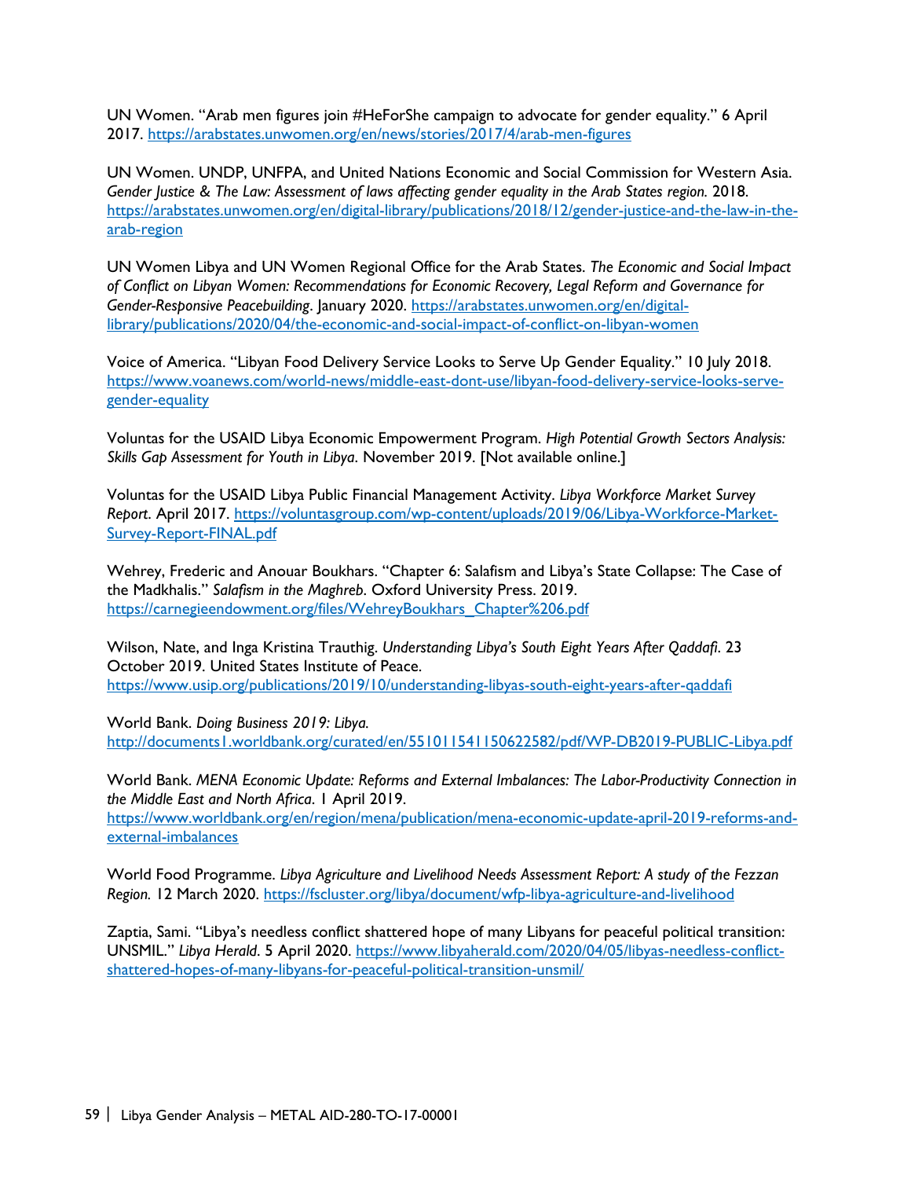UN Women. "Arab men figures join #HeForShe campaign to advocate for gender equality." 6 April 2017. https://arabstates.unwomen.org/en/news/stories/2017/4/arab-men-figures

UN Women. UNDP, UNFPA, and United Nations Economic and Social Commission for Western Asia. *Gender Justice & The Law: Assessment of laws affecting gender equality in the Arab States region.* 2018. https://arabstates.unwomen.org/en/digital-library/publications/2018/12/gender-justice-and-the-law-in-the-arab-region

UN Women Libya and UN Women Regional Office for the Arab States. *The Economic and Social Impact of Conflict on Libyan Women: Recommendations for Economic Recovery, Legal Reform and Governance for Gender-Responsive Peacebuilding*. January 2020. https://arabstates.unwomen.org/en/digital-library/publications/2020/04/the-economic-and-social-impact-of-conflict-on-libyan-women

Voice of America. "Libyan Food Delivery Service Looks to Serve Up Gender Equality." 10 July 2018. https://www.voanews.com/world-news/middle-east-dont-use/libyan-food-delivery-service-looks-serve-gender-equality

Voluntas for the USAID Libya Economic Empowerment Program. *High Potential Growth Sectors Analysis: Skills Gap Assessment for Youth in Libya*. November 2019. [Not available online.]

Voluntas for the USAID Libya Public Financial Management Activity. *Libya Workforce Market Survey Report*. April 2017. https://voluntasgroup.com/wp-content/uploads/2019/06/Libya-Workforce-Market-Survey-Report-FINAL.pdf

Wehrey, Frederic and Anouar Boukhars. "Chapter 6: Salafism and Libya's State Collapse: The Case of the Madkhalis." *Salafism in the Maghreb*. Oxford University Press. 2019. https://carnegieendowment.org/files/WehreyBoukhars_Chapter%206.pdf

Wilson, Nate, and Inga Kristina Trauthig. *Understanding Libya's South Eight Years After Qaddafi*. 23 October 2019. United States Institute of Peace. https://www.usip.org/publications/2019/10/understanding-libyas-south-eight-years-after-qaddafi

World Bank. *Doing Business 2019: Libya.* http://documents1.worldbank.org/curated/en/551011541150622582/pdf/WP-DB2019-PUBLIC-Libya.pdf

World Bank. *MENA Economic Update: Reforms and External Imbalances: The Labor-Productivity Connection in the Middle East and North Africa*. 1 April 2019. https://www.worldbank.org/en/region/mena/publication/mena-economic-update-april-2019-reforms-and-external-imbalances

World Food Programme. *Libya Agriculture and Livelihood Needs Assessment Report: A study of the Fezzan Region.* 12 March 2020. https://fscluster.org/libya/document/wfp-libya-agriculture-and-livelihood

Zaptia, Sami. "Libya's needless conflict shattered hope of many Libyans for peaceful political transition: UNSMIL." *Libya Herald*. 5 April 2020. https://www.libyaherald.com/2020/04/05/libyas-needless-conflict-shattered-hopes-of-many-libyans-for-peaceful-political-transition-unsmil/